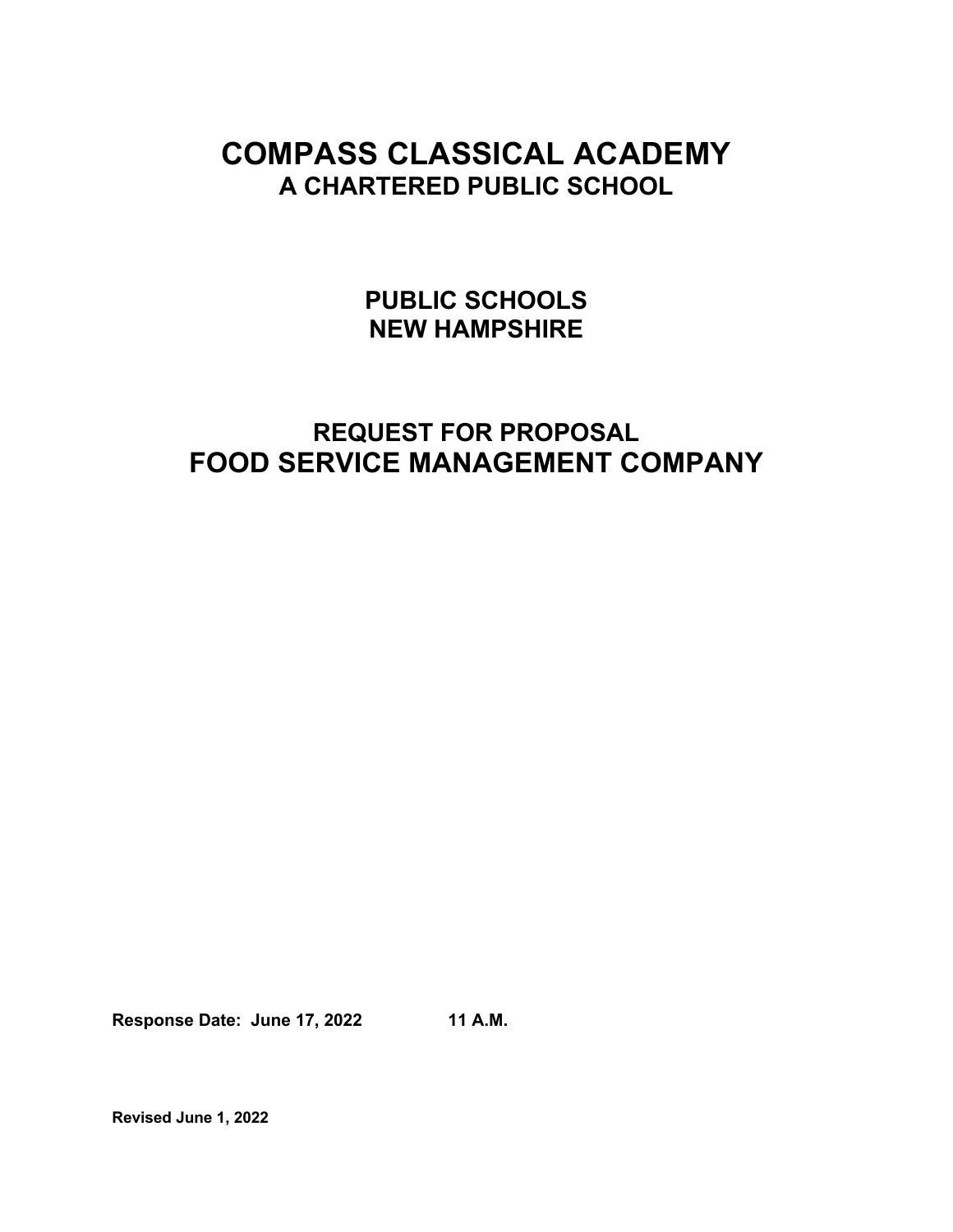# COMPASS CLASSICAL ACADEMY

## A CHARTERED PUBLIC SCHOOL

## PUBLIC SCHOOLS
## NEW HAMPSHIRE

## REQUEST FOR PROPOSAL
# FOOD SERVICE MANAGEMENT COMPANY

**Response Date: June 17, 2022 11 A.M.**

**Revised June 1, 2022**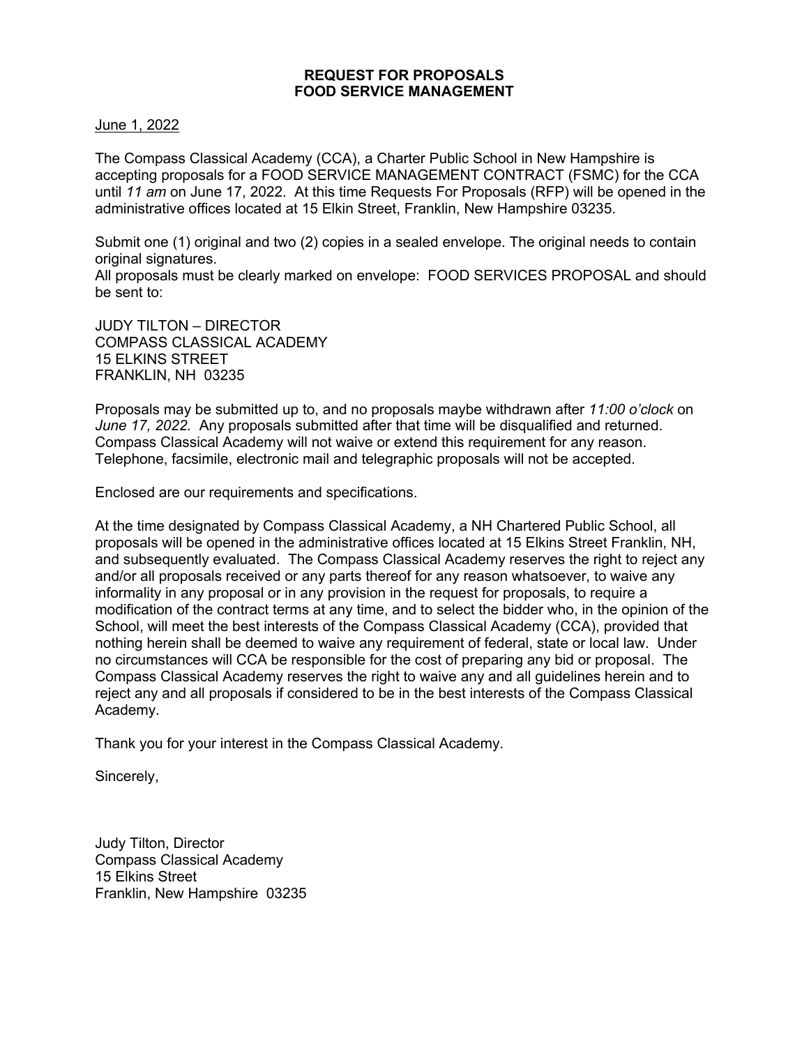**REQUEST FOR PROPOSALS**
**FOOD SERVICE MANAGEMENT**

June 1, 2022

The Compass Classical Academy (CCA), a Charter Public School in New Hampshire is accepting proposals for a FOOD SERVICE MANAGEMENT CONTRACT (FSMC) for the CCA until *11 am* on June 17, 2022. At this time Requests For Proposals (RFP) will be opened in the administrative offices located at 15 Elkin Street, Franklin, New Hampshire 03235.

Submit one (1) original and two (2) copies in a sealed envelope. The original needs to contain original signatures.
All proposals must be clearly marked on envelope: FOOD SERVICES PROPOSAL and should be sent to:

JUDY TILTON – DIRECTOR
COMPASS CLASSICAL ACADEMY
15 ELKINS STREET
FRANKLIN, NH 03235

Proposals may be submitted up to, and no proposals maybe withdrawn after *11:00 o'clock* on *June 17, 2022.* Any proposals submitted after that time will be disqualified and returned. Compass Classical Academy will not waive or extend this requirement for any reason. Telephone, facsimile, electronic mail and telegraphic proposals will not be accepted.

Enclosed are our requirements and specifications.

At the time designated by Compass Classical Academy, a NH Chartered Public School, all proposals will be opened in the administrative offices located at 15 Elkins Street Franklin, NH, and subsequently evaluated. The Compass Classical Academy reserves the right to reject any and/or all proposals received or any parts thereof for any reason whatsoever, to waive any informality in any proposal or in any provision in the request for proposals, to require a modification of the contract terms at any time, and to select the bidder who, in the opinion of the School, will meet the best interests of the Compass Classical Academy (CCA), provided that nothing herein shall be deemed to waive any requirement of federal, state or local law. Under no circumstances will CCA be responsible for the cost of preparing any bid or proposal. The Compass Classical Academy reserves the right to waive any and all guidelines herein and to reject any and all proposals if considered to be in the best interests of the Compass Classical Academy.

Thank you for your interest in the Compass Classical Academy.

Sincerely,

Judy Tilton, Director
Compass Classical Academy
15 Elkins Street
Franklin, New Hampshire 03235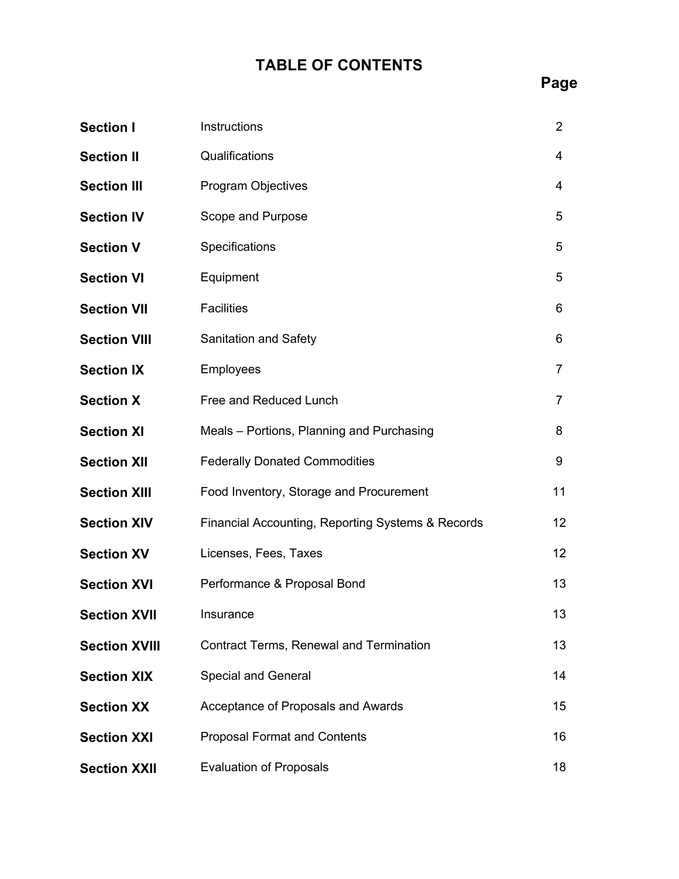# TABLE OF CONTENTS

| | | Page |
|---|---|---|
| **Section I** | Instructions | 2 |
| **Section II** | Qualifications | 4 |
| **Section III** | Program Objectives | 4 |
| **Section IV** | Scope and Purpose | 5 |
| **Section V** | Specifications | 5 |
| **Section VI** | Equipment | 5 |
| **Section VII** | Facilities | 6 |
| **Section VIII** | Sanitation and Safety | 6 |
| **Section IX** | Employees | 7 |
| **Section X** | Free and Reduced Lunch | 7 |
| **Section XI** | Meals – Portions, Planning and Purchasing | 8 |
| **Section XII** | Federally Donated Commodities | 9 |
| **Section XIII** | Food Inventory, Storage and Procurement | 11 |
| **Section XIV** | Financial Accounting, Reporting Systems & Records | 12 |
| **Section XV** | Licenses, Fees, Taxes | 12 |
| **Section XVI** | Performance & Proposal Bond | 13 |
| **Section XVII** | Insurance | 13 |
| **Section XVIII** | Contract Terms, Renewal and Termination | 13 |
| **Section XIX** | Special and General | 14 |
| **Section XX** | Acceptance of Proposals and Awards | 15 |
| **Section XXI** | Proposal Format and Contents | 16 |
| **Section XXII** | Evaluation of Proposals | 18 |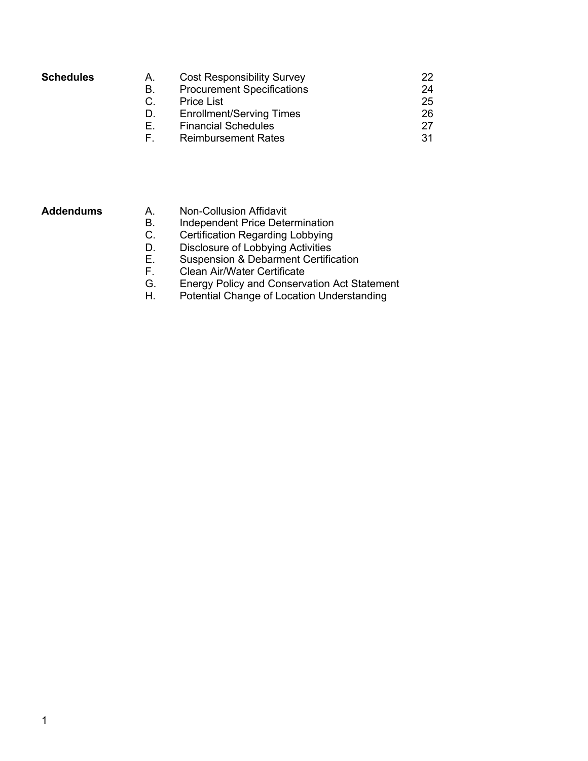| **Schedules** | | | |
|---|---|---|---|
| | A. | Cost Responsibility Survey | 22 |
| | B. | Procurement Specifications | 24 |
| | C. | Price List | 25 |
| | D. | Enrollment/Serving Times | 26 |
| | E. | Financial Schedules | 27 |
| | F. | Reimbursement Rates | 31 |

| **Addendums** | | |
|---|---|---|
| | A. | Non-Collusion Affidavit |
| | B. | Independent Price Determination |
| | C. | Certification Regarding Lobbying |
| | D. | Disclosure of Lobbying Activities |
| | E. | Suspension & Debarment Certification |
| | F. | Clean Air/Water Certificate |
| | G. | Energy Policy and Conservation Act Statement |
| | H. | Potential Change of Location Understanding |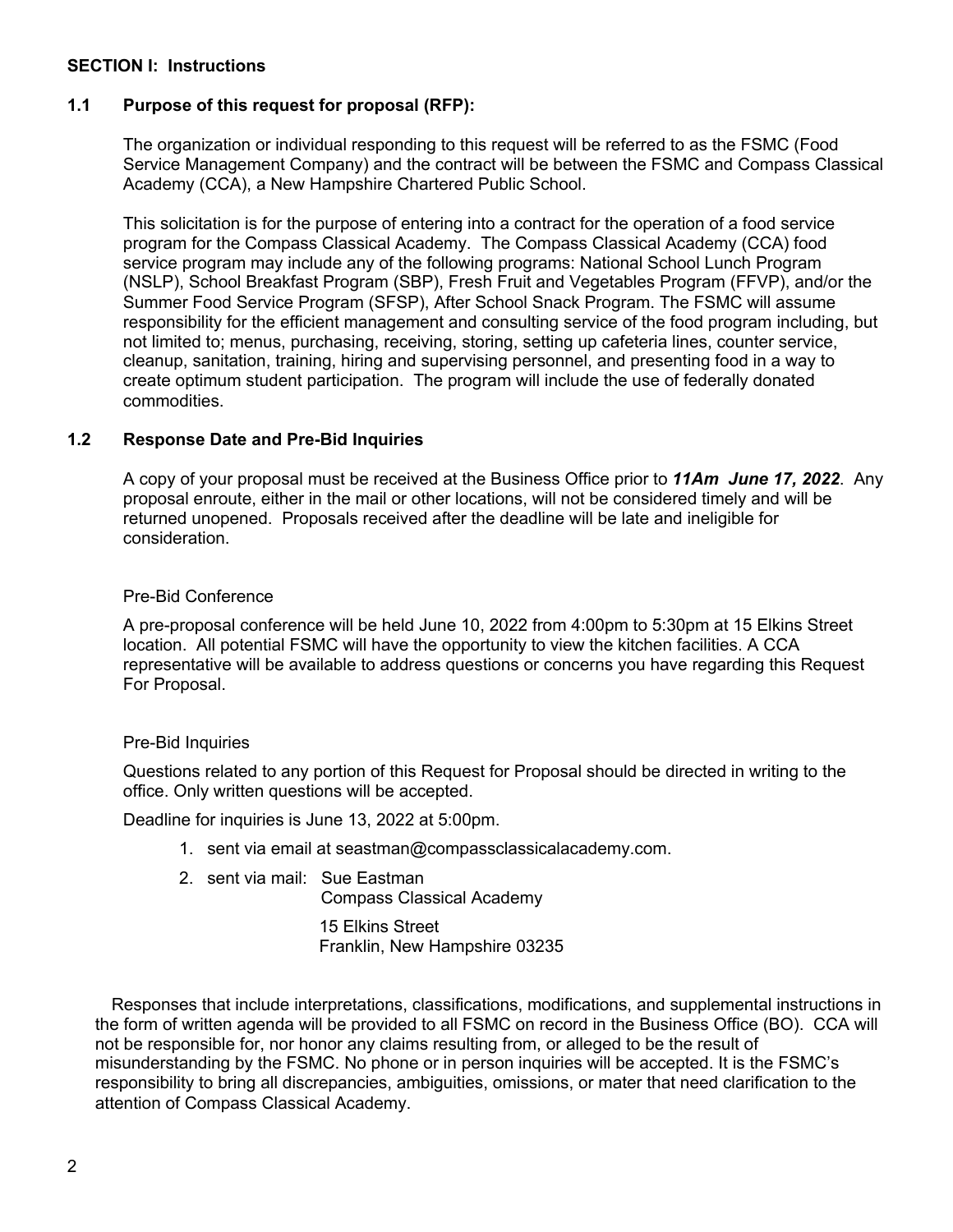## SECTION I: Instructions

### 1.1 Purpose of this request for proposal (RFP):

The organization or individual responding to this request will be referred to as the FSMC (Food Service Management Company) and the contract will be between the FSMC and Compass Classical Academy (CCA), a New Hampshire Chartered Public School.

This solicitation is for the purpose of entering into a contract for the operation of a food service program for the Compass Classical Academy. The Compass Classical Academy (CCA) food service program may include any of the following programs: National School Lunch Program (NSLP), School Breakfast Program (SBP), Fresh Fruit and Vegetables Program (FFVP), and/or the Summer Food Service Program (SFSP), After School Snack Program. The FSMC will assume responsibility for the efficient management and consulting service of the food program including, but not limited to; menus, purchasing, receiving, storing, setting up cafeteria lines, counter service, cleanup, sanitation, training, hiring and supervising personnel, and presenting food in a way to create optimum student participation. The program will include the use of federally donated commodities.

### 1.2 Response Date and Pre-Bid Inquiries

A copy of your proposal must be received at the Business Office prior to ***11Am June 17, 2022***. Any proposal enroute, either in the mail or other locations, will not be considered timely and will be returned unopened. Proposals received after the deadline will be late and ineligible for consideration.

Pre-Bid Conference

A pre-proposal conference will be held June 10, 2022 from 4:00pm to 5:30pm at 15 Elkins Street location. All potential FSMC will have the opportunity to view the kitchen facilities. A CCA representative will be available to address questions or concerns you have regarding this Request For Proposal.

Pre-Bid Inquiries

Questions related to any portion of this Request for Proposal should be directed in writing to the office. Only written questions will be accepted.

Deadline for inquiries is June 13, 2022 at 5:00pm.

1. sent via email at seastman@compassclassicalacademy.com.
2. sent via mail: Sue Eastman
   Compass Classical Academy
   15 Elkins Street
   Franklin, New Hampshire 03235

Responses that include interpretations, classifications, modifications, and supplemental instructions in the form of written agenda will be provided to all FSMC on record in the Business Office (BO). CCA will not be responsible for, nor honor any claims resulting from, or alleged to be the result of misunderstanding by the FSMC. No phone or in person inquiries will be accepted. It is the FSMC's responsibility to bring all discrepancies, ambiguities, omissions, or mater that need clarification to the attention of Compass Classical Academy.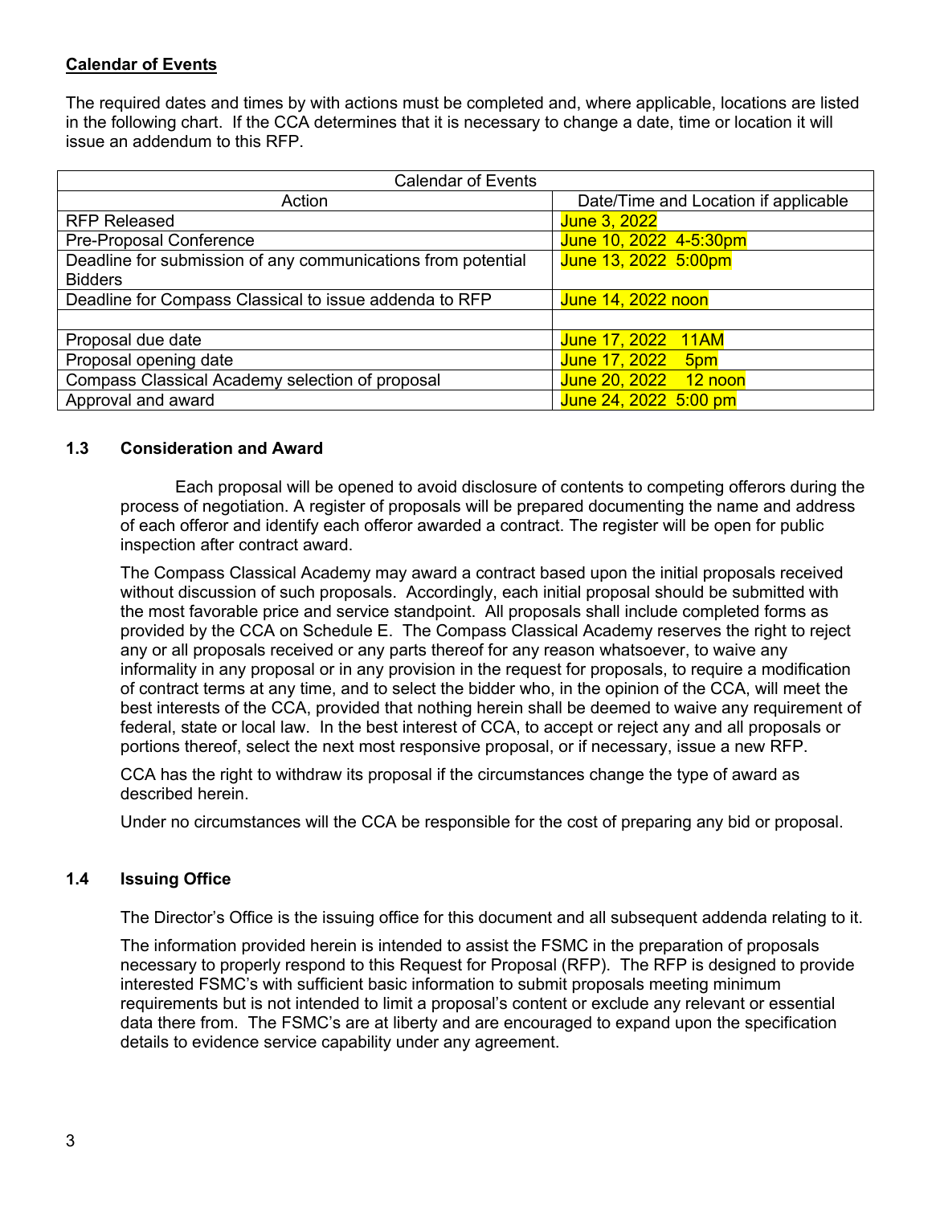## Calendar of Events

The required dates and times by with actions must be completed and, where applicable, locations are listed in the following chart. If the CCA determines that it is necessary to change a date, time or location it will issue an addendum to this RFP.

| Calendar of Events | |
|---|---|
| Action | Date/Time and Location if applicable |
| RFP Released | June 3, 2022 |
| Pre-Proposal Conference | June 10, 2022 4-5:30pm |
| Deadline for submission of any communications from potential Bidders | June 13, 2022 5:00pm |
| Deadline for Compass Classical to issue addenda to RFP | June 14, 2022 noon |
| | |
| Proposal due date | June 17, 2022 11AM |
| Proposal opening date | June 17, 2022 5pm |
| Compass Classical Academy selection of proposal | June 20, 2022 12 noon |
| Approval and award | June 24, 2022 5:00 pm |

### 1.3 Consideration and Award

Each proposal will be opened to avoid disclosure of contents to competing offerors during the process of negotiation. A register of proposals will be prepared documenting the name and address of each offeror and identify each offeror awarded a contract. The register will be open for public inspection after contract award.

The Compass Classical Academy may award a contract based upon the initial proposals received without discussion of such proposals. Accordingly, each initial proposal should be submitted with the most favorable price and service standpoint. All proposals shall include completed forms as provided by the CCA on Schedule E. The Compass Classical Academy reserves the right to reject any or all proposals received or any parts thereof for any reason whatsoever, to waive any informality in any proposal or in any provision in the request for proposals, to require a modification of contract terms at any time, and to select the bidder who, in the opinion of the CCA, will meet the best interests of the CCA, provided that nothing herein shall be deemed to waive any requirement of federal, state or local law. In the best interest of CCA, to accept or reject any and all proposals or portions thereof, select the next most responsive proposal, or if necessary, issue a new RFP.

CCA has the right to withdraw its proposal if the circumstances change the type of award as described herein.

Under no circumstances will the CCA be responsible for the cost of preparing any bid or proposal.

### 1.4 Issuing Office

The Director's Office is the issuing office for this document and all subsequent addenda relating to it.

The information provided herein is intended to assist the FSMC in the preparation of proposals necessary to properly respond to this Request for Proposal (RFP). The RFP is designed to provide interested FSMC's with sufficient basic information to submit proposals meeting minimum requirements but is not intended to limit a proposal's content or exclude any relevant or essential data there from. The FSMC's are at liberty and are encouraged to expand upon the specification details to evidence service capability under any agreement.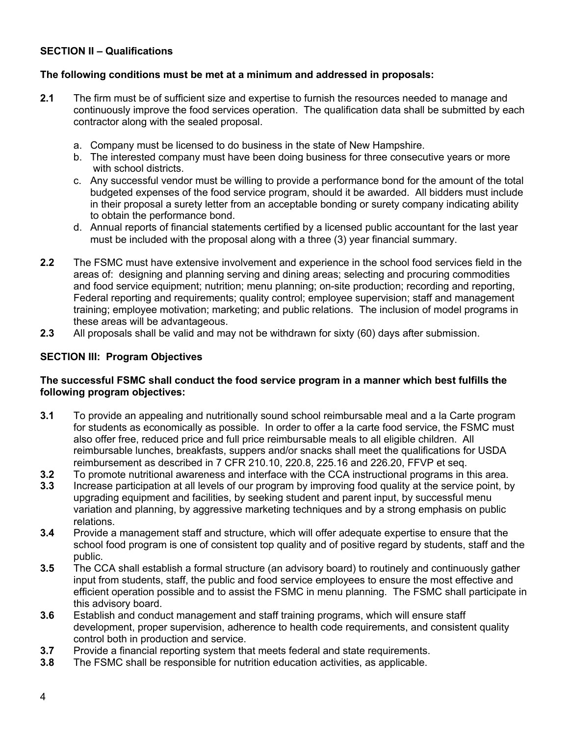## SECTION II – Qualifications

**The following conditions must be met at a minimum and addressed in proposals:**

**2.1** The firm must be of sufficient size and expertise to furnish the resources needed to manage and continuously improve the food services operation. The qualification data shall be submitted by each contractor along with the sealed proposal.

a. Company must be licensed to do business in the state of New Hampshire.
b. The interested company must have been doing business for three consecutive years or more with school districts.
c. Any successful vendor must be willing to provide a performance bond for the amount of the total budgeted expenses of the food service program, should it be awarded. All bidders must include in their proposal a surety letter from an acceptable bonding or surety company indicating ability to obtain the performance bond.
d. Annual reports of financial statements certified by a licensed public accountant for the last year must be included with the proposal along with a three (3) year financial summary.

**2.2** The FSMC must have extensive involvement and experience in the school food services field in the areas of: designing and planning serving and dining areas; selecting and procuring commodities and food service equipment; nutrition; menu planning; on-site production; recording and reporting, Federal reporting and requirements; quality control; employee supervision; staff and management training; employee motivation; marketing; and public relations. The inclusion of model programs in these areas will be advantageous.

**2.3** All proposals shall be valid and may not be withdrawn for sixty (60) days after submission.

## SECTION III: Program Objectives

**The successful FSMC shall conduct the food service program in a manner which best fulfills the following program objectives:**

**3.1** To provide an appealing and nutritionally sound school reimbursable meal and a la Carte program for students as economically as possible. In order to offer a la carte food service, the FSMC must also offer free, reduced price and full price reimbursable meals to all eligible children. All reimbursable lunches, breakfasts, suppers and/or snacks shall meet the qualifications for USDA reimbursement as described in 7 CFR 210.10, 220.8, 225.16 and 226.20, FFVP et seq.

**3.2** To promote nutritional awareness and interface with the CCA instructional programs in this area.

**3.3** Increase participation at all levels of our program by improving food quality at the service point, by upgrading equipment and facilities, by seeking student and parent input, by successful menu variation and planning, by aggressive marketing techniques and by a strong emphasis on public relations.

**3.4** Provide a management staff and structure, which will offer adequate expertise to ensure that the school food program is one of consistent top quality and of positive regard by students, staff and the public.

**3.5** The CCA shall establish a formal structure (an advisory board) to routinely and continuously gather input from students, staff, the public and food service employees to ensure the most effective and efficient operation possible and to assist the FSMC in menu planning. The FSMC shall participate in this advisory board.

**3.6** Establish and conduct management and staff training programs, which will ensure staff development, proper supervision, adherence to health code requirements, and consistent quality control both in production and service.

**3.7** Provide a financial reporting system that meets federal and state requirements.

**3.8** The FSMC shall be responsible for nutrition education activities, as applicable.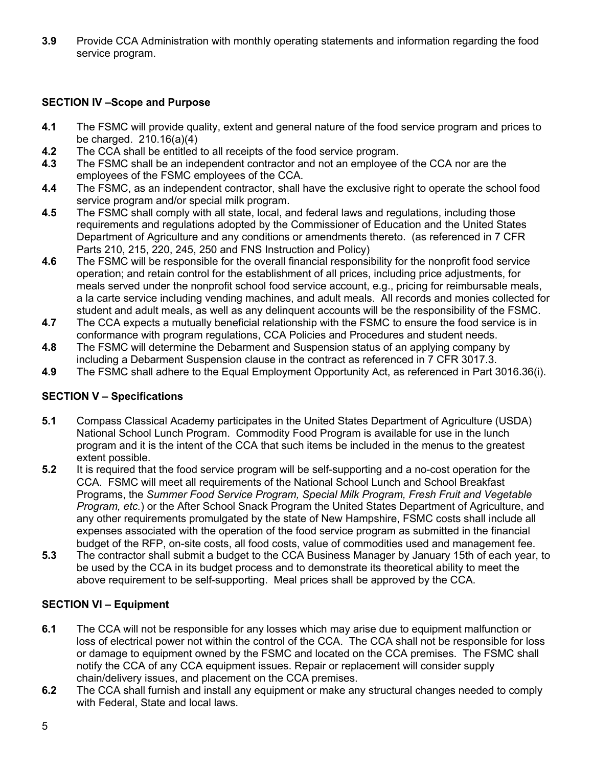**3.9** Provide CCA Administration with monthly operating statements and information regarding the food service program.

### SECTION IV –Scope and Purpose

**4.1** The FSMC will provide quality, extent and general nature of the food service program and prices to be charged. 210.16(a)(4)

**4.2** The CCA shall be entitled to all receipts of the food service program.

**4.3** The FSMC shall be an independent contractor and not an employee of the CCA nor are the employees of the FSMC employees of the CCA.

**4.4** The FSMC, as an independent contractor, shall have the exclusive right to operate the school food service program and/or special milk program.

**4.5** The FSMC shall comply with all state, local, and federal laws and regulations, including those requirements and regulations adopted by the Commissioner of Education and the United States Department of Agriculture and any conditions or amendments thereto. (as referenced in 7 CFR Parts 210, 215, 220, 245, 250 and FNS Instruction and Policy)

**4.6** The FSMC will be responsible for the overall financial responsibility for the nonprofit food service operation; and retain control for the establishment of all prices, including price adjustments, for meals served under the nonprofit school food service account, e.g., pricing for reimbursable meals, a la carte service including vending machines, and adult meals. All records and monies collected for student and adult meals, as well as any delinquent accounts will be the responsibility of the FSMC.

**4.7** The CCA expects a mutually beneficial relationship with the FSMC to ensure the food service is in conformance with program regulations, CCA Policies and Procedures and student needs.

**4.8** The FSMC will determine the Debarment and Suspension status of an applying company by including a Debarment Suspension clause in the contract as referenced in 7 CFR 3017.3.

**4.9** The FSMC shall adhere to the Equal Employment Opportunity Act, as referenced in Part 3016.36(i).

### SECTION V – Specifications

**5.1** Compass Classical Academy participates in the United States Department of Agriculture (USDA) National School Lunch Program. Commodity Food Program is available for use in the lunch program and it is the intent of the CCA that such items be included in the menus to the greatest extent possible.

**5.2** It is required that the food service program will be self-supporting and a no-cost operation for the CCA. FSMC will meet all requirements of the National School Lunch and School Breakfast Programs, the *Summer Food Service Program, Special Milk Program, Fresh Fruit and Vegetable Program, etc.*) or the After School Snack Program the United States Department of Agriculture, and any other requirements promulgated by the state of New Hampshire, FSMC costs shall include all expenses associated with the operation of the food service program as submitted in the financial budget of the RFP, on-site costs, all food costs, value of commodities used and management fee.

**5.3** The contractor shall submit a budget to the CCA Business Manager by January 15th of each year, to be used by the CCA in its budget process and to demonstrate its theoretical ability to meet the above requirement to be self-supporting. Meal prices shall be approved by the CCA.

### SECTION VI – Equipment

**6.1** The CCA will not be responsible for any losses which may arise due to equipment malfunction or loss of electrical power not within the control of the CCA. The CCA shall not be responsible for loss or damage to equipment owned by the FSMC and located on the CCA premises. The FSMC shall notify the CCA of any CCA equipment issues. Repair or replacement will consider supply chain/delivery issues, and placement on the CCA premises.

**6.2** The CCA shall furnish and install any equipment or make any structural changes needed to comply with Federal, State and local laws.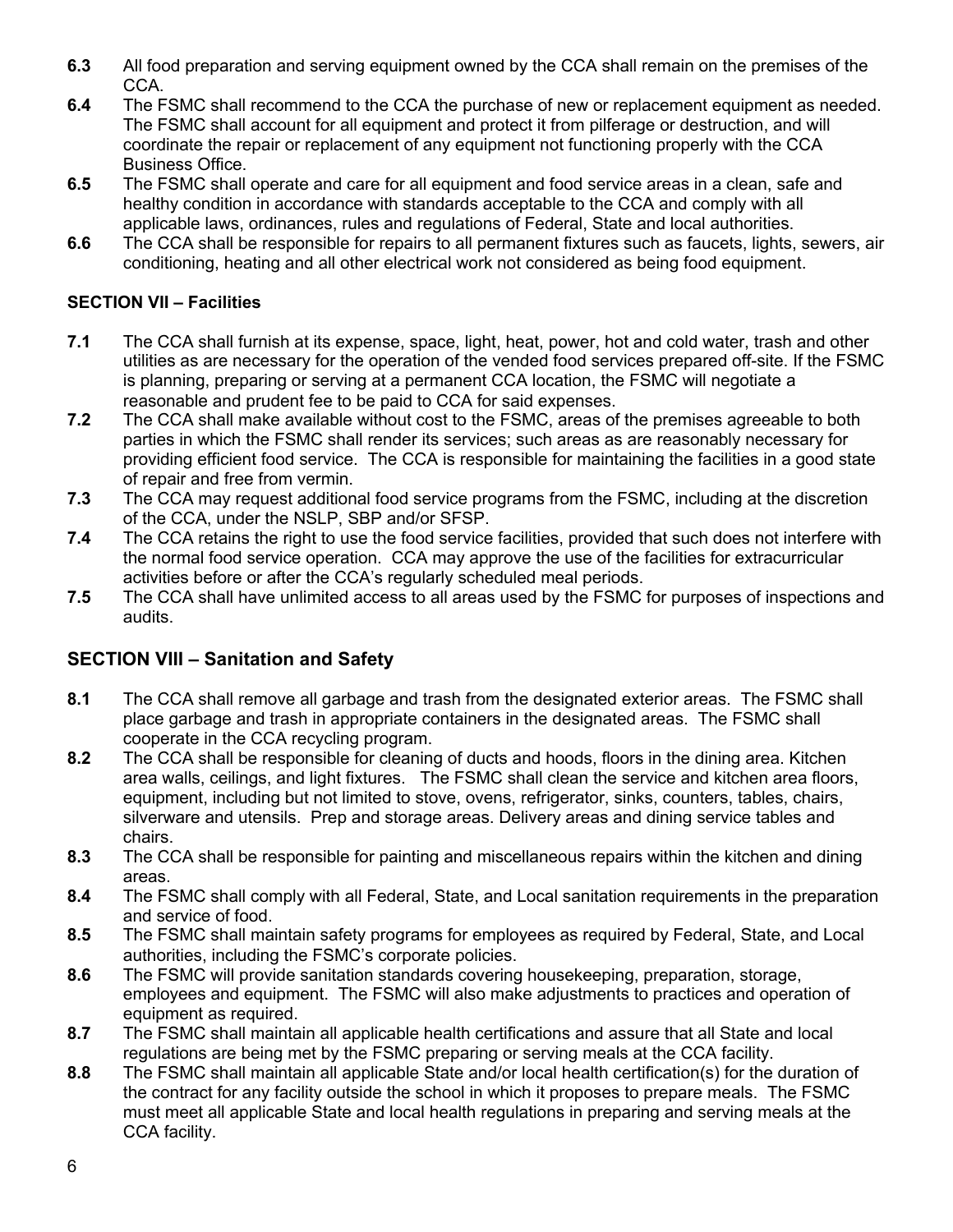**6.3** All food preparation and serving equipment owned by the CCA shall remain on the premises of the CCA.

**6.4** The FSMC shall recommend to the CCA the purchase of new or replacement equipment as needed. The FSMC shall account for all equipment and protect it from pilferage or destruction, and will coordinate the repair or replacement of any equipment not functioning properly with the CCA Business Office.

**6.5** The FSMC shall operate and care for all equipment and food service areas in a clean, safe and healthy condition in accordance with standards acceptable to the CCA and comply with all applicable laws, ordinances, rules and regulations of Federal, State and local authorities.

**6.6** The CCA shall be responsible for repairs to all permanent fixtures such as faucets, lights, sewers, air conditioning, heating and all other electrical work not considered as being food equipment.

**SECTION VII – Facilities**

**7.1** The CCA shall furnish at its expense, space, light, heat, power, hot and cold water, trash and other utilities as are necessary for the operation of the vended food services prepared off-site. If the FSMC is planning, preparing or serving at a permanent CCA location, the FSMC will negotiate a reasonable and prudent fee to be paid to CCA for said expenses.

**7.2** The CCA shall make available without cost to the FSMC, areas of the premises agreeable to both parties in which the FSMC shall render its services; such areas as are reasonably necessary for providing efficient food service. The CCA is responsible for maintaining the facilities in a good state of repair and free from vermin.

**7.3** The CCA may request additional food service programs from the FSMC, including at the discretion of the CCA, under the NSLP, SBP and/or SFSP.

**7.4** The CCA retains the right to use the food service facilities, provided that such does not interfere with the normal food service operation. CCA may approve the use of the facilities for extracurricular activities before or after the CCA's regularly scheduled meal periods.

**7.5** The CCA shall have unlimited access to all areas used by the FSMC for purposes of inspections and audits.

## SECTION VIII – Sanitation and Safety

**8.1** The CCA shall remove all garbage and trash from the designated exterior areas. The FSMC shall place garbage and trash in appropriate containers in the designated areas. The FSMC shall cooperate in the CCA recycling program.

**8.2** The CCA shall be responsible for cleaning of ducts and hoods, floors in the dining area. Kitchen area walls, ceilings, and light fixtures. The FSMC shall clean the service and kitchen area floors, equipment, including but not limited to stove, ovens, refrigerator, sinks, counters, tables, chairs, silverware and utensils. Prep and storage areas. Delivery areas and dining service tables and chairs.

**8.3** The CCA shall be responsible for painting and miscellaneous repairs within the kitchen and dining areas.

**8.4** The FSMC shall comply with all Federal, State, and Local sanitation requirements in the preparation and service of food.

**8.5** The FSMC shall maintain safety programs for employees as required by Federal, State, and Local authorities, including the FSMC's corporate policies.

**8.6** The FSMC will provide sanitation standards covering housekeeping, preparation, storage, employees and equipment. The FSMC will also make adjustments to practices and operation of equipment as required.

**8.7** The FSMC shall maintain all applicable health certifications and assure that all State and local regulations are being met by the FSMC preparing or serving meals at the CCA facility.

**8.8** The FSMC shall maintain all applicable State and/or local health certification(s) for the duration of the contract for any facility outside the school in which it proposes to prepare meals. The FSMC must meet all applicable State and local health regulations in preparing and serving meals at the CCA facility.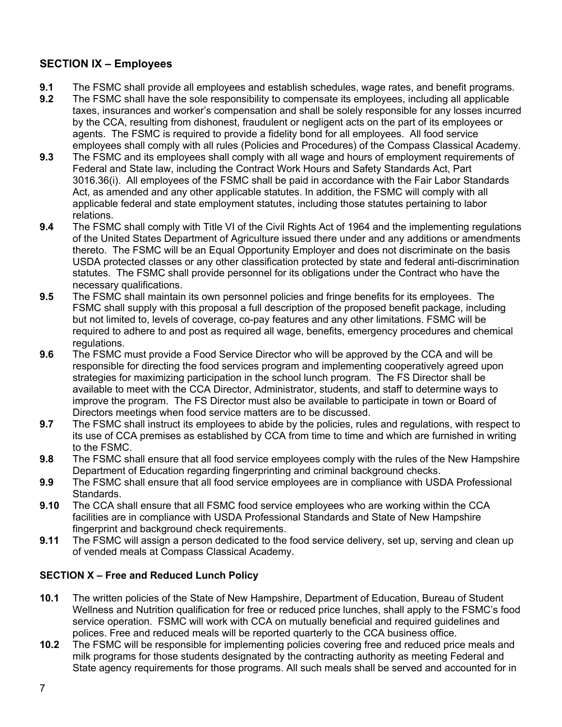## SECTION IX – Employees

**9.1** The FSMC shall provide all employees and establish schedules, wage rates, and benefit programs.

**9.2** The FSMC shall have the sole responsibility to compensate its employees, including all applicable taxes, insurances and worker's compensation and shall be solely responsible for any losses incurred by the CCA, resulting from dishonest, fraudulent or negligent acts on the part of its employees or agents. The FSMC is required to provide a fidelity bond for all employees. All food service employees shall comply with all rules (Policies and Procedures) of the Compass Classical Academy.

**9.3** The FSMC and its employees shall comply with all wage and hours of employment requirements of Federal and State law, including the Contract Work Hours and Safety Standards Act, Part 3016.36(i). All employees of the FSMC shall be paid in accordance with the Fair Labor Standards Act, as amended and any other applicable statutes. In addition, the FSMC will comply with all applicable federal and state employment statutes, including those statutes pertaining to labor relations.

**9.4** The FSMC shall comply with Title VI of the Civil Rights Act of 1964 and the implementing regulations of the United States Department of Agriculture issued there under and any additions or amendments thereto. The FSMC will be an Equal Opportunity Employer and does not discriminate on the basis USDA protected classes or any other classification protected by state and federal anti-discrimination statutes. The FSMC shall provide personnel for its obligations under the Contract who have the necessary qualifications.

**9.5** The FSMC shall maintain its own personnel policies and fringe benefits for its employees. The FSMC shall supply with this proposal a full description of the proposed benefit package, including but not limited to, levels of coverage, co-pay features and any other limitations. FSMC will be required to adhere to and post as required all wage, benefits, emergency procedures and chemical regulations.

**9.6** The FSMC must provide a Food Service Director who will be approved by the CCA and will be responsible for directing the food services program and implementing cooperatively agreed upon strategies for maximizing participation in the school lunch program. The FS Director shall be available to meet with the CCA Director, Administrator, students, and staff to determine ways to improve the program. The FS Director must also be available to participate in town or Board of Directors meetings when food service matters are to be discussed.

**9.7** The FSMC shall instruct its employees to abide by the policies, rules and regulations, with respect to its use of CCA premises as established by CCA from time to time and which are furnished in writing to the FSMC.

**9.8** The FSMC shall ensure that all food service employees comply with the rules of the New Hampshire Department of Education regarding fingerprinting and criminal background checks.

**9.9** The FSMC shall ensure that all food service employees are in compliance with USDA Professional Standards.

**9.10** The CCA shall ensure that all FSMC food service employees who are working within the CCA facilities are in compliance with USDA Professional Standards and State of New Hampshire fingerprint and background check requirements.

**9.11** The FSMC will assign a person dedicated to the food service delivery, set up, serving and clean up of vended meals at Compass Classical Academy.

## SECTION X – Free and Reduced Lunch Policy

**10.1** The written policies of the State of New Hampshire, Department of Education, Bureau of Student Wellness and Nutrition qualification for free or reduced price lunches, shall apply to the FSMC's food service operation. FSMC will work with CCA on mutually beneficial and required guidelines and polices. Free and reduced meals will be reported quarterly to the CCA business office.

**10.2** The FSMC will be responsible for implementing policies covering free and reduced price meals and milk programs for those students designated by the contracting authority as meeting Federal and State agency requirements for those programs. All such meals shall be served and accounted for in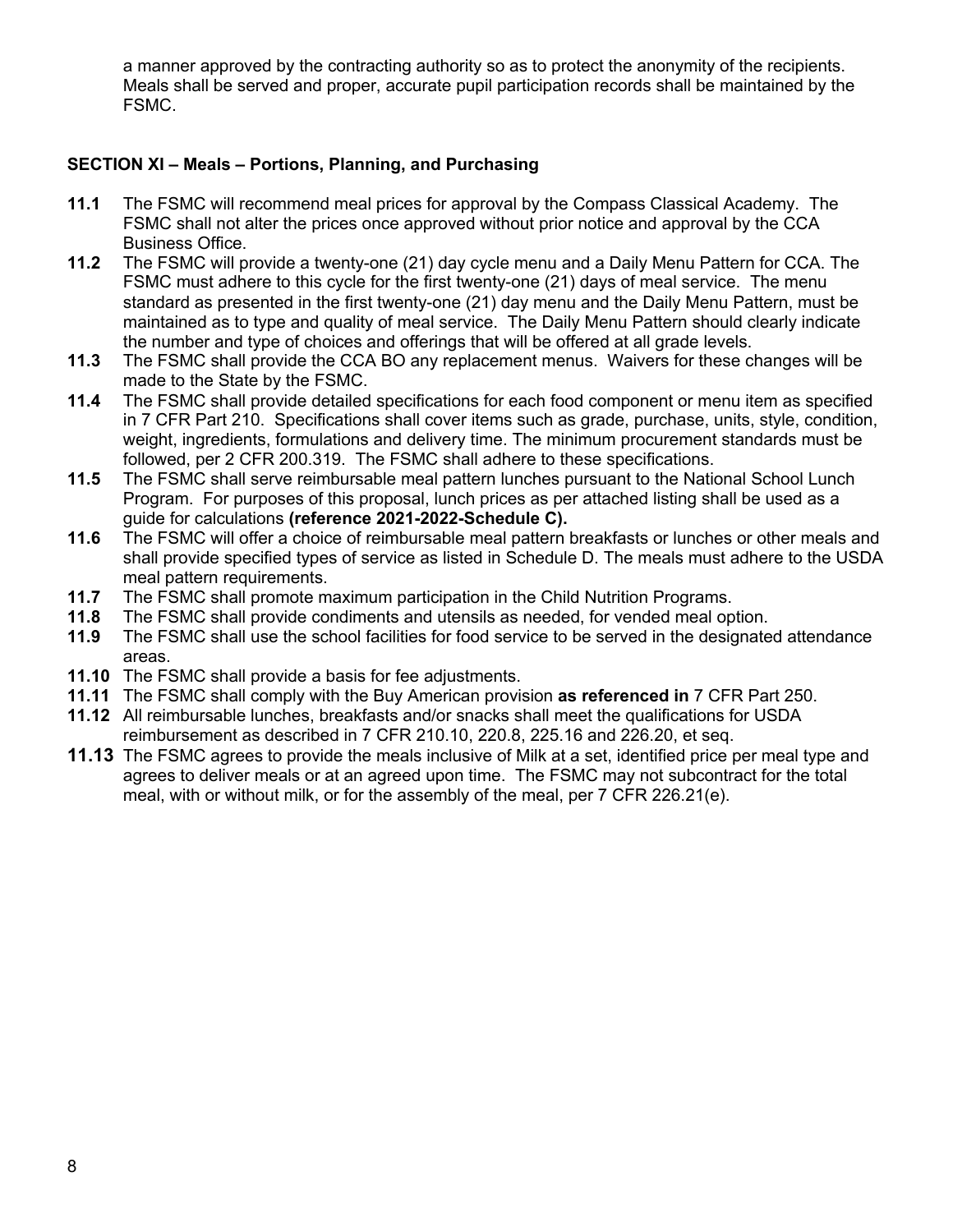a manner approved by the contracting authority so as to protect the anonymity of the recipients. Meals shall be served and proper, accurate pupil participation records shall be maintained by the FSMC.

### SECTION XI – Meals – Portions, Planning, and Purchasing

**11.1** The FSMC will recommend meal prices for approval by the Compass Classical Academy. The FSMC shall not alter the prices once approved without prior notice and approval by the CCA Business Office.

**11.2** The FSMC will provide a twenty-one (21) day cycle menu and a Daily Menu Pattern for CCA. The FSMC must adhere to this cycle for the first twenty-one (21) days of meal service. The menu standard as presented in the first twenty-one (21) day menu and the Daily Menu Pattern, must be maintained as to type and quality of meal service. The Daily Menu Pattern should clearly indicate the number and type of choices and offerings that will be offered at all grade levels.

**11.3** The FSMC shall provide the CCA BO any replacement menus. Waivers for these changes will be made to the State by the FSMC.

**11.4** The FSMC shall provide detailed specifications for each food component or menu item as specified in 7 CFR Part 210. Specifications shall cover items such as grade, purchase, units, style, condition, weight, ingredients, formulations and delivery time. The minimum procurement standards must be followed, per 2 CFR 200.319. The FSMC shall adhere to these specifications.

**11.5** The FSMC shall serve reimbursable meal pattern lunches pursuant to the National School Lunch Program. For purposes of this proposal, lunch prices as per attached listing shall be used as a guide for calculations **(reference 2021-2022-Schedule C).**

**11.6** The FSMC will offer a choice of reimbursable meal pattern breakfasts or lunches or other meals and shall provide specified types of service as listed in Schedule D. The meals must adhere to the USDA meal pattern requirements.

**11.7** The FSMC shall promote maximum participation in the Child Nutrition Programs.

**11.8** The FSMC shall provide condiments and utensils as needed, for vended meal option.

**11.9** The FSMC shall use the school facilities for food service to be served in the designated attendance areas.

**11.10** The FSMC shall provide a basis for fee adjustments.

**11.11** The FSMC shall comply with the Buy American provision **as referenced in** 7 CFR Part 250.

**11.12** All reimbursable lunches, breakfasts and/or snacks shall meet the qualifications for USDA reimbursement as described in 7 CFR 210.10, 220.8, 225.16 and 226.20, et seq.

**11.13** The FSMC agrees to provide the meals inclusive of Milk at a set, identified price per meal type and agrees to deliver meals or at an agreed upon time. The FSMC may not subcontract for the total meal, with or without milk, or for the assembly of the meal, per 7 CFR 226.21(e).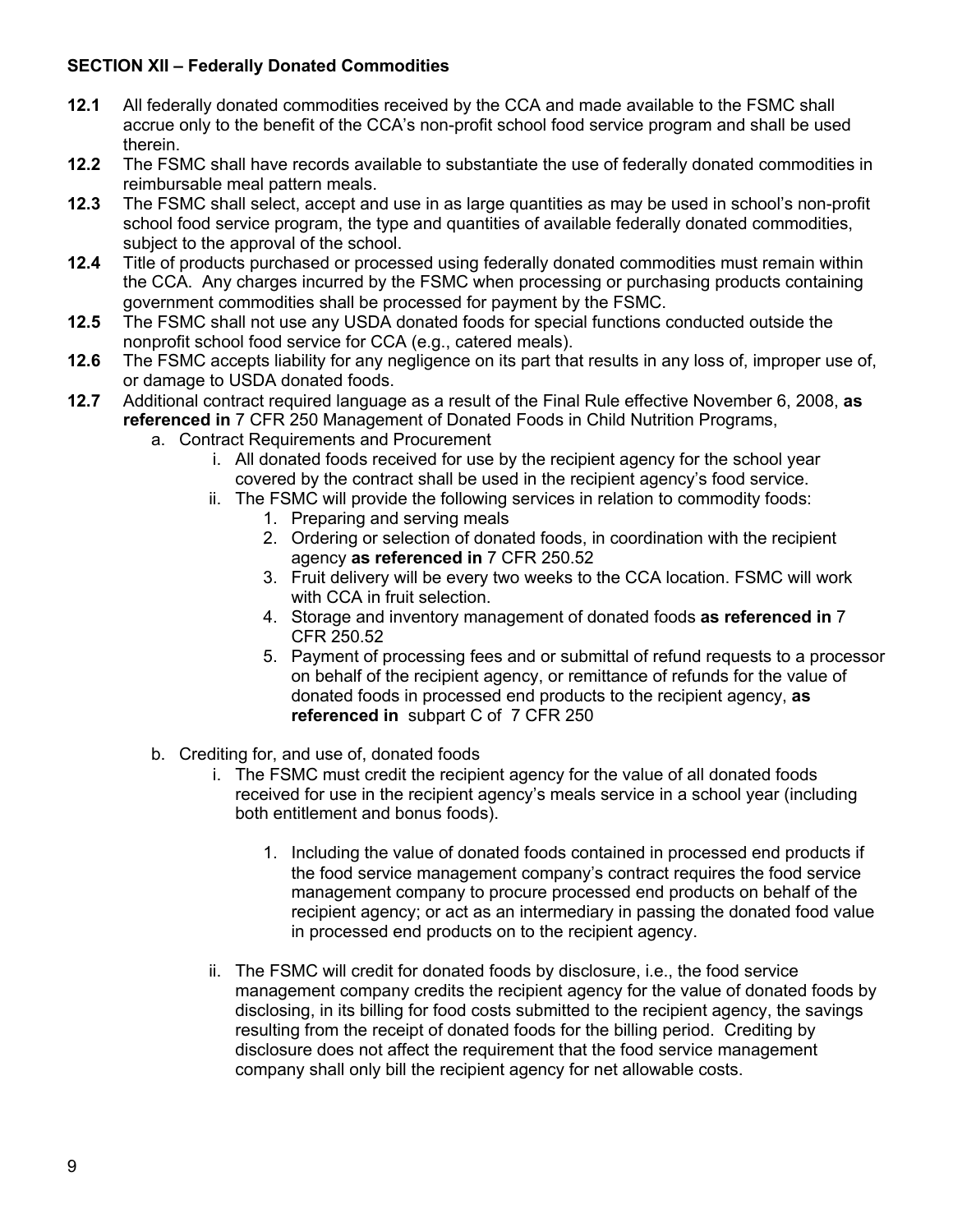**SECTION XII – Federally Donated Commodities**

**12.1** All federally donated commodities received by the CCA and made available to the FSMC shall accrue only to the benefit of the CCA's non-profit school food service program and shall be used therein.

**12.2** The FSMC shall have records available to substantiate the use of federally donated commodities in reimbursable meal pattern meals.

**12.3** The FSMC shall select, accept and use in as large quantities as may be used in school's non-profit school food service program, the type and quantities of available federally donated commodities, subject to the approval of the school.

**12.4** Title of products purchased or processed using federally donated commodities must remain within the CCA. Any charges incurred by the FSMC when processing or purchasing products containing government commodities shall be processed for payment by the FSMC.

**12.5** The FSMC shall not use any USDA donated foods for special functions conducted outside the nonprofit school food service for CCA (e.g., catered meals).

**12.6** The FSMC accepts liability for any negligence on its part that results in any loss of, improper use of, or damage to USDA donated foods.

**12.7** Additional contract required language as a result of the Final Rule effective November 6, 2008, **as referenced in** 7 CFR 250 Management of Donated Foods in Child Nutrition Programs,

a. Contract Requirements and Procurement
   i. All donated foods received for use by the recipient agency for the school year covered by the contract shall be used in the recipient agency's food service.
   ii. The FSMC will provide the following services in relation to commodity foods:
      1. Preparing and serving meals
      2. Ordering or selection of donated foods, in coordination with the recipient agency **as referenced in** 7 CFR 250.52
      3. Fruit delivery will be every two weeks to the CCA location. FSMC will work with CCA in fruit selection.
      4. Storage and inventory management of donated foods **as referenced in** 7 CFR 250.52
      5. Payment of processing fees and or submittal of refund requests to a processor on behalf of the recipient agency, or remittance of refunds for the value of donated foods in processed end products to the recipient agency, **as referenced in** subpart C of 7 CFR 250

b. Crediting for, and use of, donated foods
   i. The FSMC must credit the recipient agency for the value of all donated foods received for use in the recipient agency's meals service in a school year (including both entitlement and bonus foods).

      1. Including the value of donated foods contained in processed end products if the food service management company's contract requires the food service management company to procure processed end products on behalf of the recipient agency; or act as an intermediary in passing the donated food value in processed end products on to the recipient agency.

   ii. The FSMC will credit for donated foods by disclosure, i.e., the food service management company credits the recipient agency for the value of donated foods by disclosing, in its billing for food costs submitted to the recipient agency, the savings resulting from the receipt of donated foods for the billing period. Crediting by disclosure does not affect the requirement that the food service management company shall only bill the recipient agency for net allowable costs.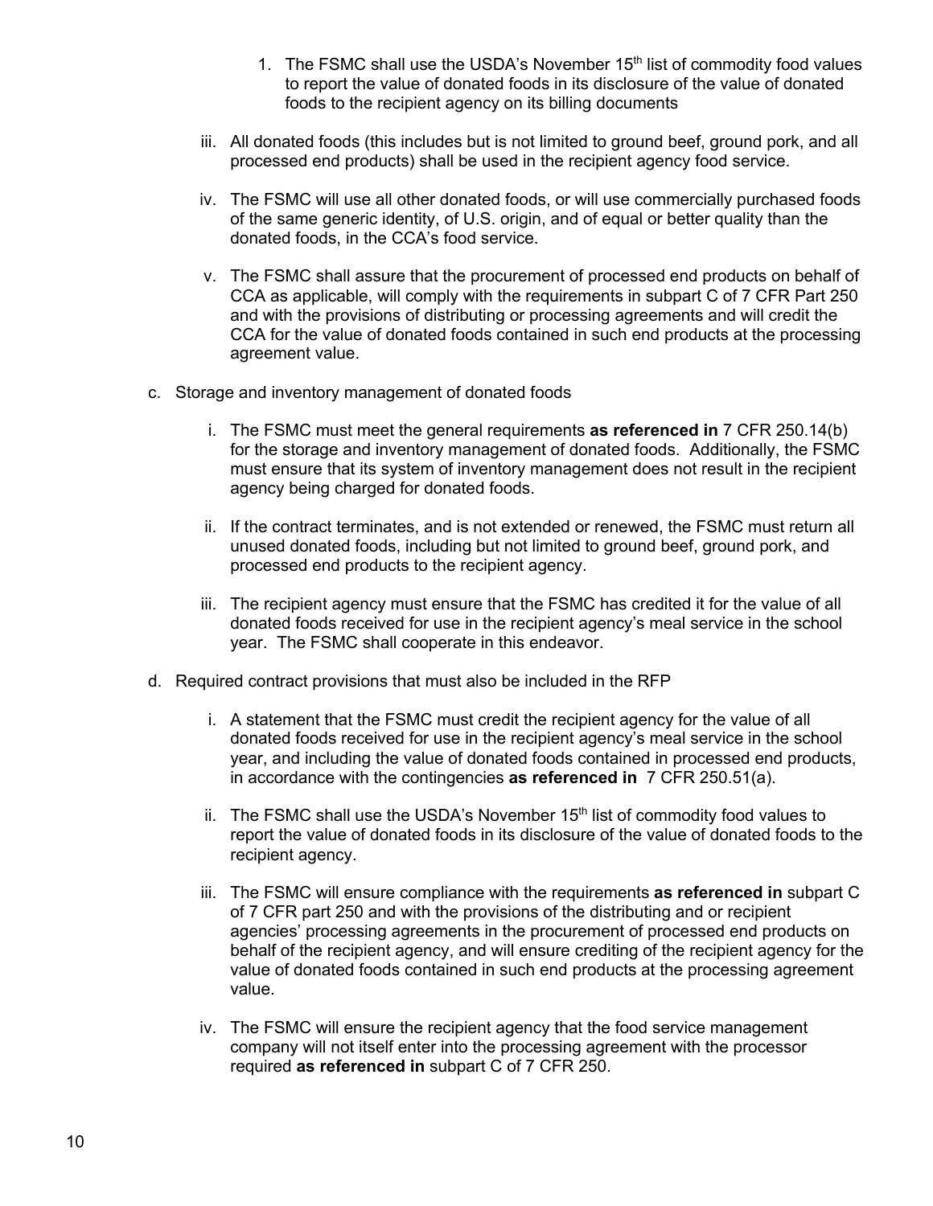1. The FSMC shall use the USDA's November 15th list of commodity food values to report the value of donated foods in its disclosure of the value of donated foods to the recipient agency on its billing documents

iii. All donated foods (this includes but is not limited to ground beef, ground pork, and all processed end products) shall be used in the recipient agency food service.

iv. The FSMC will use all other donated foods, or will use commercially purchased foods of the same generic identity, of U.S. origin, and of equal or better quality than the donated foods, in the CCA's food service.

v. The FSMC shall assure that the procurement of processed end products on behalf of CCA as applicable, will comply with the requirements in subpart C of 7 CFR Part 250 and with the provisions of distributing or processing agreements and will credit the CCA for the value of donated foods contained in such end products at the processing agreement value.

c. Storage and inventory management of donated foods

i. The FSMC must meet the general requirements **as referenced in** 7 CFR 250.14(b) for the storage and inventory management of donated foods. Additionally, the FSMC must ensure that its system of inventory management does not result in the recipient agency being charged for donated foods.

ii. If the contract terminates, and is not extended or renewed, the FSMC must return all unused donated foods, including but not limited to ground beef, ground pork, and processed end products to the recipient agency.

iii. The recipient agency must ensure that the FSMC has credited it for the value of all donated foods received for use in the recipient agency's meal service in the school year. The FSMC shall cooperate in this endeavor.

d. Required contract provisions that must also be included in the RFP

i. A statement that the FSMC must credit the recipient agency for the value of all donated foods received for use in the recipient agency's meal service in the school year, and including the value of donated foods contained in processed end products, in accordance with the contingencies **as referenced in** 7 CFR 250.51(a).

ii. The FSMC shall use the USDA's November 15th list of commodity food values to report the value of donated foods in its disclosure of the value of donated foods to the recipient agency.

iii. The FSMC will ensure compliance with the requirements **as referenced in** subpart C of 7 CFR part 250 and with the provisions of the distributing and or recipient agencies' processing agreements in the procurement of processed end products on behalf of the recipient agency, and will ensure crediting of the recipient agency for the value of donated foods contained in such end products at the processing agreement value.

iv. The FSMC will ensure the recipient agency that the food service management company will not itself enter into the processing agreement with the processor required **as referenced in** subpart C of 7 CFR 250.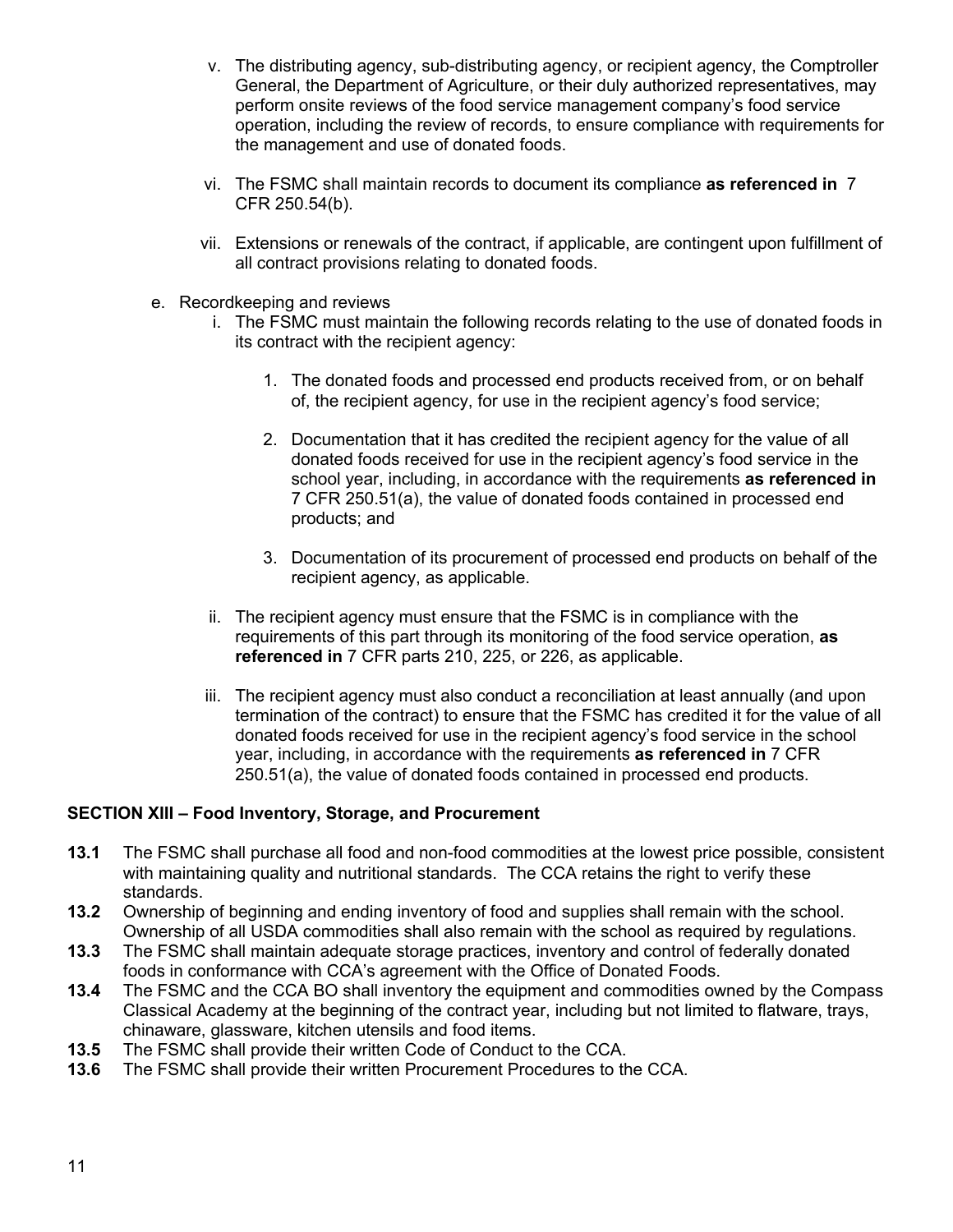v. The distributing agency, sub-distributing agency, or recipient agency, the Comptroller General, the Department of Agriculture, or their duly authorized representatives, may perform onsite reviews of the food service management company's food service operation, including the review of records, to ensure compliance with requirements for the management and use of donated foods.

vi. The FSMC shall maintain records to document its compliance **as referenced in** 7 CFR 250.54(b).

vii. Extensions or renewals of the contract, if applicable, are contingent upon fulfillment of all contract provisions relating to donated foods.

e. Recordkeeping and reviews

i. The FSMC must maintain the following records relating to the use of donated foods in its contract with the recipient agency:

1. The donated foods and processed end products received from, or on behalf of, the recipient agency, for use in the recipient agency's food service;

2. Documentation that it has credited the recipient agency for the value of all donated foods received for use in the recipient agency's food service in the school year, including, in accordance with the requirements **as referenced in** 7 CFR 250.51(a), the value of donated foods contained in processed end products; and

3. Documentation of its procurement of processed end products on behalf of the recipient agency, as applicable.

ii. The recipient agency must ensure that the FSMC is in compliance with the requirements of this part through its monitoring of the food service operation, **as referenced in** 7 CFR parts 210, 225, or 226, as applicable.

iii. The recipient agency must also conduct a reconciliation at least annually (and upon termination of the contract) to ensure that the FSMC has credited it for the value of all donated foods received for use in the recipient agency's food service in the school year, including, in accordance with the requirements **as referenced in** 7 CFR 250.51(a), the value of donated foods contained in processed end products.

**SECTION XIII – Food Inventory, Storage, and Procurement**

**13.1** The FSMC shall purchase all food and non-food commodities at the lowest price possible, consistent with maintaining quality and nutritional standards. The CCA retains the right to verify these standards.

**13.2** Ownership of beginning and ending inventory of food and supplies shall remain with the school. Ownership of all USDA commodities shall also remain with the school as required by regulations.

**13.3** The FSMC shall maintain adequate storage practices, inventory and control of federally donated foods in conformance with CCA's agreement with the Office of Donated Foods.

**13.4** The FSMC and the CCA BO shall inventory the equipment and commodities owned by the Compass Classical Academy at the beginning of the contract year, including but not limited to flatware, trays, chinaware, glassware, kitchen utensils and food items.

**13.5** The FSMC shall provide their written Code of Conduct to the CCA.

**13.6** The FSMC shall provide their written Procurement Procedures to the CCA.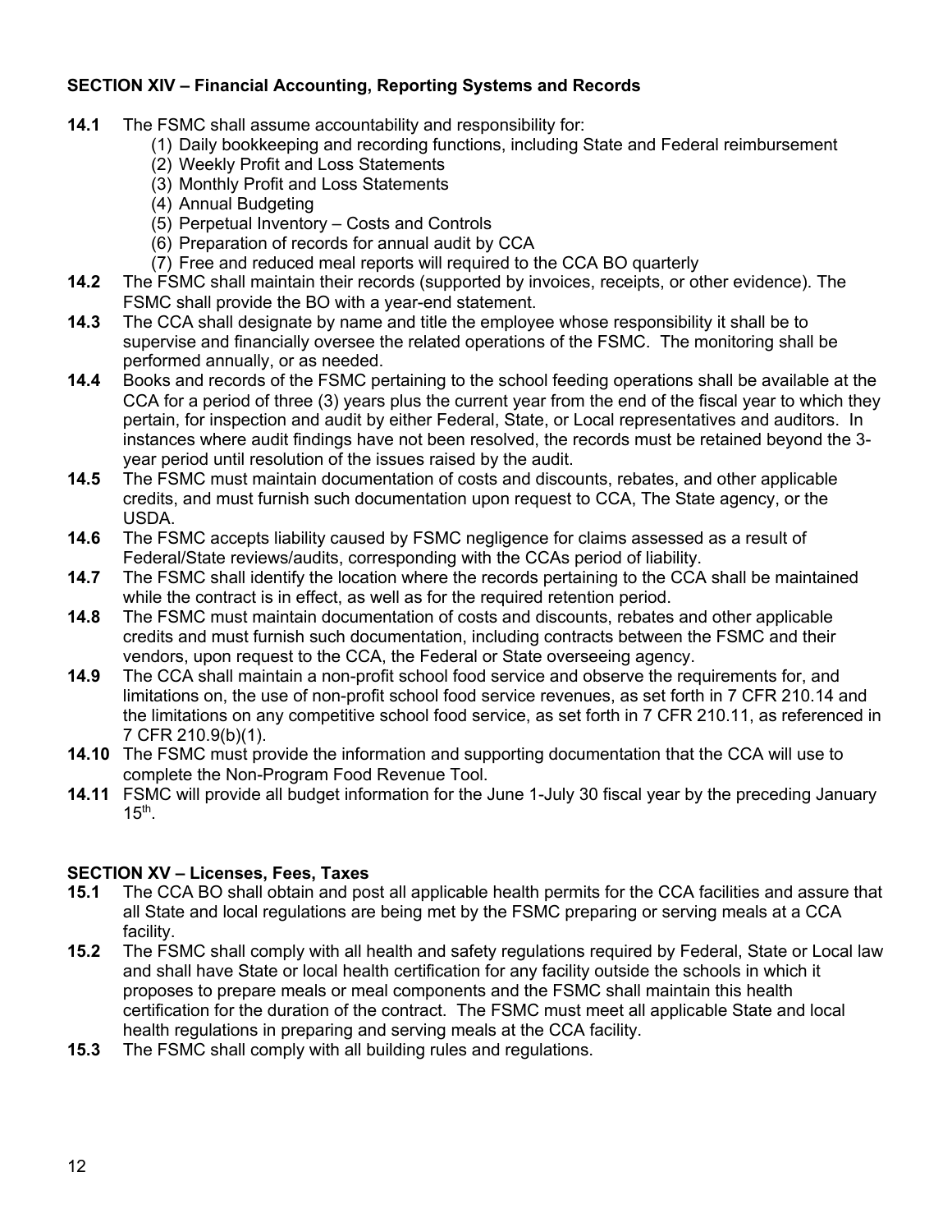**SECTION XIV – Financial Accounting, Reporting Systems and Records**

**14.1** The FSMC shall assume accountability and responsibility for:

(1) Daily bookkeeping and recording functions, including State and Federal reimbursement
(2) Weekly Profit and Loss Statements
(3) Monthly Profit and Loss Statements
(4) Annual Budgeting
(5) Perpetual Inventory – Costs and Controls
(6) Preparation of records for annual audit by CCA
(7) Free and reduced meal reports will required to the CCA BO quarterly

**14.2** The FSMC shall maintain their records (supported by invoices, receipts, or other evidence). The FSMC shall provide the BO with a year-end statement.

**14.3** The CCA shall designate by name and title the employee whose responsibility it shall be to supervise and financially oversee the related operations of the FSMC. The monitoring shall be performed annually, or as needed.

**14.4** Books and records of the FSMC pertaining to the school feeding operations shall be available at the CCA for a period of three (3) years plus the current year from the end of the fiscal year to which they pertain, for inspection and audit by either Federal, State, or Local representatives and auditors. In instances where audit findings have not been resolved, the records must be retained beyond the 3-year period until resolution of the issues raised by the audit.

**14.5** The FSMC must maintain documentation of costs and discounts, rebates, and other applicable credits, and must furnish such documentation upon request to CCA, The State agency, or the USDA.

**14.6** The FSMC accepts liability caused by FSMC negligence for claims assessed as a result of Federal/State reviews/audits, corresponding with the CCAs period of liability.

**14.7** The FSMC shall identify the location where the records pertaining to the CCA shall be maintained while the contract is in effect, as well as for the required retention period.

**14.8** The FSMC must maintain documentation of costs and discounts, rebates and other applicable credits and must furnish such documentation, including contracts between the FSMC and their vendors, upon request to the CCA, the Federal or State overseeing agency.

**14.9** The CCA shall maintain a non-profit school food service and observe the requirements for, and limitations on, the use of non-profit school food service revenues, as set forth in 7 CFR 210.14 and the limitations on any competitive school food service, as set forth in 7 CFR 210.11, as referenced in 7 CFR 210.9(b)(1).

**14.10** The FSMC must provide the information and supporting documentation that the CCA will use to complete the Non-Program Food Revenue Tool.

**14.11** FSMC will provide all budget information for the June 1-July 30 fiscal year by the preceding January 15th.

**SECTION XV – Licenses, Fees, Taxes**

**15.1** The CCA BO shall obtain and post all applicable health permits for the CCA facilities and assure that all State and local regulations are being met by the FSMC preparing or serving meals at a CCA facility.

**15.2** The FSMC shall comply with all health and safety regulations required by Federal, State or Local law and shall have State or local health certification for any facility outside the schools in which it proposes to prepare meals or meal components and the FSMC shall maintain this health certification for the duration of the contract. The FSMC must meet all applicable State and local health regulations in preparing and serving meals at the CCA facility.

**15.3** The FSMC shall comply with all building rules and regulations.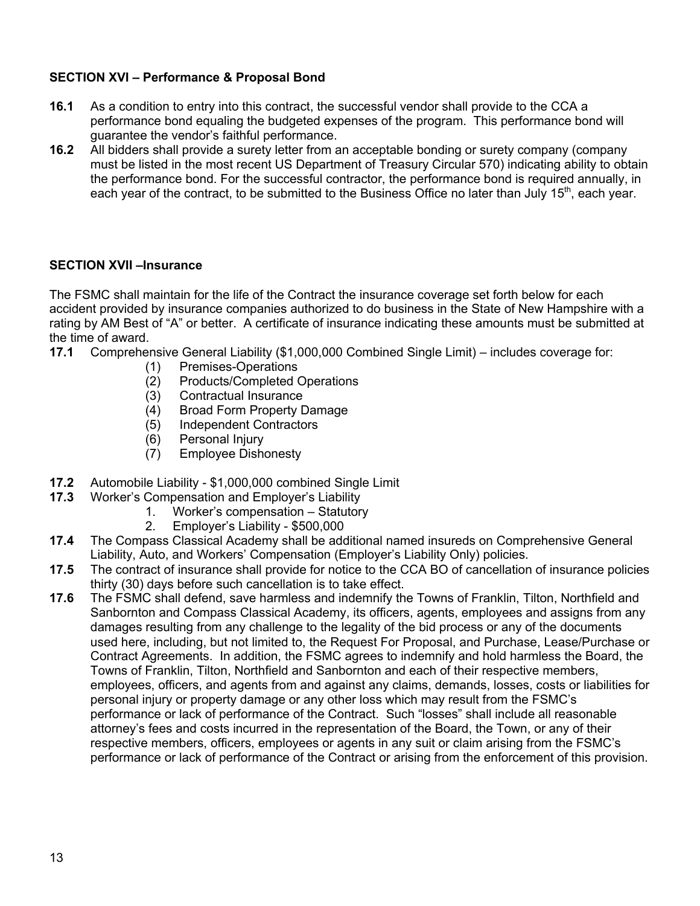**SECTION XVI – Performance & Proposal Bond**

**16.1** As a condition to entry into this contract, the successful vendor shall provide to the CCA a performance bond equaling the budgeted expenses of the program. This performance bond will guarantee the vendor's faithful performance.

**16.2** All bidders shall provide a surety letter from an acceptable bonding or surety company (company must be listed in the most recent US Department of Treasury Circular 570) indicating ability to obtain the performance bond. For the successful contractor, the performance bond is required annually, in each year of the contract, to be submitted to the Business Office no later than July 15th, each year.

**SECTION XVII –Insurance**

The FSMC shall maintain for the life of the Contract the insurance coverage set forth below for each accident provided by insurance companies authorized to do business in the State of New Hampshire with a rating by AM Best of "A" or better. A certificate of insurance indicating these amounts must be submitted at the time of award.

**17.1** Comprehensive General Liability ($1,000,000 Combined Single Limit) – includes coverage for:

(1) Premises-Operations
(2) Products/Completed Operations
(3) Contractual Insurance
(4) Broad Form Property Damage
(5) Independent Contractors
(6) Personal Injury
(7) Employee Dishonesty

**17.2** Automobile Liability - $1,000,000 combined Single Limit

**17.3** Worker's Compensation and Employer's Liability

1. Worker's compensation – Statutory
2. Employer's Liability - $500,000

**17.4** The Compass Classical Academy shall be additional named insureds on Comprehensive General Liability, Auto, and Workers' Compensation (Employer's Liability Only) policies.

**17.5** The contract of insurance shall provide for notice to the CCA BO of cancellation of insurance policies thirty (30) days before such cancellation is to take effect.

**17.6** The FSMC shall defend, save harmless and indemnify the Towns of Franklin, Tilton, Northfield and Sanbornton and Compass Classical Academy, its officers, agents, employees and assigns from any damages resulting from any challenge to the legality of the bid process or any of the documents used here, including, but not limited to, the Request For Proposal, and Purchase, Lease/Purchase or Contract Agreements. In addition, the FSMC agrees to indemnify and hold harmless the Board, the Towns of Franklin, Tilton, Northfield and Sanbornton and each of their respective members, employees, officers, and agents from and against any claims, demands, losses, costs or liabilities for personal injury or property damage or any other loss which may result from the FSMC's performance or lack of performance of the Contract. Such "losses" shall include all reasonable attorney's fees and costs incurred in the representation of the Board, the Town, or any of their respective members, officers, employees or agents in any suit or claim arising from the FSMC's performance or lack of performance of the Contract or arising from the enforcement of this provision.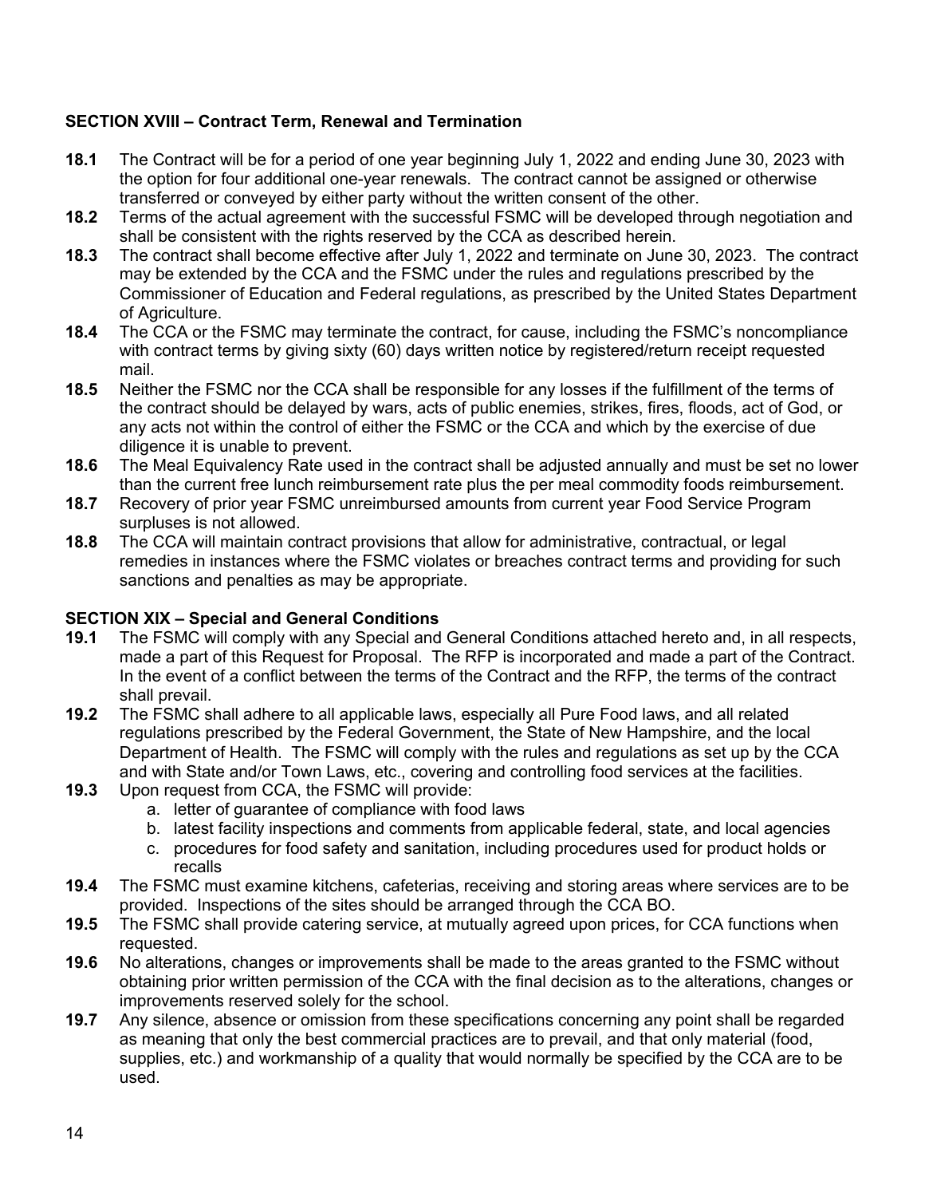**SECTION XVIII – Contract Term, Renewal and Termination**

**18.1** The Contract will be for a period of one year beginning July 1, 2022 and ending June 30, 2023 with the option for four additional one-year renewals. The contract cannot be assigned or otherwise transferred or conveyed by either party without the written consent of the other.

**18.2** Terms of the actual agreement with the successful FSMC will be developed through negotiation and shall be consistent with the rights reserved by the CCA as described herein.

**18.3** The contract shall become effective after July 1, 2022 and terminate on June 30, 2023. The contract may be extended by the CCA and the FSMC under the rules and regulations prescribed by the Commissioner of Education and Federal regulations, as prescribed by the United States Department of Agriculture.

**18.4** The CCA or the FSMC may terminate the contract, for cause, including the FSMC's noncompliance with contract terms by giving sixty (60) days written notice by registered/return receipt requested mail.

**18.5** Neither the FSMC nor the CCA shall be responsible for any losses if the fulfillment of the terms of the contract should be delayed by wars, acts of public enemies, strikes, fires, floods, act of God, or any acts not within the control of either the FSMC or the CCA and which by the exercise of due diligence it is unable to prevent.

**18.6** The Meal Equivalency Rate used in the contract shall be adjusted annually and must be set no lower than the current free lunch reimbursement rate plus the per meal commodity foods reimbursement.

**18.7** Recovery of prior year FSMC unreimbursed amounts from current year Food Service Program surpluses is not allowed.

**18.8** The CCA will maintain contract provisions that allow for administrative, contractual, or legal remedies in instances where the FSMC violates or breaches contract terms and providing for such sanctions and penalties as may be appropriate.

**SECTION XIX – Special and General Conditions**

**19.1** The FSMC will comply with any Special and General Conditions attached hereto and, in all respects, made a part of this Request for Proposal. The RFP is incorporated and made a part of the Contract. In the event of a conflict between the terms of the Contract and the RFP, the terms of the contract shall prevail.

**19.2** The FSMC shall adhere to all applicable laws, especially all Pure Food laws, and all related regulations prescribed by the Federal Government, the State of New Hampshire, and the local Department of Health. The FSMC will comply with the rules and regulations as set up by the CCA and with State and/or Town Laws, etc., covering and controlling food services at the facilities.

**19.3** Upon request from CCA, the FSMC will provide:

a. letter of guarantee of compliance with food laws
b. latest facility inspections and comments from applicable federal, state, and local agencies
c. procedures for food safety and sanitation, including procedures used for product holds or recalls

**19.4** The FSMC must examine kitchens, cafeterias, receiving and storing areas where services are to be provided. Inspections of the sites should be arranged through the CCA BO.

**19.5** The FSMC shall provide catering service, at mutually agreed upon prices, for CCA functions when requested.

**19.6** No alterations, changes or improvements shall be made to the areas granted to the FSMC without obtaining prior written permission of the CCA with the final decision as to the alterations, changes or improvements reserved solely for the school.

**19.7** Any silence, absence or omission from these specifications concerning any point shall be regarded as meaning that only the best commercial practices are to prevail, and that only material (food, supplies, etc.) and workmanship of a quality that would normally be specified by the CCA are to be used.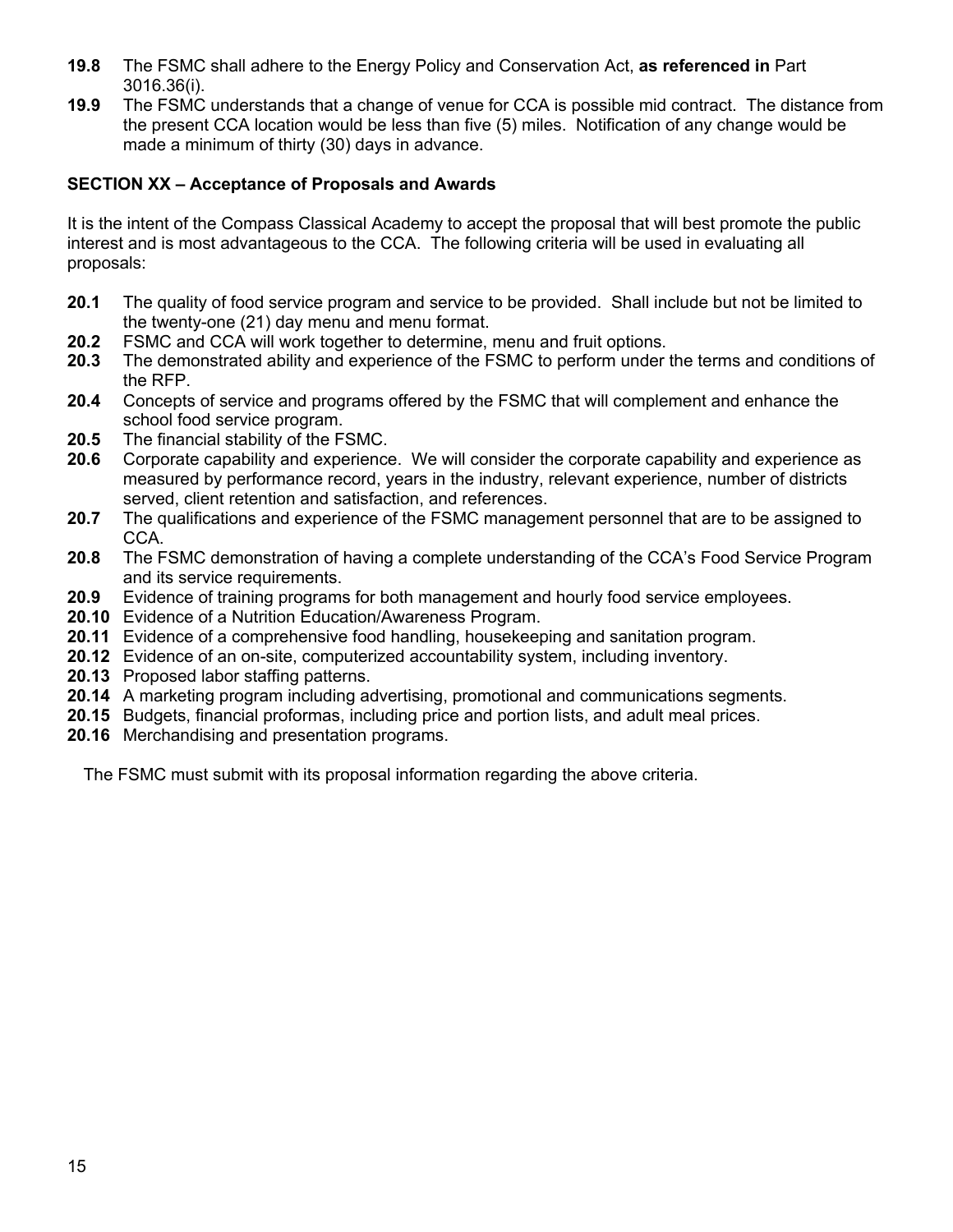**19.8** The FSMC shall adhere to the Energy Policy and Conservation Act, **as referenced in** Part 3016.36(i).

**19.9** The FSMC understands that a change of venue for CCA is possible mid contract. The distance from the present CCA location would be less than five (5) miles. Notification of any change would be made a minimum of thirty (30) days in advance.

### SECTION XX – Acceptance of Proposals and Awards

It is the intent of the Compass Classical Academy to accept the proposal that will best promote the public interest and is most advantageous to the CCA. The following criteria will be used in evaluating all proposals:

**20.1** The quality of food service program and service to be provided. Shall include but not be limited to the twenty-one (21) day menu and menu format.

**20.2** FSMC and CCA will work together to determine, menu and fruit options.

**20.3** The demonstrated ability and experience of the FSMC to perform under the terms and conditions of the RFP.

**20.4** Concepts of service and programs offered by the FSMC that will complement and enhance the school food service program.

**20.5** The financial stability of the FSMC.

**20.6** Corporate capability and experience. We will consider the corporate capability and experience as measured by performance record, years in the industry, relevant experience, number of districts served, client retention and satisfaction, and references.

**20.7** The qualifications and experience of the FSMC management personnel that are to be assigned to CCA.

**20.8** The FSMC demonstration of having a complete understanding of the CCA's Food Service Program and its service requirements.

**20.9** Evidence of training programs for both management and hourly food service employees.

**20.10** Evidence of a Nutrition Education/Awareness Program.

**20.11** Evidence of a comprehensive food handling, housekeeping and sanitation program.

**20.12** Evidence of an on-site, computerized accountability system, including inventory.

**20.13** Proposed labor staffing patterns.

**20.14** A marketing program including advertising, promotional and communications segments.

**20.15** Budgets, financial proformas, including price and portion lists, and adult meal prices.

**20.16** Merchandising and presentation programs.

The FSMC must submit with its proposal information regarding the above criteria.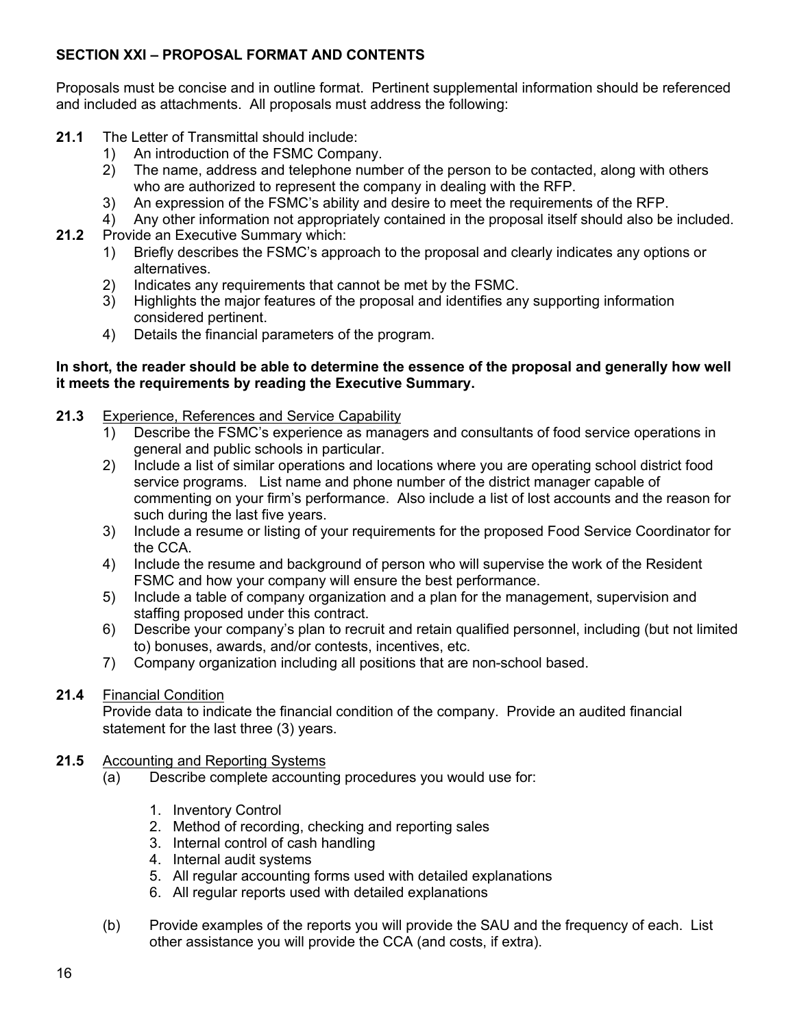**SECTION XXI – PROPOSAL FORMAT AND CONTENTS**

Proposals must be concise and in outline format. Pertinent supplemental information should be referenced and included as attachments. All proposals must address the following:

**21.1** The Letter of Transmittal should include:

1) An introduction of the FSMC Company.
2) The name, address and telephone number of the person to be contacted, along with others who are authorized to represent the company in dealing with the RFP.
3) An expression of the FSMC's ability and desire to meet the requirements of the RFP.
4) Any other information not appropriately contained in the proposal itself should also be included.

**21.2** Provide an Executive Summary which:

1) Briefly describes the FSMC's approach to the proposal and clearly indicates any options or alternatives.
2) Indicates any requirements that cannot be met by the FSMC.
3) Highlights the major features of the proposal and identifies any supporting information considered pertinent.
4) Details the financial parameters of the program.

**In short, the reader should be able to determine the essence of the proposal and generally how well it meets the requirements by reading the Executive Summary.**

**21.3** Experience, References and Service Capability

1) Describe the FSMC's experience as managers and consultants of food service operations in general and public schools in particular.
2) Include a list of similar operations and locations where you are operating school district food service programs. List name and phone number of the district manager capable of commenting on your firm's performance. Also include a list of lost accounts and the reason for such during the last five years.
3) Include a resume or listing of your requirements for the proposed Food Service Coordinator for the CCA.
4) Include the resume and background of person who will supervise the work of the Resident FSMC and how your company will ensure the best performance.
5) Include a table of company organization and a plan for the management, supervision and staffing proposed under this contract.
6) Describe your company's plan to recruit and retain qualified personnel, including (but not limited to) bonuses, awards, and/or contests, incentives, etc.
7) Company organization including all positions that are non-school based.

**21.4** Financial Condition

Provide data to indicate the financial condition of the company. Provide an audited financial statement for the last three (3) years.

**21.5** Accounting and Reporting Systems

(a) Describe complete accounting procedures you would use for:

1. Inventory Control
2. Method of recording, checking and reporting sales
3. Internal control of cash handling
4. Internal audit systems
5. All regular accounting forms used with detailed explanations
6. All regular reports used with detailed explanations

(b) Provide examples of the reports you will provide the SAU and the frequency of each. List other assistance you will provide the CCA (and costs, if extra).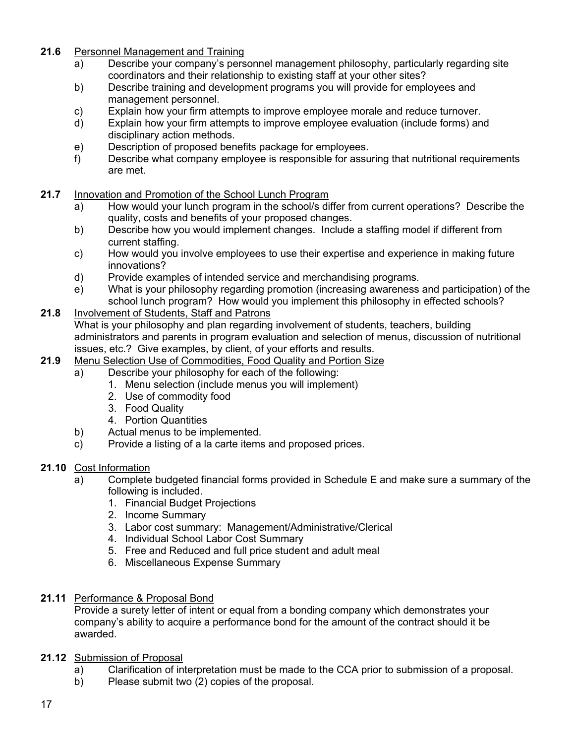**21.6** Personnel Management and Training

a) Describe your company's personnel management philosophy, particularly regarding site coordinators and their relationship to existing staff at your other sites?

b) Describe training and development programs you will provide for employees and management personnel.

c) Explain how your firm attempts to improve employee morale and reduce turnover.

d) Explain how your firm attempts to improve employee evaluation (include forms) and disciplinary action methods.

e) Description of proposed benefits package for employees.

f) Describe what company employee is responsible for assuring that nutritional requirements are met.

**21.7** Innovation and Promotion of the School Lunch Program

a) How would your lunch program in the school/s differ from current operations? Describe the quality, costs and benefits of your proposed changes.

b) Describe how you would implement changes. Include a staffing model if different from current staffing.

c) How would you involve employees to use their expertise and experience in making future innovations?

d) Provide examples of intended service and merchandising programs.

e) What is your philosophy regarding promotion (increasing awareness and participation) of the school lunch program? How would you implement this philosophy in effected schools?

**21.8** Involvement of Students, Staff and Patrons

What is your philosophy and plan regarding involvement of students, teachers, building administrators and parents in program evaluation and selection of menus, discussion of nutritional issues, etc.? Give examples, by client, of your efforts and results.

**21.9** Menu Selection Use of Commodities, Food Quality and Portion Size

a) Describe your philosophy for each of the following:
   1. Menu selection (include menus you will implement)
   2. Use of commodity food
   3. Food Quality
   4. Portion Quantities

b) Actual menus to be implemented.

c) Provide a listing of a la carte items and proposed prices.

**21.10** Cost Information

a) Complete budgeted financial forms provided in Schedule E and make sure a summary of the following is included.
   1. Financial Budget Projections
   2. Income Summary
   3. Labor cost summary: Management/Administrative/Clerical
   4. Individual School Labor Cost Summary
   5. Free and Reduced and full price student and adult meal
   6. Miscellaneous Expense Summary

**21.11** Performance & Proposal Bond

Provide a surety letter of intent or equal from a bonding company which demonstrates your company's ability to acquire a performance bond for the amount of the contract should it be awarded.

**21.12** Submission of Proposal

a) Clarification of interpretation must be made to the CCA prior to submission of a proposal.

b) Please submit two (2) copies of the proposal.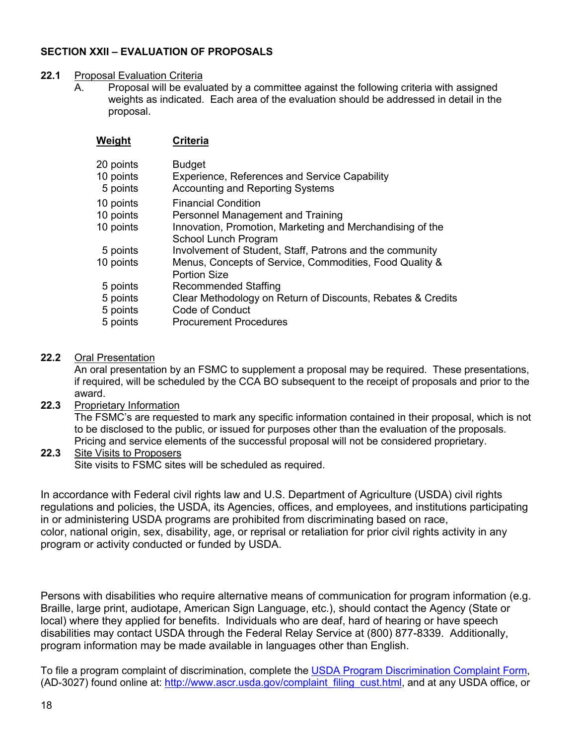**SECTION XXII – EVALUATION OF PROPOSALS**

**22.1** Proposal Evaluation Criteria

A. Proposal will be evaluated by a committee against the following criteria with assigned weights as indicated. Each area of the evaluation should be addressed in detail in the proposal.

| **Weight** | **Criteria** |
|---|---|
| 20 points | Budget |
| 10 points | Experience, References and Service Capability |
| 5 points | Accounting and Reporting Systems |
| 10 points | Financial Condition |
| 10 points | Personnel Management and Training |
| 10 points | Innovation, Promotion, Marketing and Merchandising of the School Lunch Program |
| 5 points | Involvement of Student, Staff, Patrons and the community |
| 10 points | Menus, Concepts of Service, Commodities, Food Quality & Portion Size |
| 5 points | Recommended Staffing |
| 5 points | Clear Methodology on Return of Discounts, Rebates & Credits |
| 5 points | Code of Conduct |
| 5 points | Procurement Procedures |

**22.2** Oral Presentation

An oral presentation by an FSMC to supplement a proposal may be required. These presentations, if required, will be scheduled by the CCA BO subsequent to the receipt of proposals and prior to the award.

**22.3** Proprietary Information

The FSMC's are requested to mark any specific information contained in their proposal, which is not to be disclosed to the public, or issued for purposes other than the evaluation of the proposals. Pricing and service elements of the successful proposal will not be considered proprietary.

**22.3** Site Visits to Proposers

Site visits to FSMC sites will be scheduled as required.

In accordance with Federal civil rights law and U.S. Department of Agriculture (USDA) civil rights regulations and policies, the USDA, its Agencies, offices, and employees, and institutions participating in or administering USDA programs are prohibited from discriminating based on race, color, national origin, sex, disability, age, or reprisal or retaliation for prior civil rights activity in any program or activity conducted or funded by USDA.

Persons with disabilities who require alternative means of communication for program information (e.g. Braille, large print, audiotape, American Sign Language, etc.), should contact the Agency (State or local) where they applied for benefits. Individuals who are deaf, hard of hearing or have speech disabilities may contact USDA through the Federal Relay Service at (800) 877-8339. Additionally, program information may be made available in languages other than English.

To file a program complaint of discrimination, complete the USDA Program Discrimination Complaint Form, (AD-3027) found online at: http://www.ascr.usda.gov/complaint_filing_cust.html, and at any USDA office, or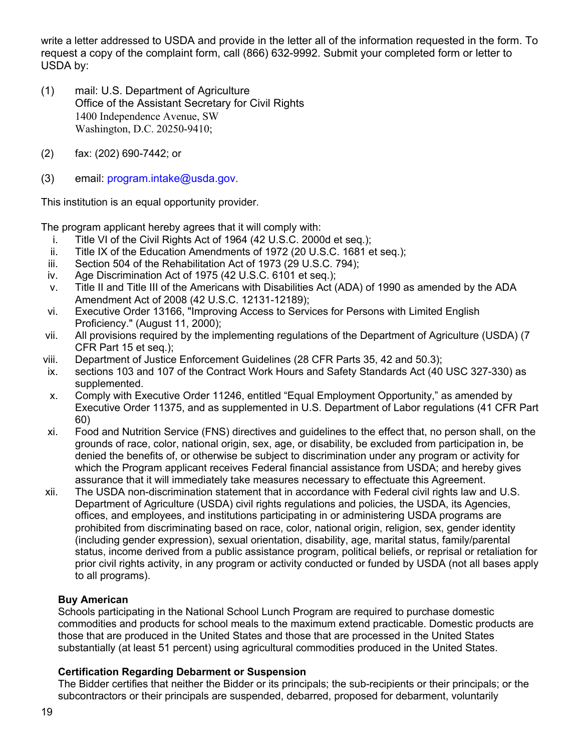write a letter addressed to USDA and provide in the letter all of the information requested in the form. To request a copy of the complaint form, call (866) 632-9992. Submit your completed form or letter to USDA by:

(1) mail: U.S. Department of Agriculture
Office of the Assistant Secretary for Civil Rights
1400 Independence Avenue, SW
Washington, D.C. 20250-9410;

(2) fax: (202) 690-7442; or

(3) email: program.intake@usda.gov.

This institution is an equal opportunity provider.

The program applicant hereby agrees that it will comply with:

i. Title VI of the Civil Rights Act of 1964 (42 U.S.C. 2000d et seq.);
ii. Title IX of the Education Amendments of 1972 (20 U.S.C. 1681 et seq.);
iii. Section 504 of the Rehabilitation Act of 1973 (29 U.S.C. 794);
iv. Age Discrimination Act of 1975 (42 U.S.C. 6101 et seq.);
v. Title II and Title III of the Americans with Disabilities Act (ADA) of 1990 as amended by the ADA Amendment Act of 2008 (42 U.S.C. 12131-12189);
vi. Executive Order 13166, "Improving Access to Services for Persons with Limited English Proficiency." (August 11, 2000);
vii. All provisions required by the implementing regulations of the Department of Agriculture (USDA) (7 CFR Part 15 et seq.);
viii. Department of Justice Enforcement Guidelines (28 CFR Parts 35, 42 and 50.3);
ix. sections 103 and 107 of the Contract Work Hours and Safety Standards Act (40 USC 327-330) as supplemented.
x. Comply with Executive Order 11246, entitled "Equal Employment Opportunity," as amended by Executive Order 11375, and as supplemented in U.S. Department of Labor regulations (41 CFR Part 60)
xi. Food and Nutrition Service (FNS) directives and guidelines to the effect that, no person shall, on the grounds of race, color, national origin, sex, age, or disability, be excluded from participation in, be denied the benefits of, or otherwise be subject to discrimination under any program or activity for which the Program applicant receives Federal financial assistance from USDA; and hereby gives assurance that it will immediately take measures necessary to effectuate this Agreement.
xii. The USDA non-discrimination statement that in accordance with Federal civil rights law and U.S. Department of Agriculture (USDA) civil rights regulations and policies, the USDA, its Agencies, offices, and employees, and institutions participating in or administering USDA programs are prohibited from discriminating based on race, color, national origin, religion, sex, gender identity (including gender expression), sexual orientation, disability, age, marital status, family/parental status, income derived from a public assistance program, political beliefs, or reprisal or retaliation for prior civil rights activity, in any program or activity conducted or funded by USDA (not all bases apply to all programs).

**Buy American**

Schools participating in the National School Lunch Program are required to purchase domestic commodities and products for school meals to the maximum extend practicable. Domestic products are those that are produced in the United States and those that are processed in the United States substantially (at least 51 percent) using agricultural commodities produced in the United States.

**Certification Regarding Debarment or Suspension**

The Bidder certifies that neither the Bidder or its principals; the sub-recipients or their principals; or the subcontractors or their principals are suspended, debarred, proposed for debarment, voluntarily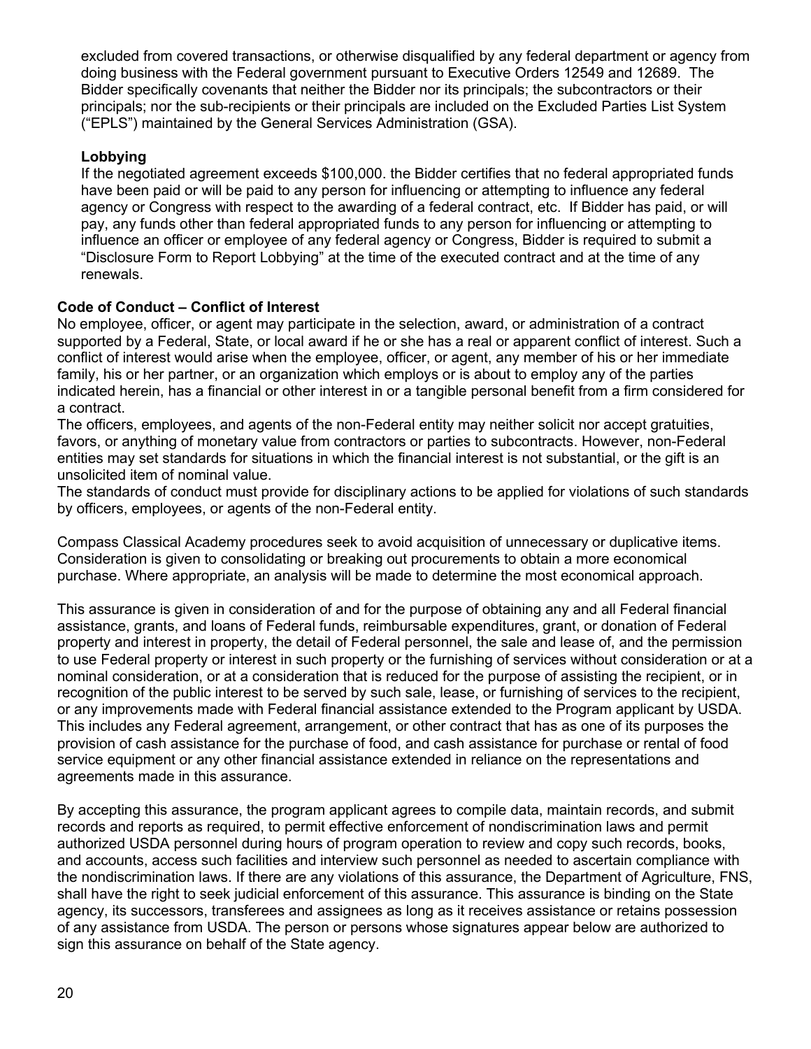excluded from covered transactions, or otherwise disqualified by any federal department or agency from doing business with the Federal government pursuant to Executive Orders 12549 and 12689. The Bidder specifically covenants that neither the Bidder nor its principals; the subcontractors or their principals; nor the sub-recipients or their principals are included on the Excluded Parties List System ("EPLS") maintained by the General Services Administration (GSA).

**Lobbying**

If the negotiated agreement exceeds $100,000. the Bidder certifies that no federal appropriated funds have been paid or will be paid to any person for influencing or attempting to influence any federal agency or Congress with respect to the awarding of a federal contract, etc. If Bidder has paid, or will pay, any funds other than federal appropriated funds to any person for influencing or attempting to influence an officer or employee of any federal agency or Congress, Bidder is required to submit a "Disclosure Form to Report Lobbying" at the time of the executed contract and at the time of any renewals.

**Code of Conduct – Conflict of Interest**

No employee, officer, or agent may participate in the selection, award, or administration of a contract supported by a Federal, State, or local award if he or she has a real or apparent conflict of interest. Such a conflict of interest would arise when the employee, officer, or agent, any member of his or her immediate family, his or her partner, or an organization which employs or is about to employ any of the parties indicated herein, has a financial or other interest in or a tangible personal benefit from a firm considered for a contract.

The officers, employees, and agents of the non-Federal entity may neither solicit nor accept gratuities, favors, or anything of monetary value from contractors or parties to subcontracts. However, non-Federal entities may set standards for situations in which the financial interest is not substantial, or the gift is an unsolicited item of nominal value.

The standards of conduct must provide for disciplinary actions to be applied for violations of such standards by officers, employees, or agents of the non-Federal entity.

Compass Classical Academy procedures seek to avoid acquisition of unnecessary or duplicative items. Consideration is given to consolidating or breaking out procurements to obtain a more economical purchase. Where appropriate, an analysis will be made to determine the most economical approach.

This assurance is given in consideration of and for the purpose of obtaining any and all Federal financial assistance, grants, and loans of Federal funds, reimbursable expenditures, grant, or donation of Federal property and interest in property, the detail of Federal personnel, the sale and lease of, and the permission to use Federal property or interest in such property or the furnishing of services without consideration or at a nominal consideration, or at a consideration that is reduced for the purpose of assisting the recipient, or in recognition of the public interest to be served by such sale, lease, or furnishing of services to the recipient, or any improvements made with Federal financial assistance extended to the Program applicant by USDA. This includes any Federal agreement, arrangement, or other contract that has as one of its purposes the provision of cash assistance for the purchase of food, and cash assistance for purchase or rental of food service equipment or any other financial assistance extended in reliance on the representations and agreements made in this assurance.

By accepting this assurance, the program applicant agrees to compile data, maintain records, and submit records and reports as required, to permit effective enforcement of nondiscrimination laws and permit authorized USDA personnel during hours of program operation to review and copy such records, books, and accounts, access such facilities and interview such personnel as needed to ascertain compliance with the nondiscrimination laws. If there are any violations of this assurance, the Department of Agriculture, FNS, shall have the right to seek judicial enforcement of this assurance. This assurance is binding on the State agency, its successors, transferees and assignees as long as it receives assistance or retains possession of any assistance from USDA. The person or persons whose signatures appear below are authorized to sign this assurance on behalf of the State agency.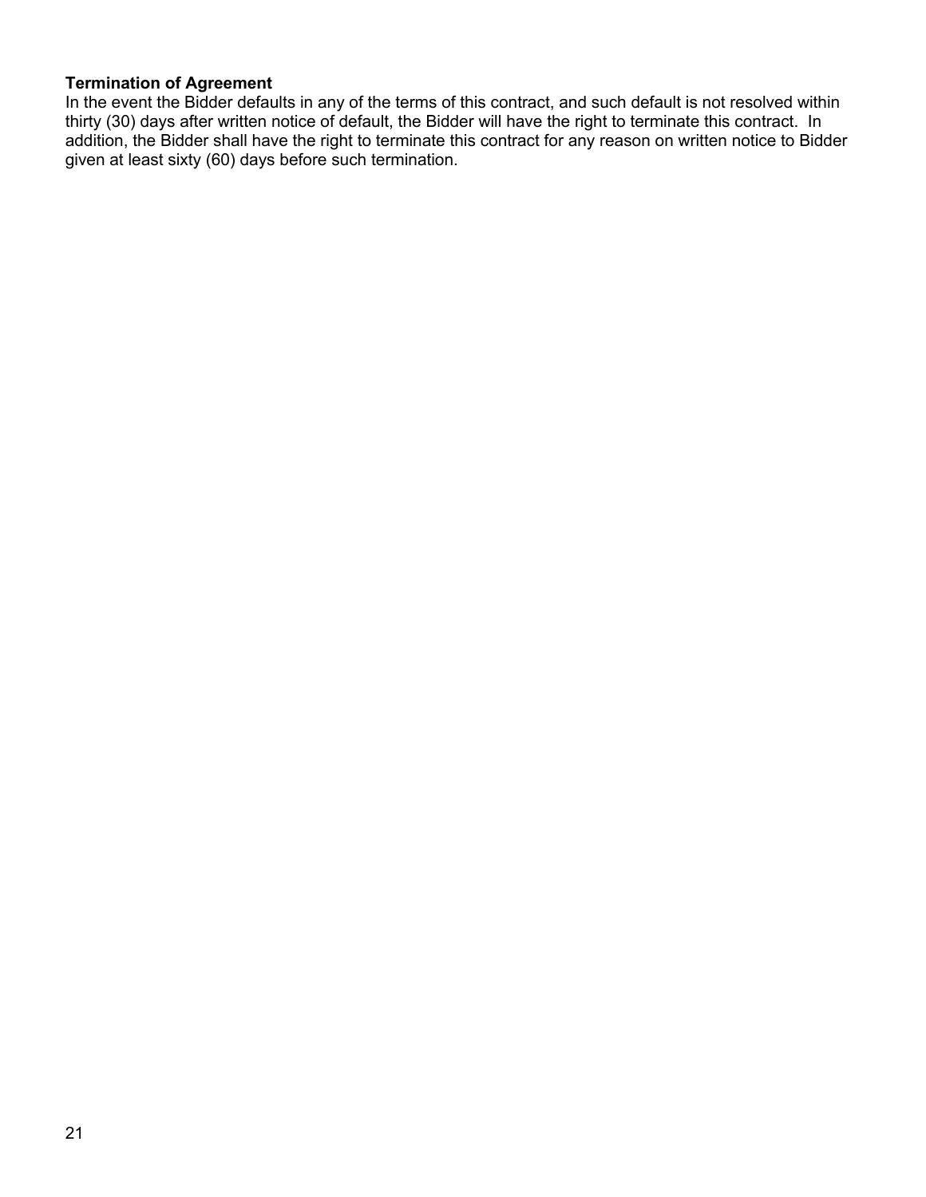**Termination of Agreement**

In the event the Bidder defaults in any of the terms of this contract, and such default is not resolved within thirty (30) days after written notice of default, the Bidder will have the right to terminate this contract. In addition, the Bidder shall have the right to terminate this contract for any reason on written notice to Bidder given at least sixty (60) days before such termination.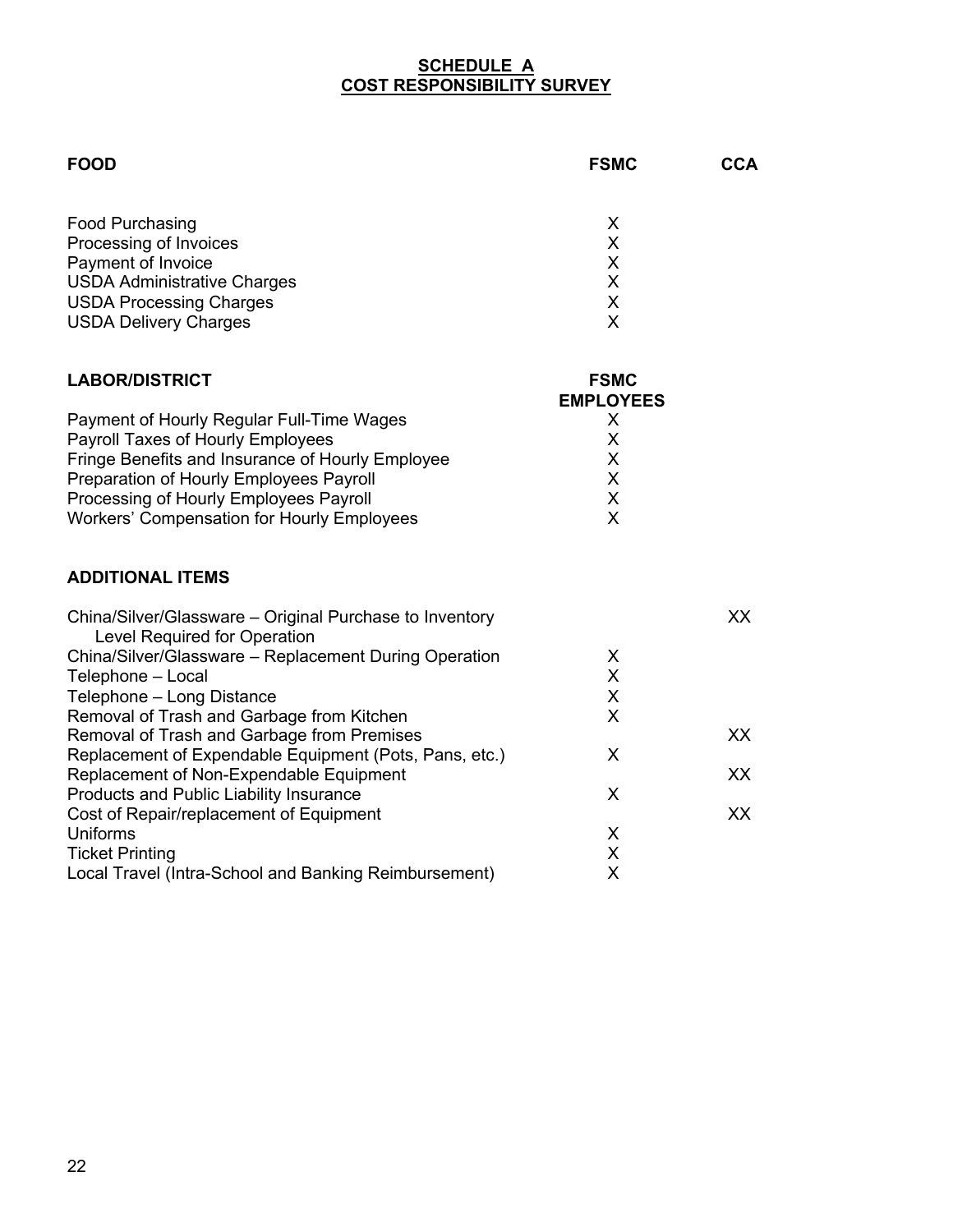# SCHEDULE A
## COST RESPONSIBILITY SURVEY

| FOOD | FSMC | CCA |
|---|---|---|
| Food Purchasing | X | |
| Processing of Invoices | X | |
| Payment of Invoice | X | |
| USDA Administrative Charges | X | |
| USDA Processing Charges | X | |
| USDA Delivery Charges | X | |

| LABOR/DISTRICT | FSMC EMPLOYEES |
|---|---|
| Payment of Hourly Regular Full-Time Wages | X |
| Payroll Taxes of Hourly Employees | X |
| Fringe Benefits and Insurance of Hourly Employee | X |
| Preparation of Hourly Employees Payroll | X |
| Processing of Hourly Employees Payroll | X |
| Workers' Compensation for Hourly Employees | X |

| ADDITIONAL ITEMS | | |
|---|---|---|
| China/Silver/Glassware – Original Purchase to Inventory Level Required for Operation | | XX |
| China/Silver/Glassware – Replacement During Operation | X | |
| Telephone – Local | X | |
| Telephone – Long Distance | X | |
| Removal of Trash and Garbage from Kitchen | X | |
| Removal of Trash and Garbage from Premises | | XX |
| Replacement of Expendable Equipment (Pots, Pans, etc.) | X | |
| Replacement of Non-Expendable Equipment | | XX |
| Products and Public Liability Insurance | X | |
| Cost of Repair/replacement of Equipment | | XX |
| Uniforms | X | |
| Ticket Printing | X | |
| Local Travel (Intra-School and Banking Reimbursement) | X | |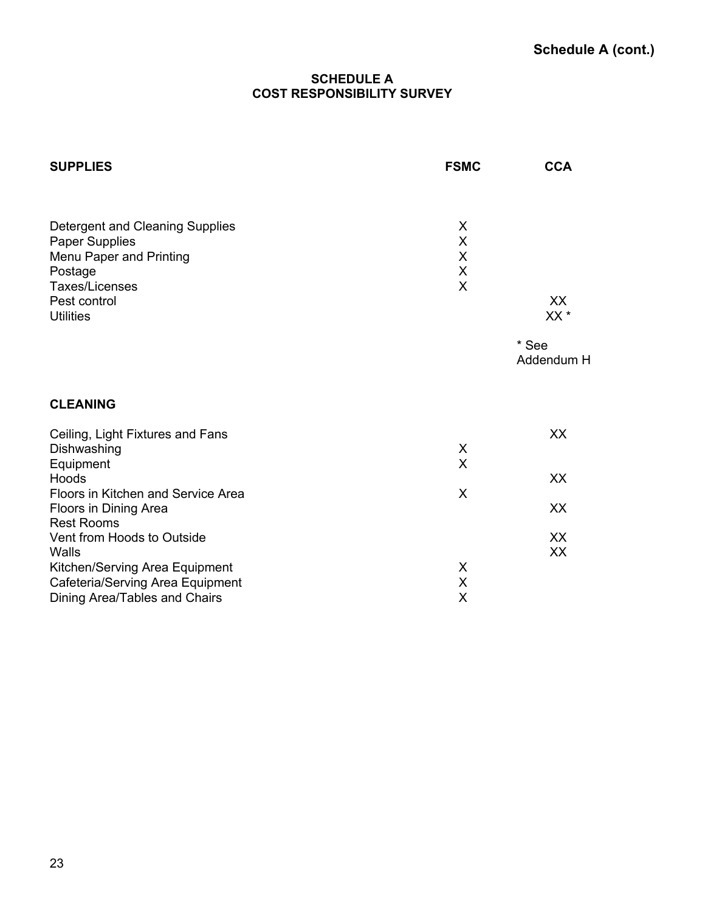Schedule A (cont.)

## SCHEDULE A
## COST RESPONSIBILITY SURVEY

| SUPPLIES | FSMC | CCA |
|---|---|---|
| Detergent and Cleaning Supplies | X | |
| Paper Supplies | X | |
| Menu Paper and Printing | X | |
| Postage | X | |
| Taxes/Licenses | X | |
| Pest control | | XX |
| Utilities | | XX * |
| | | * See Addendum H |

| CLEANING | FSMC | CCA |
|---|---|---|
| Ceiling, Light Fixtures and Fans | | XX |
| Dishwashing | X | |
| Equipment | X | |
| Hoods | | XX |
| Floors in Kitchen and Service Area | X | |
| Floors in Dining Area | | XX |
| Rest Rooms | | |
| Vent from Hoods to Outside | | XX |
| Walls | | XX |
| Kitchen/Serving Area Equipment | X | |
| Cafeteria/Serving Area Equipment | X | |
| Dining Area/Tables and Chairs | X | |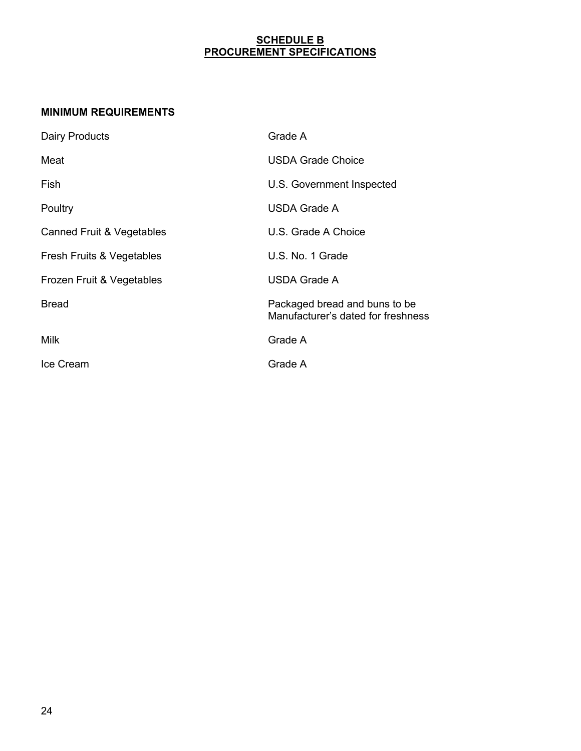# SCHEDULE B
# PROCUREMENT SPECIFICATIONS

**MINIMUM REQUIREMENTS**

| | |
|---|---|
| Dairy Products | Grade A |
| Meat | USDA Grade Choice |
| Fish | U.S. Government Inspected |
| Poultry | USDA Grade A |
| Canned Fruit & Vegetables | U.S. Grade A Choice |
| Fresh Fruits & Vegetables | U.S. No. 1 Grade |
| Frozen Fruit & Vegetables | USDA Grade A |
| Bread | Packaged bread and buns to be Manufacturer's dated for freshness |
| Milk | Grade A |
| Ice Cream | Grade A |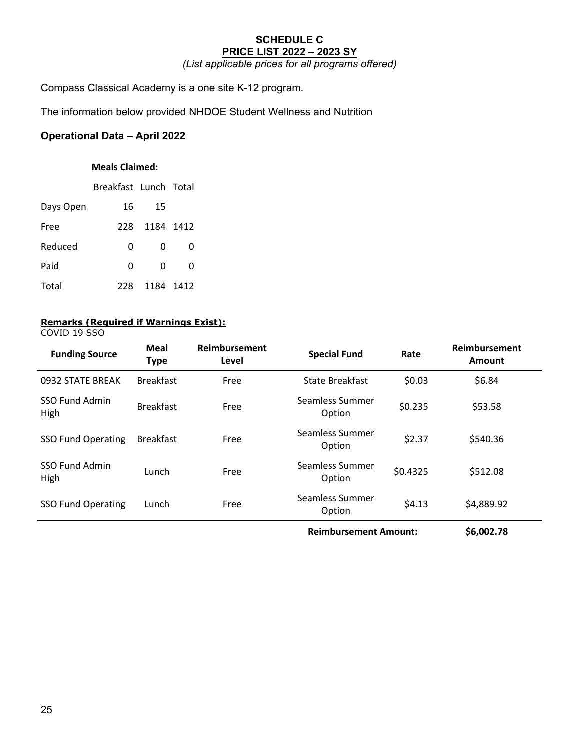**SCHEDULE C**
**PRICE LIST 2022 – 2023 SY**
*(List applicable prices for all programs offered)*

Compass Classical Academy is a one site K-12 program.

The information below provided NHDOE Student Wellness and Nutrition

**Operational Data – April 2022**

**Meals Claimed:**

| | Breakfast | Lunch | Total |
|---|---|---|---|
| Days Open | 16 | 15 | |
| Free | 228 | 1184 | 1412 |
| Reduced | 0 | 0 | 0 |
| Paid | 0 | 0 | 0 |
| Total | 228 | 1184 | 1412 |

**Remarks (Required if Warnings Exist):**
COVID 19 SSO

| Funding Source | Meal Type | Reimbursement Level | Special Fund | Rate | Reimbursement Amount |
|---|---|---|---|---|---|
| 0932 STATE BREAK | Breakfast | Free | State Breakfast | $0.03 | $6.84 |
| SSO Fund Admin High | Breakfast | Free | Seamless Summer Option | $0.235 | $53.58 |
| SSO Fund Operating | Breakfast | Free | Seamless Summer Option | $2.37 | $540.36 |
| SSO Fund Admin High | Lunch | Free | Seamless Summer Option | $0.4325 | $512.08 |
| SSO Fund Operating | Lunch | Free | Seamless Summer Option | $4.13 | $4,889.92 |
| | | | **Reimbursement Amount:** | | **$6,002.78** |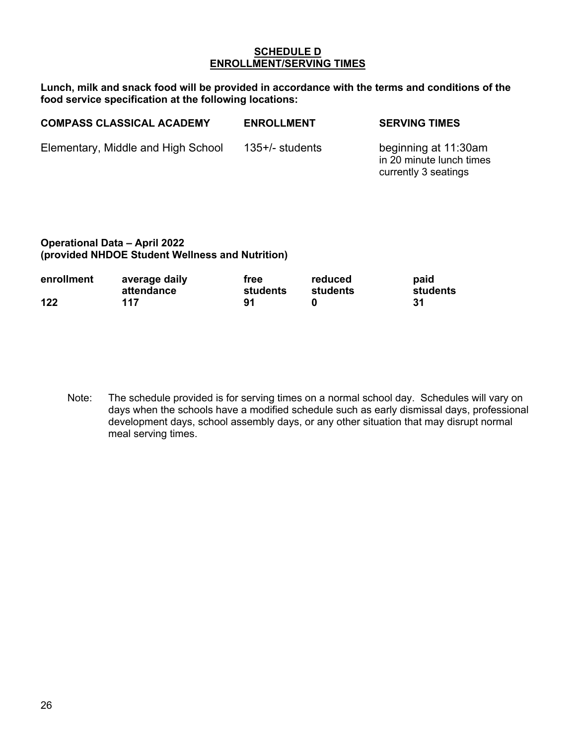## SCHEDULE D
## ENROLLMENT/SERVING TIMES

**Lunch, milk and snack food will be provided in accordance with the terms and conditions of the food service specification at the following locations:**

| COMPASS CLASSICAL ACADEMY | ENROLLMENT | SERVING TIMES |
|---|---|---|
| Elementary, Middle and High School | 135+/- students | beginning at 11:30am<br>in 20 minute lunch times<br>currently 3 seatings |

**Operational Data – April 2022**
**(provided NHDOE Student Wellness and Nutrition)**

| enrollment | average daily attendance | free students | reduced students | paid students |
|---|---|---|---|---|
| **122** | **117** | **91** | **0** | **31** |

Note: The schedule provided is for serving times on a normal school day. Schedules will vary on days when the schools have a modified schedule such as early dismissal days, professional development days, school assembly days, or any other situation that may disrupt normal meal serving times.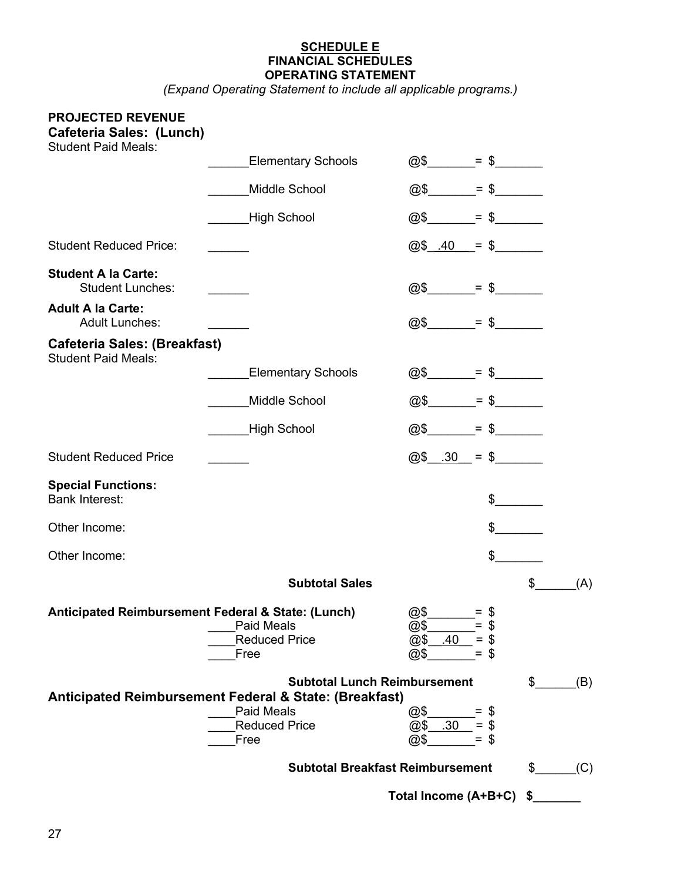**SCHEDULE E**
**FINANCIAL SCHEDULES**
**OPERATING STATEMENT**
*(Expand Operating Statement to include all applicable programs.)*

**PROJECTED REVENUE**

**Cafeteria Sales: (Lunch)**

Student Paid Meals:

| | | | |
|---|---|---|---|
| | ______Elementary Schools | @$_______= | $_______ |
| | ______Middle School | @$_______= | $_______ |
| | ______High School | @$_______= | $_______ |
| Student Reduced Price: | ______ | @$__.40__= | $_______ |
| **Student A la Carte:** Student Lunches: | ______ | @$_______= | $_______ |
| **Adult A la Carte:** Adult Lunches: | ______ | @$_______= | $_______ |

**Cafeteria Sales: (Breakfast)**

Student Paid Meals:

| | | | |
|---|---|---|---|
| | ______Elementary Schools | @$_______= | $_______ |
| | ______Middle School | @$_______= | $_______ |
| | ______High School | @$_______= | $_______ |
| Student Reduced Price | ______ | @$__.30__= | $_______ |

**Special Functions:**

| | |
|---|---|
| Bank Interest: | $_______ |
| Other Income: | $_______ |
| Other Income: | $_______ |

**Subtotal Sales** $______(A)

**Anticipated Reimbursement Federal & State: (Lunch)**

| | | |
|---|---|---|
| ____Paid Meals | @$_______= | $ |
| ____Reduced Price | @$__.40__= | $ |
| ____Free | @$_______= | $ |

**Subtotal Lunch Reimbursement** $______(B)

**Anticipated Reimbursement Federal & State: (Breakfast)**

| | | |
|---|---|---|
| ____Paid Meals | @$_______= | $ |
| ____Reduced Price | @$__.30__= | $ |
| ____Free | @$_______= | $ |

**Subtotal Breakfast Reimbursement** $______(C)

**Total Income (A+B+C) $_______**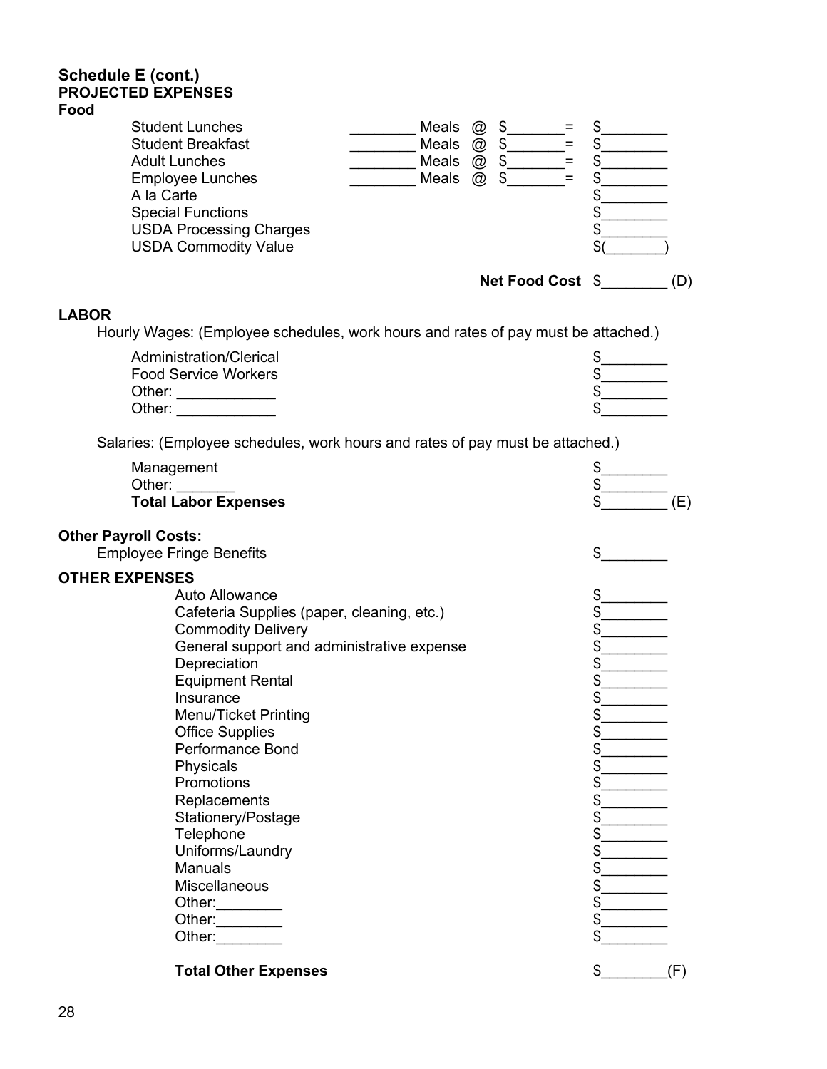**Schedule E (cont.)**
**PROJECTED EXPENSES**
**Food**

| | | | | |
|---|---|---|---|---|
| Student Lunches | ________ Meals | @ $_______ = | $________ | |
| Student Breakfast | ________ Meals | @ $_______ = | $________ | |
| Adult Lunches | ________ Meals | @ $_______ = | $________ | |
| Employee Lunches | ________ Meals | @ $_______ = | $________ | |
| A la Carte | | | $________ | |
| Special Functions | | | $________ | |
| USDA Processing Charges | | | $________ | |
| USDA Commodity Value | | | $(_______) | |
| | | **Net Food Cost** | $________ | (D) |

**LABOR**

Hourly Wages: (Employee schedules, work hours and rates of pay must be attached.)

| | | |
|---|---|---|
| Administration/Clerical | $________ | |
| Food Service Workers | $________ | |
| Other: ____________ | $________ | |
| Other: ____________ | $________ | |

Salaries: (Employee schedules, work hours and rates of pay must be attached.)

| | | |
|---|---|---|
| Management | $________ | |
| Other: _______ | $________ | |
| **Total Labor Expenses** | $________ | (E) |

**Other Payroll Costs:**

| | |
|---|---|
| Employee Fringe Benefits | $________ |

**OTHER EXPENSES**

| | | |
|---|---|---|
| Auto Allowance | $________ | |
| Cafeteria Supplies (paper, cleaning, etc.) | $________ | |
| Commodity Delivery | $________ | |
| General support and administrative expense | $________ | |
| Depreciation | $________ | |
| Equipment Rental | $________ | |
| Insurance | $________ | |
| Menu/Ticket Printing | $________ | |
| Office Supplies | $________ | |
| Performance Bond | $________ | |
| Physicals | $________ | |
| Promotions | $________ | |
| Replacements | $________ | |
| Stationery/Postage | $________ | |
| Telephone | $________ | |
| Uniforms/Laundry | $________ | |
| Manuals | $________ | |
| Miscellaneous | $________ | |
| Other:________ | $________ | |
| Other:________ | $________ | |
| Other:________ | $________ | |
| **Total Other Expenses** | $________ | (F) |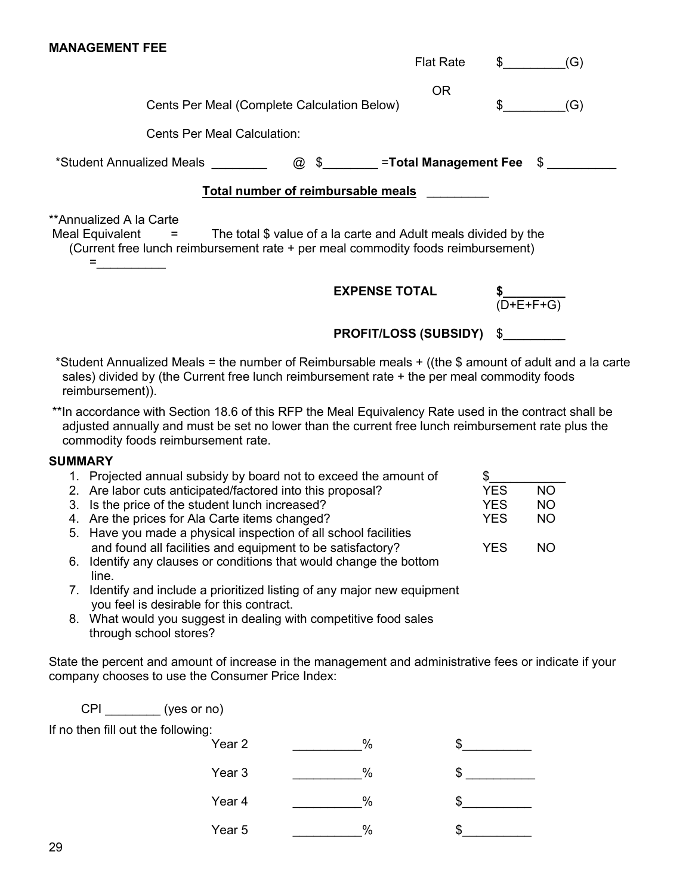**MANAGEMENT FEE**

Flat Rate $________(G)

OR

Cents Per Meal (Complete Calculation Below) $________(G)

Cents Per Meal Calculation:

*Student Annualized Meals ________ @ $________ =**Total Management Fee** $ __________

**Total number of reimbursable meals** _________

**Annualized A la Carte Meal Equivalent = The total $ value of a la carte and Adult meals divided by the (Current free lunch reimbursement rate + per meal commodity foods reimbursement) =__________

**EXPENSE TOTAL** $________ (D+E+F+G)

**PROFIT/LOSS (SUBSIDY)** $________

*Student Annualized Meals = the number of Reimbursable meals + ((the $ amount of adult and a la carte sales) divided by (the Current free lunch reimbursement rate + the per meal commodity foods reimbursement)).

**In accordance with Section 18.6 of this RFP the Meal Equivalency Rate used in the contract shall be adjusted annually and must be set no lower than the current free lunch reimbursement rate plus the commodity foods reimbursement rate.

**SUMMARY**

1. Projected annual subsidy by board not to exceed the amount of $___________
2. Are labor cuts anticipated/factored into this proposal? YES NO
3. Is the price of the student lunch increased? YES NO
4. Are the prices for Ala Carte items changed? YES NO
5. Have you made a physical inspection of all school facilities and found all facilities and equipment to be satisfactory? YES NO
6. Identify any clauses or conditions that would change the bottom line.
7. Identify and include a prioritized listing of any major new equipment you feel is desirable for this contract.
8. What would you suggest in dealing with competitive food sales through school stores?

State the percent and amount of increase in the management and administrative fees or indicate if your company chooses to use the Consumer Price Index:

CPI ________ (yes or no)

If no then fill out the following:

| | | |
|---|---|---|
| Year 2 | _________% | $__________ |
| Year 3 | _________% | $ __________ |
| Year 4 | _________% | $__________ |
| Year 5 | _________% | $__________ |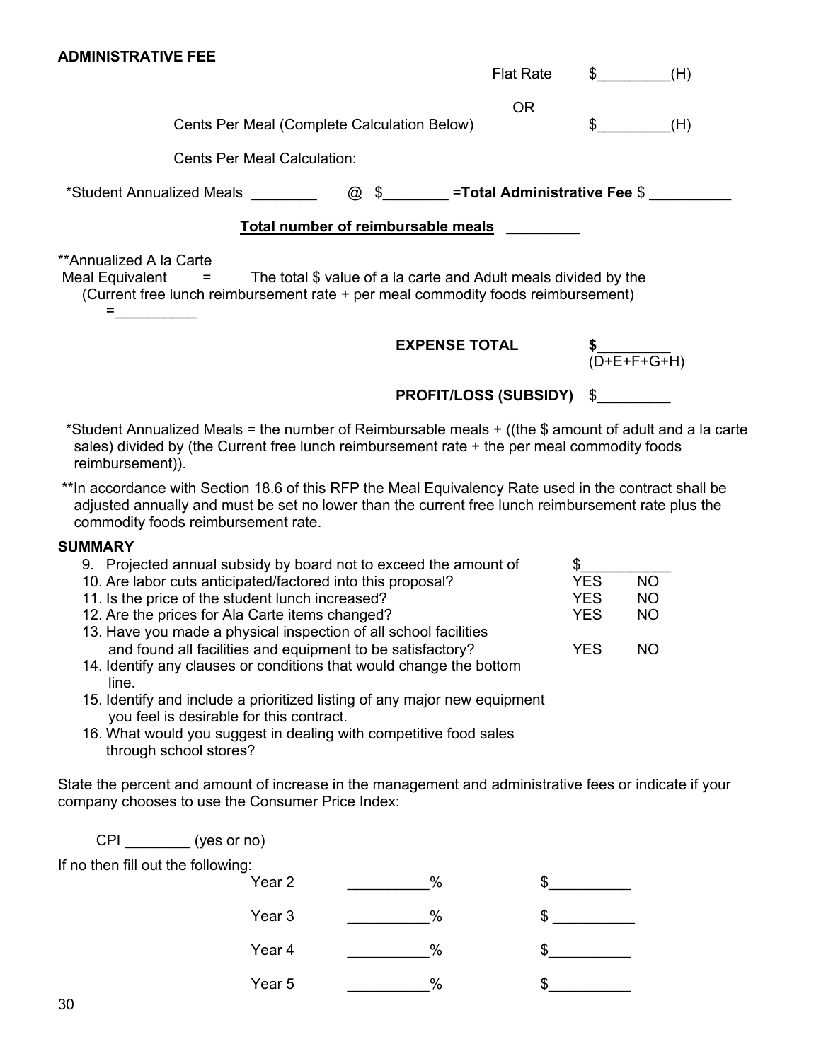**ADMINISTRATIVE FEE**

Flat Rate $________(H)

OR

Cents Per Meal (Complete Calculation Below) $________(H)

Cents Per Meal Calculation:

*Student Annualized Meals ________ @ $________ =**Total Administrative Fee** $ __________

**Total number of reimbursable meals** _________

**Annualized A la Carte Meal Equivalent = The total $ value of a la carte and Adult meals divided by the (Current free lunch reimbursement rate + per meal commodity foods reimbursement) =__________

**EXPENSE TOTAL** **$_________** (D+E+F+G+H)

**PROFIT/LOSS (SUBSIDY)** $_________

*Student Annualized Meals = the number of Reimbursable meals + ((the $ amount of adult and a la carte sales) divided by (the Current free lunch reimbursement rate + the per meal commodity foods reimbursement)).

**In accordance with Section 18.6 of this RFP the Meal Equivalency Rate used in the contract shall be adjusted annually and must be set no lower than the current free lunch reimbursement rate plus the commodity foods reimbursement rate.

**SUMMARY**

9. Projected annual subsidy by board not to exceed the amount of $___________
10. Are labor cuts anticipated/factored into this proposal? YES NO
11. Is the price of the student lunch increased? YES NO
12. Are the prices for Ala Carte items changed? YES NO
13. Have you made a physical inspection of all school facilities and found all facilities and equipment to be satisfactory? YES NO
14. Identify any clauses or conditions that would change the bottom line.
15. Identify and include a prioritized listing of any major new equipment you feel is desirable for this contract.
16. What would you suggest in dealing with competitive food sales through school stores?

State the percent and amount of increase in the management and administrative fees or indicate if your company chooses to use the Consumer Price Index:

CPI ________ (yes or no)

If no then fill out the following:

| | | |
|---|---|---|
| Year 2 | __________% | $__________ |
| Year 3 | __________% | $ __________ |
| Year 4 | __________% | $__________ |
| Year 5 | __________% | $__________ |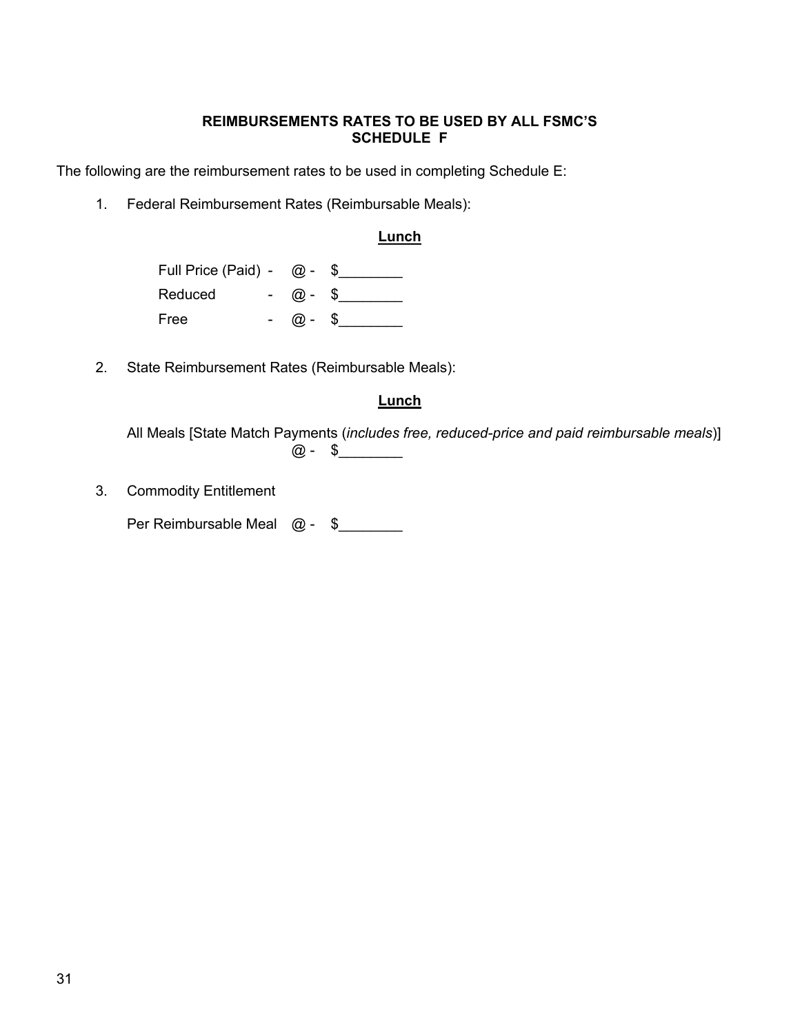**REIMBURSEMENTS RATES TO BE USED BY ALL FSMC'S**
**SCHEDULE F**

The following are the reimbursement rates to be used in completing Schedule E:

1. Federal Reimbursement Rates (Reimbursable Meals):

   **Lunch**

   Full Price (Paid) - @ - $________
   Reduced - @ - $________
   Free - @ - $________

2. State Reimbursement Rates (Reimbursable Meals):

   **Lunch**

   All Meals [State Match Payments (*includes free, reduced-price and paid reimbursable meals*)]
   @ - $________

3. Commodity Entitlement

   Per Reimbursable Meal @ - $________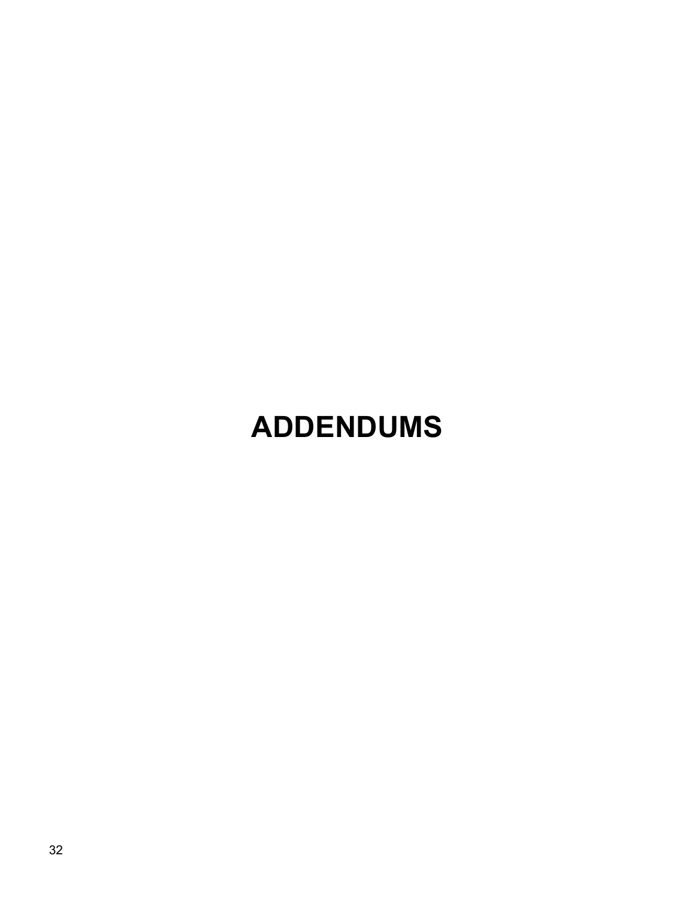# ADDENDUMS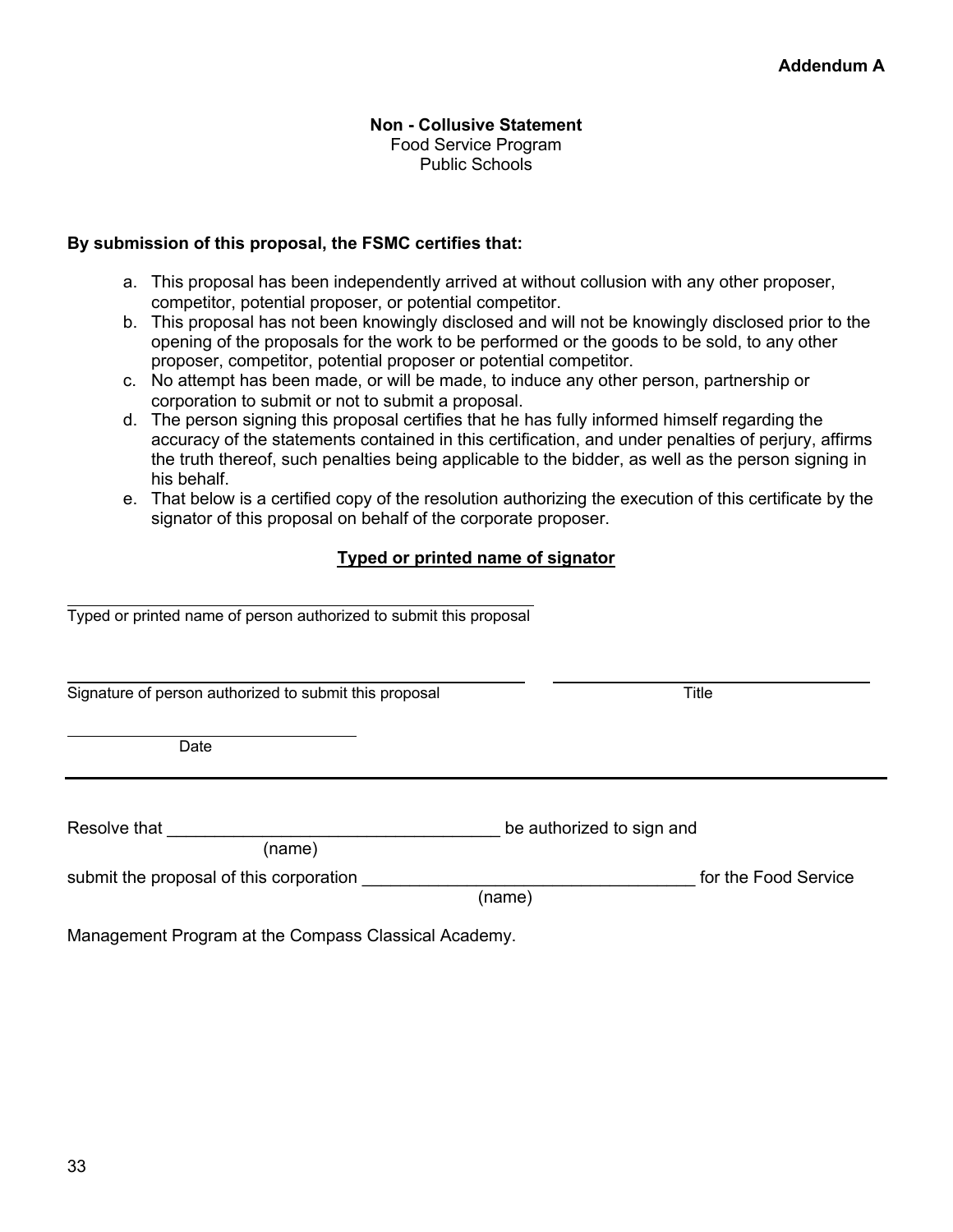**Addendum A**

## Non - Collusive Statement

Food Service Program
Public Schools

**By submission of this proposal, the FSMC certifies that:**

a. This proposal has been independently arrived at without collusion with any other proposer, competitor, potential proposer, or potential competitor.
b. This proposal has not been knowingly disclosed and will not be knowingly disclosed prior to the opening of the proposals for the work to be performed or the goods to be sold, to any other proposer, competitor, potential proposer or potential competitor.
c. No attempt has been made, or will be made, to induce any other person, partnership or corporation to submit or not to submit a proposal.
d. The person signing this proposal certifies that he has fully informed himself regarding the accuracy of the statements contained in this certification, and under penalties of perjury, affirms the truth thereof, such penalties being applicable to the bidder, as well as the person signing in his behalf.
e. That below is a certified copy of the resolution authorizing the execution of this certificate by the signator of this proposal on behalf of the corporate proposer.

**Typed or printed name of signator**

\_\_\_\_\_\_\_\_\_\_\_\_\_\_\_\_\_\_\_\_\_\_\_\_\_\_\_\_\_\_\_\_\_\_\_\_\_\_\_\_\_\_\_\_
Typed or printed name of person authorized to submit this proposal

\_\_\_\_\_\_\_\_\_\_\_\_\_\_\_\_\_\_\_\_\_\_\_\_\_\_\_\_\_\_\_\_\_\_\_\_\_\_\_\_\_\_\_\_ \_\_\_\_\_\_\_\_\_\_\_\_\_\_\_\_\_\_\_\_\_\_\_\_\_\_\_\_\_\_
Signature of person authorized to submit this proposal Title

\_\_\_\_\_\_\_\_\_\_\_\_\_\_\_\_\_\_\_\_\_\_\_\_\_\_\_\_\_\_
Date

---

Resolve that \_\_\_\_\_\_\_\_\_\_\_\_\_\_\_\_\_\_\_\_\_\_\_\_\_\_\_\_\_\_\_\_\_\_\_\_ be authorized to sign and
(name)

submit the proposal of this corporation \_\_\_\_\_\_\_\_\_\_\_\_\_\_\_\_\_\_\_\_\_\_\_\_\_\_\_\_\_\_\_\_\_\_\_\_ for the Food Service
(name)

Management Program at the Compass Classical Academy.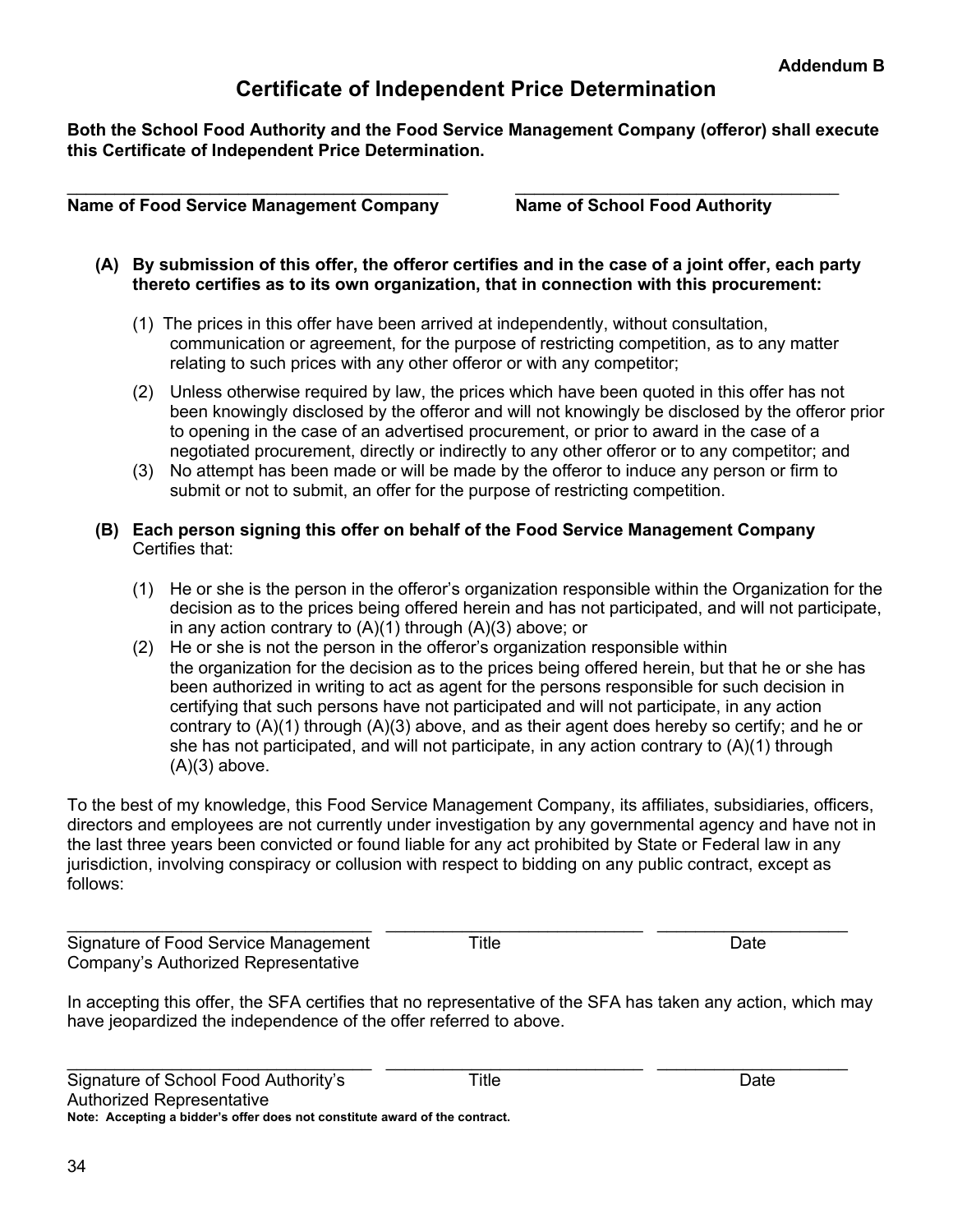Addendum B

# Certificate of Independent Price Determination

**Both the School Food Authority and the Food Service Management Company (offeror) shall execute this Certificate of Independent Price Determination.**

\_\_\_\_\_\_\_\_\_\_\_\_\_\_\_\_\_\_\_\_\_\_\_\_\_\_\_\_\_\_\_\_\_\_\_\_\_\_\_\_ **Name of Food Service Management Company**

\_\_\_\_\_\_\_\_\_\_\_\_\_\_\_\_\_\_\_\_\_\_\_\_\_\_\_\_\_\_\_\_\_\_\_\_ **Name of School Food Authority**

**(A) By submission of this offer, the offeror certifies and in the case of a joint offer, each party thereto certifies as to its own organization, that in connection with this procurement:**

(1) The prices in this offer have been arrived at independently, without consultation, communication or agreement, for the purpose of restricting competition, as to any matter relating to such prices with any other offeror or with any competitor;

(2) Unless otherwise required by law, the prices which have been quoted in this offer has not been knowingly disclosed by the offeror and will not knowingly be disclosed by the offeror prior to opening in the case of an advertised procurement, or prior to award in the case of a negotiated procurement, directly or indirectly to any other offeror or to any competitor; and

(3) No attempt has been made or will be made by the offeror to induce any person or firm to submit or not to submit, an offer for the purpose of restricting competition.

**(B) Each person signing this offer on behalf of the Food Service Management Company** Certifies that:

(1) He or she is the person in the offeror's organization responsible within the Organization for the decision as to the prices being offered herein and has not participated, and will not participate, in any action contrary to (A)(1) through (A)(3) above; or

(2) He or she is not the person in the offeror's organization responsible within the organization for the decision as to the prices being offered herein, but that he or she has been authorized in writing to act as agent for the persons responsible for such decision in certifying that such persons have not participated and will not participate, in any action contrary to (A)(1) through (A)(3) above, and as their agent does hereby so certify; and he or she has not participated, and will not participate, in any action contrary to (A)(1) through (A)(3) above.

To the best of my knowledge, this Food Service Management Company, its affiliates, subsidiaries, officers, directors and employees are not currently under investigation by any governmental agency and have not in the last three years been convicted or found liable for any act prohibited by State or Federal law in any jurisdiction, involving conspiracy or collusion with respect to bidding on any public contract, except as follows:

\_\_\_\_\_\_\_\_\_\_\_\_\_\_\_\_\_\_\_\_\_\_\_\_\_\_\_\_\_\_\_\_\_\_ \_\_\_\_\_\_\_\_\_\_\_\_\_\_\_\_\_\_\_\_\_\_\_\_\_\_\_\_ \_\_\_\_\_\_\_\_\_\_\_\_\_\_\_\_\_\_\_\_\_

Signature of Food Service Management Company's Authorized Representative — Title — Date

In accepting this offer, the SFA certifies that no representative of the SFA has taken any action, which may have jeopardized the independence of the offer referred to above.

\_\_\_\_\_\_\_\_\_\_\_\_\_\_\_\_\_\_\_\_\_\_\_\_\_\_\_\_\_\_\_\_\_\_ \_\_\_\_\_\_\_\_\_\_\_\_\_\_\_\_\_\_\_\_\_\_\_\_\_\_\_\_ \_\_\_\_\_\_\_\_\_\_\_\_\_\_\_\_\_\_\_\_\_

Signature of School Food Authority's Authorized Representative — Title — Date

**Note: Accepting a bidder's offer does not constitute award of the contract.**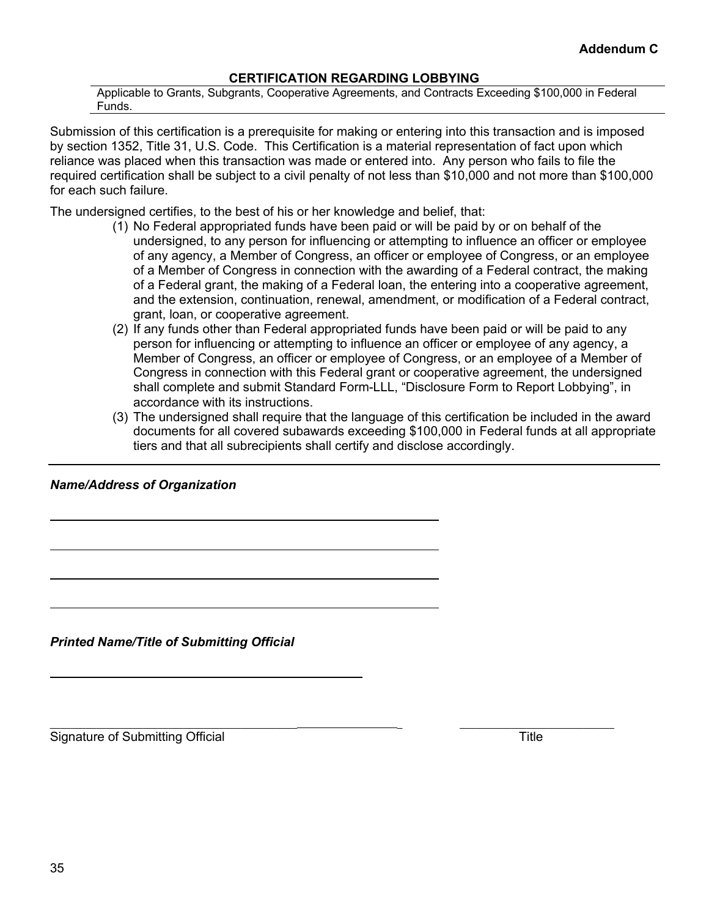**Addendum C**

## CERTIFICATION REGARDING LOBBYING

Applicable to Grants, Subgrants, Cooperative Agreements, and Contracts Exceeding $100,000 in Federal Funds.

Submission of this certification is a prerequisite for making or entering into this transaction and is imposed by section 1352, Title 31, U.S. Code. This Certification is a material representation of fact upon which reliance was placed when this transaction was made or entered into. Any person who fails to file the required certification shall be subject to a civil penalty of not less than $10,000 and not more than $100,000 for each such failure.

The undersigned certifies, to the best of his or her knowledge and belief, that:

(1) No Federal appropriated funds have been paid or will be paid by or on behalf of the undersigned, to any person for influencing or attempting to influence an officer or employee of any agency, a Member of Congress, an officer or employee of Congress, or an employee of a Member of Congress in connection with the awarding of a Federal contract, the making of a Federal grant, the making of a Federal loan, the entering into a cooperative agreement, and the extension, continuation, renewal, amendment, or modification of a Federal contract, grant, loan, or cooperative agreement.

(2) If any funds other than Federal appropriated funds have been paid or will be paid to any person for influencing or attempting to influence an officer or employee of any agency, a Member of Congress, an officer or employee of Congress, or an employee of a Member of Congress in connection with this Federal grant or cooperative agreement, the undersigned shall complete and submit Standard Form-LLL, "Disclosure Form to Report Lobbying", in accordance with its instructions.

(3) The undersigned shall require that the language of this certification be included in the award documents for all covered subawards exceeding $100,000 in Federal funds at all appropriate tiers and that all subrecipients shall certify and disclose accordingly.

---

***Name/Address of Organization***

______________________________________________

______________________________________________

______________________________________________

______________________________________________

***Printed Name/Title of Submitting Official***

______________________________________________

______________________________________________ ______________________

Signature of Submitting Official Title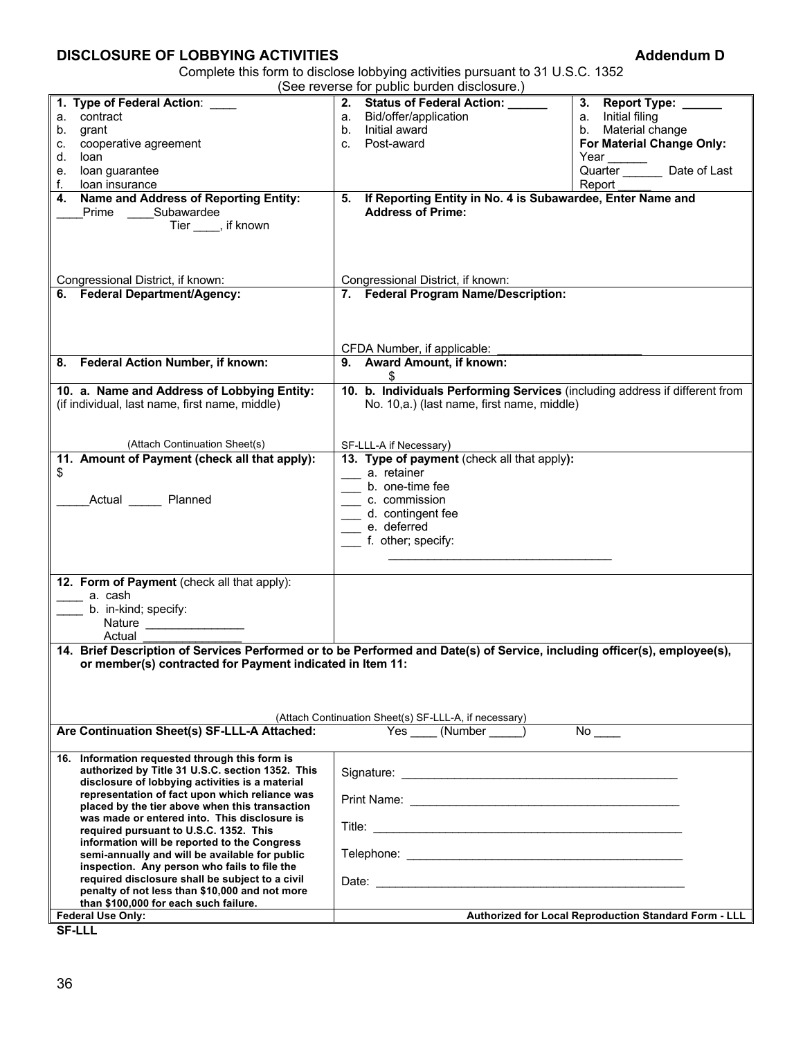# DISCLOSURE OF LOBBYING ACTIVITIES

**Addendum D**

Complete this form to disclose lobbying activities pursuant to 31 U.S.C. 1352
(See reverse for public burden disclosure.)

| | | |
|---|---|---|
| **1. Type of Federal Action**: ____<br>a. contract<br>b. grant<br>c. cooperative agreement<br>d. loan<br>e. loan guarantee<br>f. loan insurance | **2. Status of Federal Action: ______**<br>a. Bid/offer/application<br>b. Initial award<br>c. Post-award | **3. Report Type: ______**<br>a. Initial filing<br>b. Material change<br>**For Material Change Only:**<br>Year ______<br>Quarter ______ Date of Last Report _____ |
| **4. Name and Address of Reporting Entity:**<br>____Prime ____Subawardee<br>Tier ____, if known<br><br>Congressional District, if known: | **5. If Reporting Entity in No. 4 is Subawardee, Enter Name and Address of Prime:**<br><br>Congressional District, if known: | |
| **6. Federal Department/Agency:** | **7. Federal Program Name/Description:**<br><br>CFDA Number, if applicable: ______________________ | |
| **8. Federal Action Number, if known:** | **9. Award Amount, if known:**<br>$ | |
| **10. a. Name and Address of Lobbying Entity:** (if individual, last name, first name, middle)<br><br>(Attach Continuation Sheet(s) | **10. b. Individuals Performing Services** (including address if different from No. 10,a.) (last name, first name, middle)<br><br>SF-LLL-A if Necessary) | |
| **11. Amount of Payment (check all that apply):**<br>$<br><br>_____Actual _____ Planned | **13. Type of payment** (check all that apply**):**<br>___ a. retainer<br>___ b. one-time fee<br>___ c. commission<br>___ d. contingent fee<br>___ e. deferred<br>___ f. other; specify:<br>___________________________________ | |
| **12. Form of Payment** (check all that apply):<br>____ a. cash<br>____ b. in-kind; specify:<br>Nature _______________<br>Actual _______________ | | |

**14. Brief Description of Services Performed or to be Performed and Date(s) of Service, including officer(s), employee(s), or member(s) contracted for Payment indicated in Item 11:**

(Attach Continuation Sheet(s) SF-LLL-A, if necessary)

**Are Continuation Sheet(s) SF-LLL-A Attached:** Yes ____ (Number _____) No ____

| | |
|---|---|
| **16. Information requested through this form is authorized by Title 31 U.S.C. section 1352. This disclosure of lobbying activities is a material representation of fact upon which reliance was placed by the tier above when this transaction was made or entered into. This disclosure is required pursuant to U.S.C. 1352. This information will be reported to the Congress semi-annually and will be available for public inspection. Any person who fails to file the required disclosure shall be subject to a civil penalty of not less than $10,000 and not more than $100,000 for each such failure.** | Signature: ___________________________________________<br><br>Print Name: __________________________________________<br><br>Title: ________________________________________________<br><br>Telephone: ___________________________________________<br><br>Date: ________________________________________________ |
| **Federal Use Only:** | **Authorized for Local Reproduction Standard Form - LLL** |

**SF-LLL**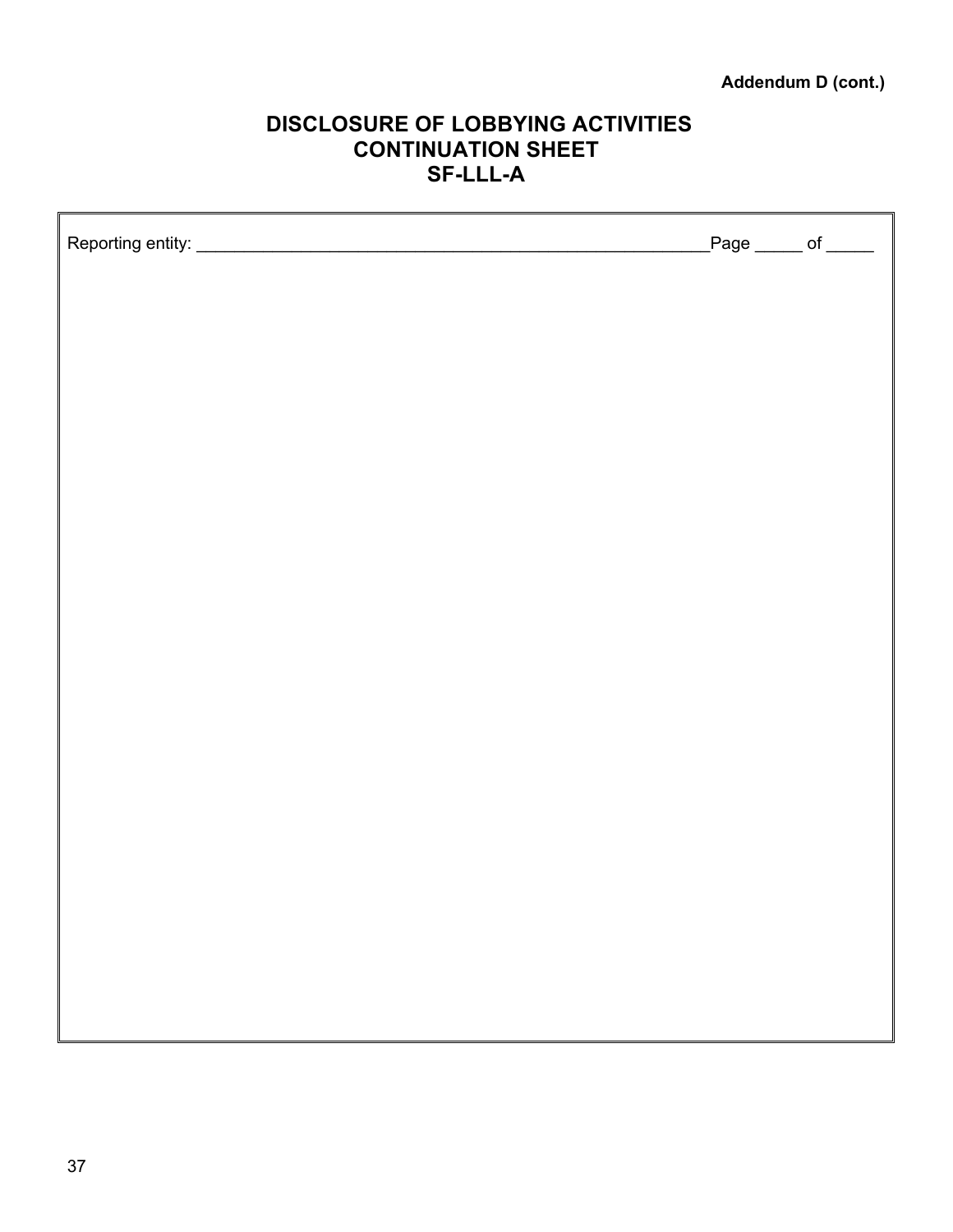**Addendum D (cont.)**

# DISCLOSURE OF LOBBYING ACTIVITIES
## CONTINUATION SHEET
## SF-LLL-A

Reporting entity: ______________________________________________________Page _____ of _____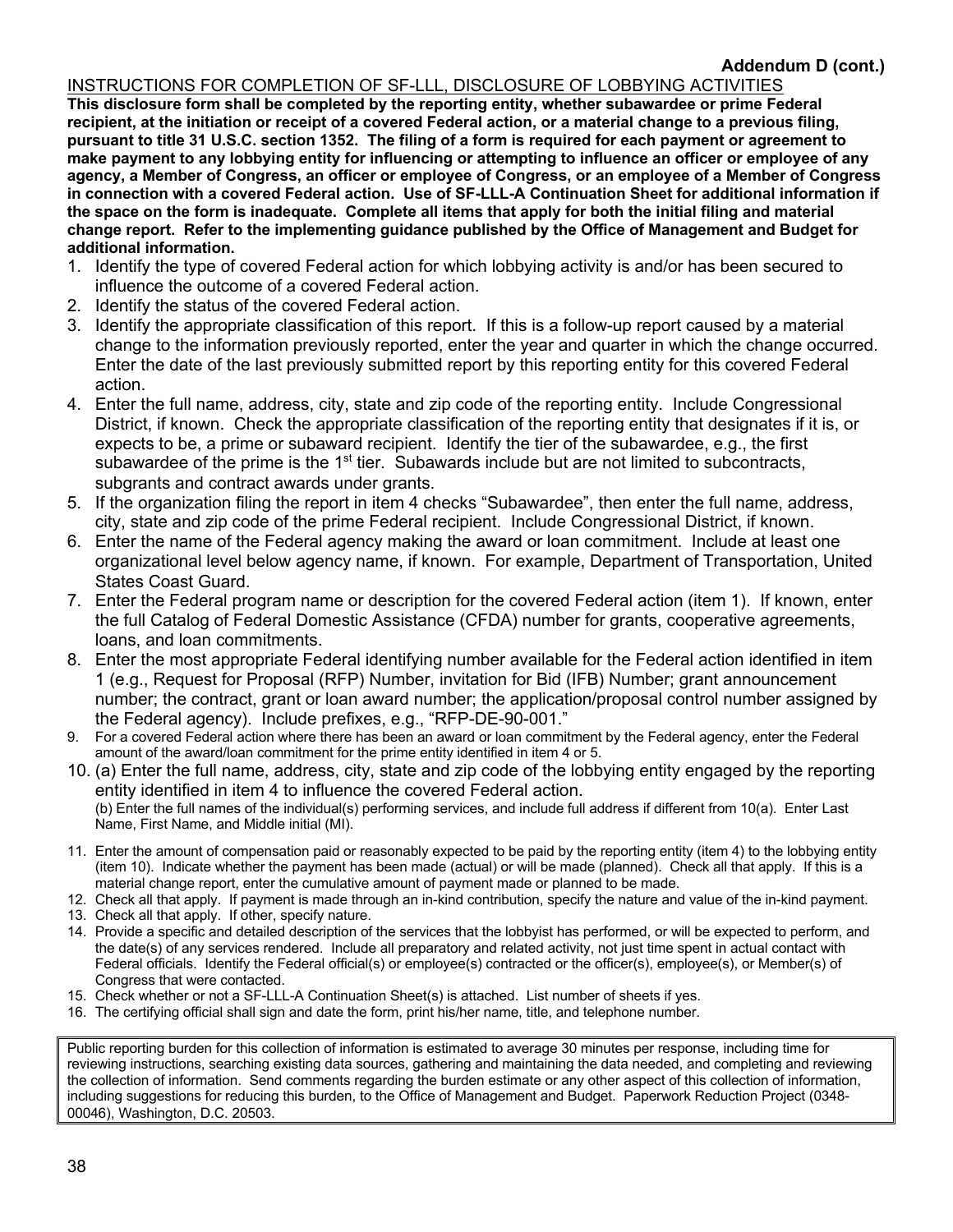**Addendum D (cont.)**

INSTRUCTIONS FOR COMPLETION OF SF-LLL, DISCLOSURE OF LOBBYING ACTIVITIES

**This disclosure form shall be completed by the reporting entity, whether subawardee or prime Federal recipient, at the initiation or receipt of a covered Federal action, or a material change to a previous filing, pursuant to title 31 U.S.C. section 1352. The filing of a form is required for each payment or agreement to make payment to any lobbying entity for influencing or attempting to influence an officer or employee of any agency, a Member of Congress, an officer or employee of Congress, or an employee of a Member of Congress in connection with a covered Federal action. Use of SF-LLL-A Continuation Sheet for additional information if the space on the form is inadequate. Complete all items that apply for both the initial filing and material change report. Refer to the implementing guidance published by the Office of Management and Budget for additional information.**

1. Identify the type of covered Federal action for which lobbying activity is and/or has been secured to influence the outcome of a covered Federal action.
2. Identify the status of the covered Federal action.
3. Identify the appropriate classification of this report. If this is a follow-up report caused by a material change to the information previously reported, enter the year and quarter in which the change occurred. Enter the date of the last previously submitted report by this reporting entity for this covered Federal action.
4. Enter the full name, address, city, state and zip code of the reporting entity. Include Congressional District, if known. Check the appropriate classification of the reporting entity that designates if it is, or expects to be, a prime or subaward recipient. Identify the tier of the subawardee, e.g., the first subawardee of the prime is the 1st tier. Subawards include but are not limited to subcontracts, subgrants and contract awards under grants.
5. If the organization filing the report in item 4 checks “Subawardee”, then enter the full name, address, city, state and zip code of the prime Federal recipient. Include Congressional District, if known.
6. Enter the name of the Federal agency making the award or loan commitment. Include at least one organizational level below agency name, if known. For example, Department of Transportation, United States Coast Guard.
7. Enter the Federal program name or description for the covered Federal action (item 1). If known, enter the full Catalog of Federal Domestic Assistance (CFDA) number for grants, cooperative agreements, loans, and loan commitments.
8. Enter the most appropriate Federal identifying number available for the Federal action identified in item 1 (e.g., Request for Proposal (RFP) Number, invitation for Bid (IFB) Number; grant announcement number; the contract, grant or loan award number; the application/proposal control number assigned by the Federal agency). Include prefixes, e.g., “RFP-DE-90-001.”
9. For a covered Federal action where there has been an award or loan commitment by the Federal agency, enter the Federal amount of the award/loan commitment for the prime entity identified in item 4 or 5.
10. (a) Enter the full name, address, city, state and zip code of the lobbying entity engaged by the reporting entity identified in item 4 to influence the covered Federal action.
    (b) Enter the full names of the individual(s) performing services, and include full address if different from 10(a). Enter Last Name, First Name, and Middle initial (MI).
11. Enter the amount of compensation paid or reasonably expected to be paid by the reporting entity (item 4) to the lobbying entity (item 10). Indicate whether the payment has been made (actual) or will be made (planned). Check all that apply. If this is a material change report, enter the cumulative amount of payment made or planned to be made.
12. Check all that apply. If payment is made through an in-kind contribution, specify the nature and value of the in-kind payment.
13. Check all that apply. If other, specify nature.
14. Provide a specific and detailed description of the services that the lobbyist has performed, or will be expected to perform, and the date(s) of any services rendered. Include all preparatory and related activity, not just time spent in actual contact with Federal officials. Identify the Federal official(s) or employee(s) contracted or the officer(s), employee(s), or Member(s) of Congress that were contacted.
15. Check whether or not a SF-LLL-A Continuation Sheet(s) is attached. List number of sheets if yes.
16. The certifying official shall sign and date the form, print his/her name, title, and telephone number.

Public reporting burden for this collection of information is estimated to average 30 minutes per response, including time for reviewing instructions, searching existing data sources, gathering and maintaining the data needed, and completing and reviewing the collection of information. Send comments regarding the burden estimate or any other aspect of this collection of information, including suggestions for reducing this burden, to the Office of Management and Budget. Paperwork Reduction Project (0348-00046), Washington, D.C. 20503.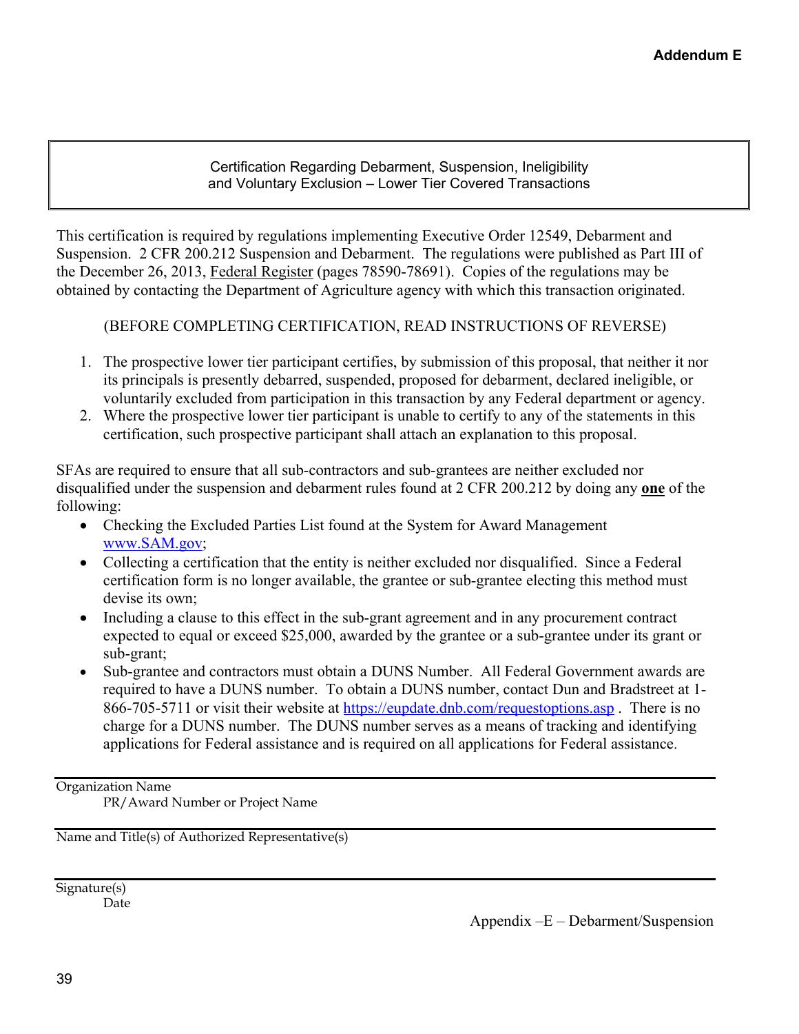**Addendum E**

## Certification Regarding Debarment, Suspension, Ineligibility and Voluntary Exclusion – Lower Tier Covered Transactions

This certification is required by regulations implementing Executive Order 12549, Debarment and Suspension. 2 CFR 200.212 Suspension and Debarment. The regulations were published as Part III of the December 26, 2013, Federal Register (pages 78590-78691). Copies of the regulations may be obtained by contacting the Department of Agriculture agency with which this transaction originated.

(BEFORE COMPLETING CERTIFICATION, READ INSTRUCTIONS OF REVERSE)

1. The prospective lower tier participant certifies, by submission of this proposal, that neither it nor its principals is presently debarred, suspended, proposed for debarment, declared ineligible, or voluntarily excluded from participation in this transaction by any Federal department or agency.
2. Where the prospective lower tier participant is unable to certify to any of the statements in this certification, such prospective participant shall attach an explanation to this proposal.

SFAs are required to ensure that all sub-contractors and sub-grantees are neither excluded nor disqualified under the suspension and debarment rules found at 2 CFR 200.212 by doing any **one** of the following:

- Checking the Excluded Parties List found at the System for Award Management www.SAM.gov;
- Collecting a certification that the entity is neither excluded nor disqualified. Since a Federal certification form is no longer available, the grantee or sub-grantee electing this method must devise its own;
- Including a clause to this effect in the sub-grant agreement and in any procurement contract expected to equal or exceed $25,000, awarded by the grantee or a sub-grantee under its grant or sub-grant;
- Sub-grantee and contractors must obtain a DUNS Number. All Federal Government awards are required to have a DUNS number. To obtain a DUNS number, contact Dun and Bradstreet at 1-866-705-5711 or visit their website at https://eupdate.dnb.com/requestoptions.asp . There is no charge for a DUNS number. The DUNS number serves as a means of tracking and identifying applications for Federal assistance and is required on all applications for Federal assistance.

---

Organization Name
PR/Award Number or Project Name

---

Name and Title(s) of Authorized Representative(s)

---

Signature(s)
Date

Appendix –E – Debarment/Suspension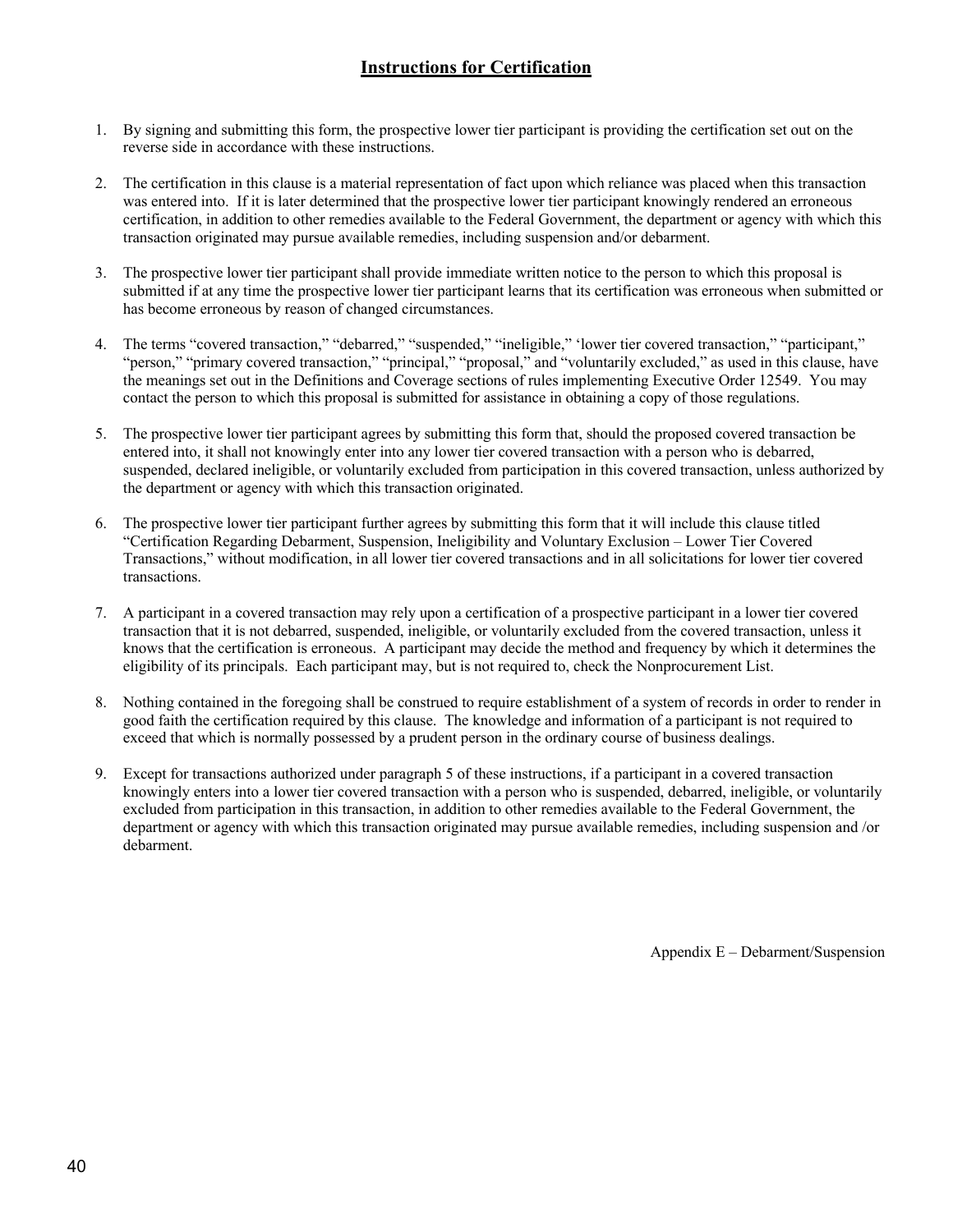## Instructions for Certification

1. By signing and submitting this form, the prospective lower tier participant is providing the certification set out on the reverse side in accordance with these instructions.

2. The certification in this clause is a material representation of fact upon which reliance was placed when this transaction was entered into. If it is later determined that the prospective lower tier participant knowingly rendered an erroneous certification, in addition to other remedies available to the Federal Government, the department or agency with which this transaction originated may pursue available remedies, including suspension and/or debarment.

3. The prospective lower tier participant shall provide immediate written notice to the person to which this proposal is submitted if at any time the prospective lower tier participant learns that its certification was erroneous when submitted or has become erroneous by reason of changed circumstances.

4. The terms "covered transaction," "debarred," "suspended," "ineligible," 'lower tier covered transaction," "participant," "person," "primary covered transaction," "principal," "proposal," and "voluntarily excluded," as used in this clause, have the meanings set out in the Definitions and Coverage sections of rules implementing Executive Order 12549. You may contact the person to which this proposal is submitted for assistance in obtaining a copy of those regulations.

5. The prospective lower tier participant agrees by submitting this form that, should the proposed covered transaction be entered into, it shall not knowingly enter into any lower tier covered transaction with a person who is debarred, suspended, declared ineligible, or voluntarily excluded from participation in this covered transaction, unless authorized by the department or agency with which this transaction originated.

6. The prospective lower tier participant further agrees by submitting this form that it will include this clause titled "Certification Regarding Debarment, Suspension, Ineligibility and Voluntary Exclusion – Lower Tier Covered Transactions," without modification, in all lower tier covered transactions and in all solicitations for lower tier covered transactions.

7. A participant in a covered transaction may rely upon a certification of a prospective participant in a lower tier covered transaction that it is not debarred, suspended, ineligible, or voluntarily excluded from the covered transaction, unless it knows that the certification is erroneous. A participant may decide the method and frequency by which it determines the eligibility of its principals. Each participant may, but is not required to, check the Nonprocurement List.

8. Nothing contained in the foregoing shall be construed to require establishment of a system of records in order to render in good faith the certification required by this clause. The knowledge and information of a participant is not required to exceed that which is normally possessed by a prudent person in the ordinary course of business dealings.

9. Except for transactions authorized under paragraph 5 of these instructions, if a participant in a covered transaction knowingly enters into a lower tier covered transaction with a person who is suspended, debarred, ineligible, or voluntarily excluded from participation in this transaction, in addition to other remedies available to the Federal Government, the department or agency with which this transaction originated may pursue available remedies, including suspension and /or debarment.

Appendix E – Debarment/Suspension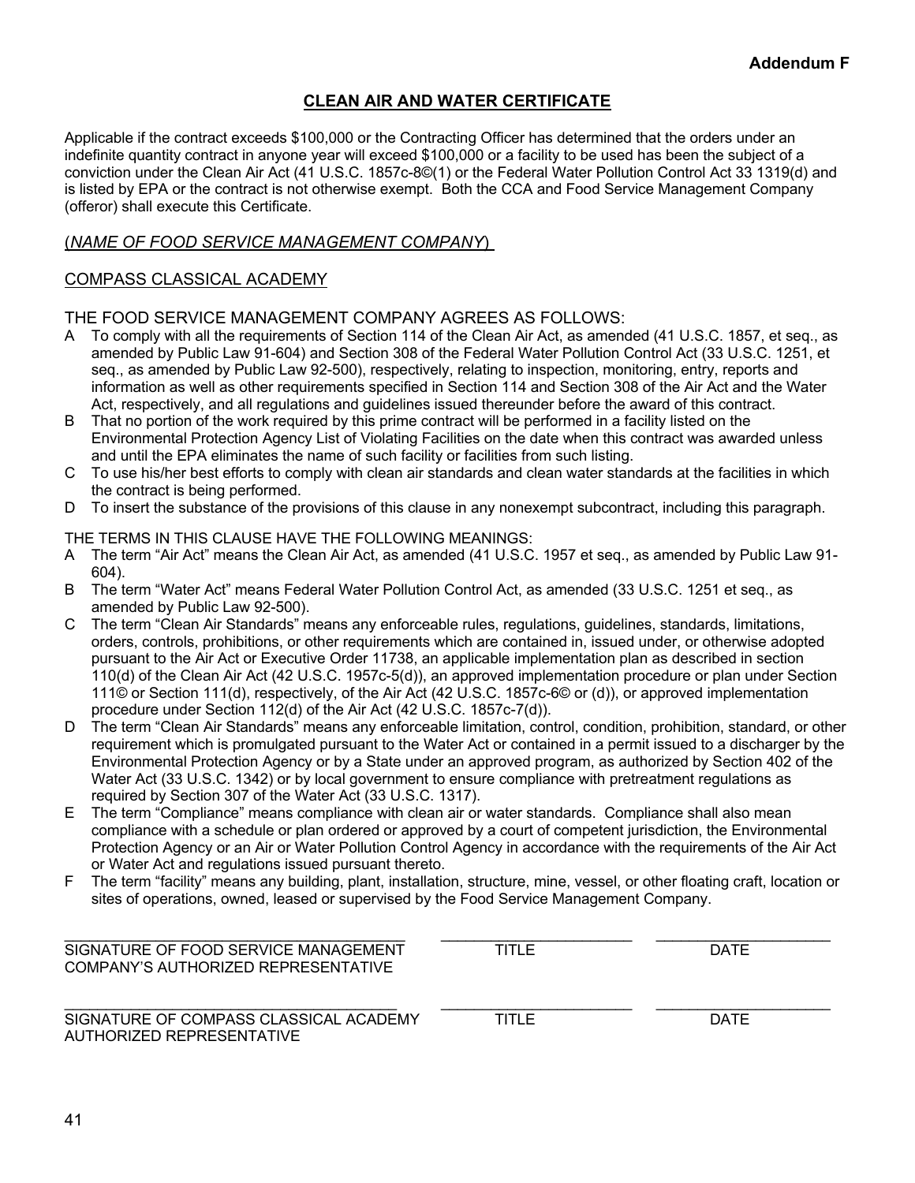**Addendum F**

## CLEAN AIR AND WATER CERTIFICATE

Applicable if the contract exceeds $100,000 or the Contracting Officer has determined that the orders under an indefinite quantity contract in anyone year will exceed $100,000 or a facility to be used has been the subject of a conviction under the Clean Air Act (41 U.S.C. 1857c-8©(1) or the Federal Water Pollution Control Act 33 1319(d) and is listed by EPA or the contract is not otherwise exempt. Both the CCA and Food Service Management Company (offeror) shall execute this Certificate.

(*NAME OF FOOD SERVICE MANAGEMENT COMPANY*)

COMPASS CLASSICAL ACADEMY

THE FOOD SERVICE MANAGEMENT COMPANY AGREES AS FOLLOWS:

A To comply with all the requirements of Section 114 of the Clean Air Act, as amended (41 U.S.C. 1857, et seq., as amended by Public Law 91-604) and Section 308 of the Federal Water Pollution Control Act (33 U.S.C. 1251, et seq., as amended by Public Law 92-500), respectively, relating to inspection, monitoring, entry, reports and information as well as other requirements specified in Section 114 and Section 308 of the Air Act and the Water Act, respectively, and all regulations and guidelines issued thereunder before the award of this contract.

B That no portion of the work required by this prime contract will be performed in a facility listed on the Environmental Protection Agency List of Violating Facilities on the date when this contract was awarded unless and until the EPA eliminates the name of such facility or facilities from such listing.

C To use his/her best efforts to comply with clean air standards and clean water standards at the facilities in which the contract is being performed.

D To insert the substance of the provisions of this clause in any nonexempt subcontract, including this paragraph.

THE TERMS IN THIS CLAUSE HAVE THE FOLLOWING MEANINGS:

A The term "Air Act" means the Clean Air Act, as amended (41 U.S.C. 1957 et seq., as amended by Public Law 91-604).

B The term "Water Act" means Federal Water Pollution Control Act, as amended (33 U.S.C. 1251 et seq., as amended by Public Law 92-500).

C The term "Clean Air Standards" means any enforceable rules, regulations, guidelines, standards, limitations, orders, controls, prohibitions, or other requirements which are contained in, issued under, or otherwise adopted pursuant to the Air Act or Executive Order 11738, an applicable implementation plan as described in section 110(d) of the Clean Air Act (42 U.S.C. 1957c-5(d)), an approved implementation procedure or plan under Section 111© or Section 111(d), respectively, of the Air Act (42 U.S.C. 1857c-6© or (d)), or approved implementation procedure under Section 112(d) of the Air Act (42 U.S.C. 1857c-7(d)).

D The term "Clean Air Standards" means any enforceable limitation, control, condition, prohibition, standard, or other requirement which is promulgated pursuant to the Water Act or contained in a permit issued to a discharger by the Environmental Protection Agency or by a State under an approved program, as authorized by Section 402 of the Water Act (33 U.S.C. 1342) or by local government to ensure compliance with pretreatment regulations as required by Section 307 of the Water Act (33 U.S.C. 1317).

E The term "Compliance" means compliance with clean air or water standards. Compliance shall also mean compliance with a schedule or plan ordered or approved by a court of competent jurisdiction, the Environmental Protection Agency or an Air or Water Pollution Control Agency in accordance with the requirements of the Air Act or Water Act and regulations issued pursuant thereto.

F The term "facility" means any building, plant, installation, structure, mine, vessel, or other floating craft, location or sites of operations, owned, leased or supervised by the Food Service Management Company.

| ______________________________ | ______________ | ______________ |
|---|---|---|
| SIGNATURE OF FOOD SERVICE MANAGEMENT COMPANY'S AUTHORIZED REPRESENTATIVE | TITLE | DATE |

| ______________________________ | ______________ | ______________ |
|---|---|---|
| SIGNATURE OF COMPASS CLASSICAL ACADEMY AUTHORIZED REPRESENTATIVE | TITLE | DATE |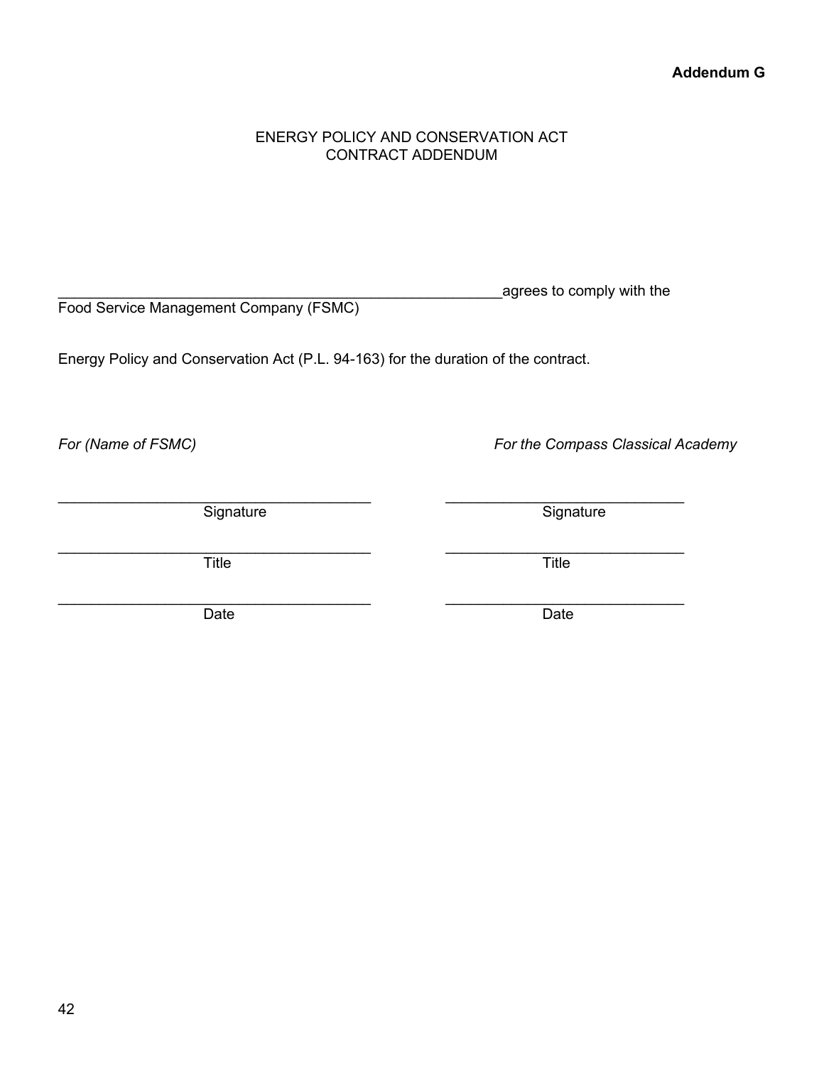**Addendum G**

ENERGY POLICY AND CONSERVATION ACT
CONTRACT ADDENDUM

________________________________________________________agrees to comply with the
Food Service Management Company (FSMC)

Energy Policy and Conservation Act (P.L. 94-163) for the duration of the contract.

| | |
|---|---|
| *For (Name of FSMC)* | *For the Compass Classical Academy* |
| ________________________________________ | ______________________________ |
| Signature | Signature |
| ________________________________________ | ______________________________ |
| Title | Title |
| ________________________________________ | ______________________________ |
| Date | Date |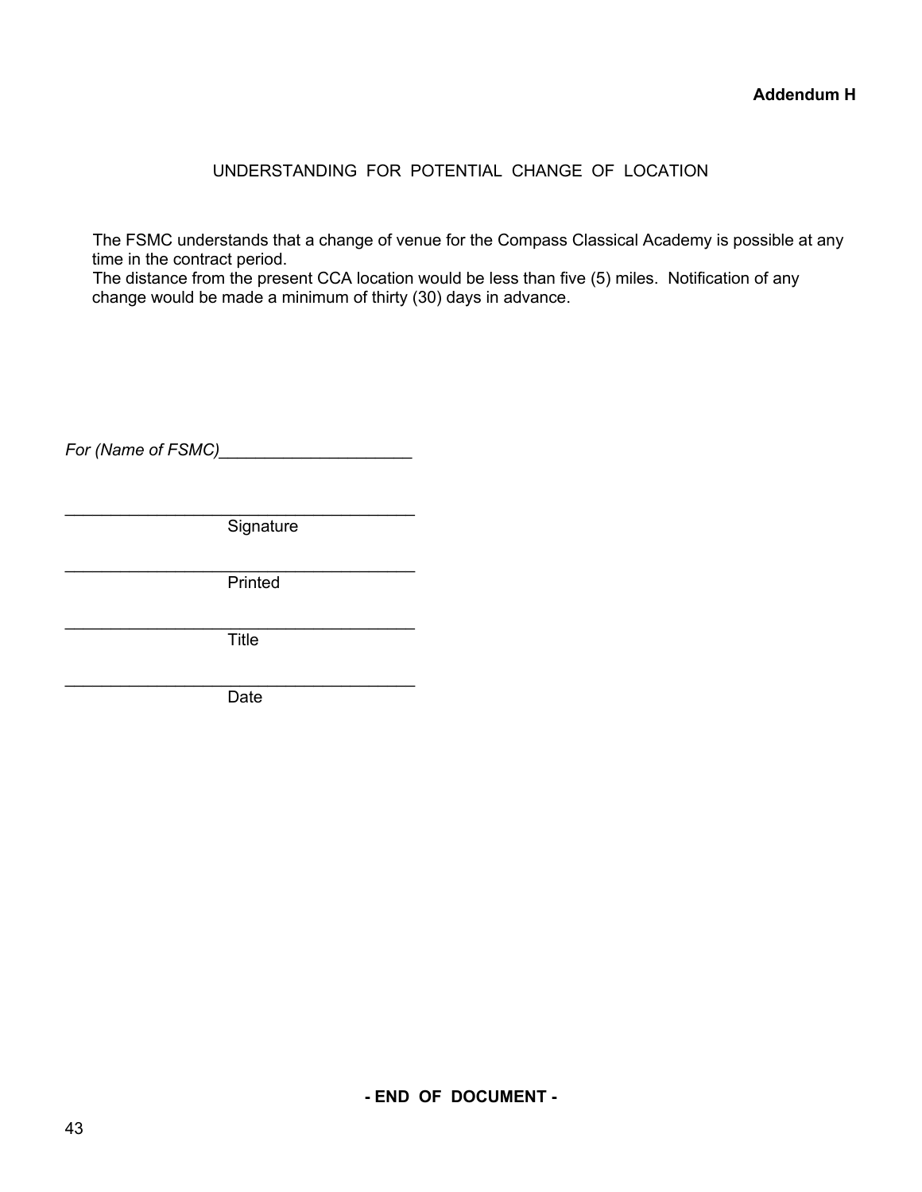**Addendum H**

## UNDERSTANDING FOR POTENTIAL CHANGE OF LOCATION

The FSMC understands that a change of venue for the Compass Classical Academy is possible at any time in the contract period.
The distance from the present CCA location would be less than five (5) miles. Notification of any change would be made a minimum of thirty (30) days in advance.

*For (Name of FSMC)*_____________________

_______________________________________
Signature

_______________________________________
Printed

_______________________________________
Title

_______________________________________
Date

**- END OF DOCUMENT -**